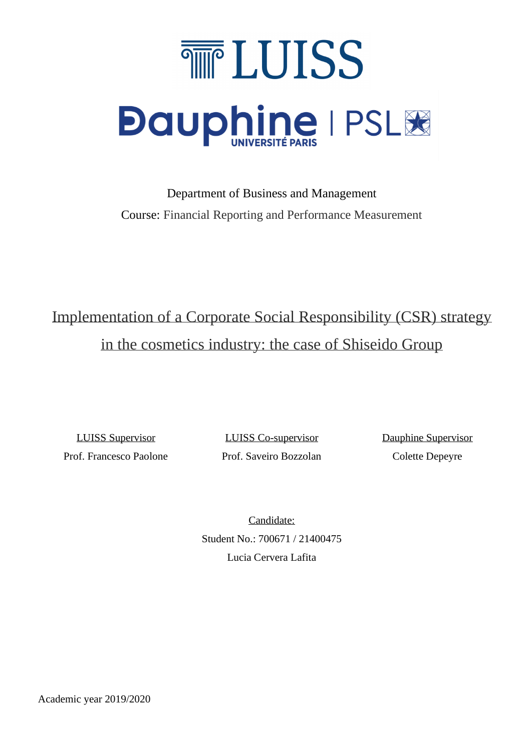LUISS

Dauphine | PSL
UNIVERSITÉ PARIS

Department of Business and Management

Course: Financial Reporting and Performance Measurement

# Implementation of a Corporate Social Responsibility (CSR) strategy in the cosmetics industry: the case of Shiseido Group

| LUISS Supervisor | LUISS Co-supervisor | Dauphine Supervisor |
| --- | --- | --- |
| Prof. Francesco Paolone | Prof. Saveiro Bozzolan | Colette Depeyre |

Candidate:

Student No.: 700671 / 21400475

Lucia Cervera Lafita

Academic year 2019/2020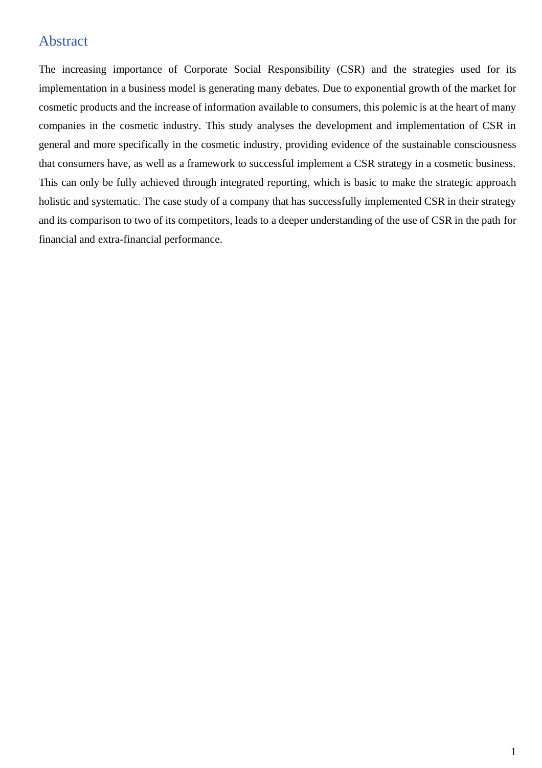# Abstract

The increasing importance of Corporate Social Responsibility (CSR) and the strategies used for its implementation in a business model is generating many debates. Due to exponential growth of the market for cosmetic products and the increase of information available to consumers, this polemic is at the heart of many companies in the cosmetic industry. This study analyses the development and implementation of CSR in general and more specifically in the cosmetic industry, providing evidence of the sustainable consciousness that consumers have, as well as a framework to successful implement a CSR strategy in a cosmetic business. This can only be fully achieved through integrated reporting, which is basic to make the strategic approach holistic and systematic. The case study of a company that has successfully implemented CSR in their strategy and its comparison to two of its competitors, leads to a deeper understanding of the use of CSR in the path for financial and extra-financial performance.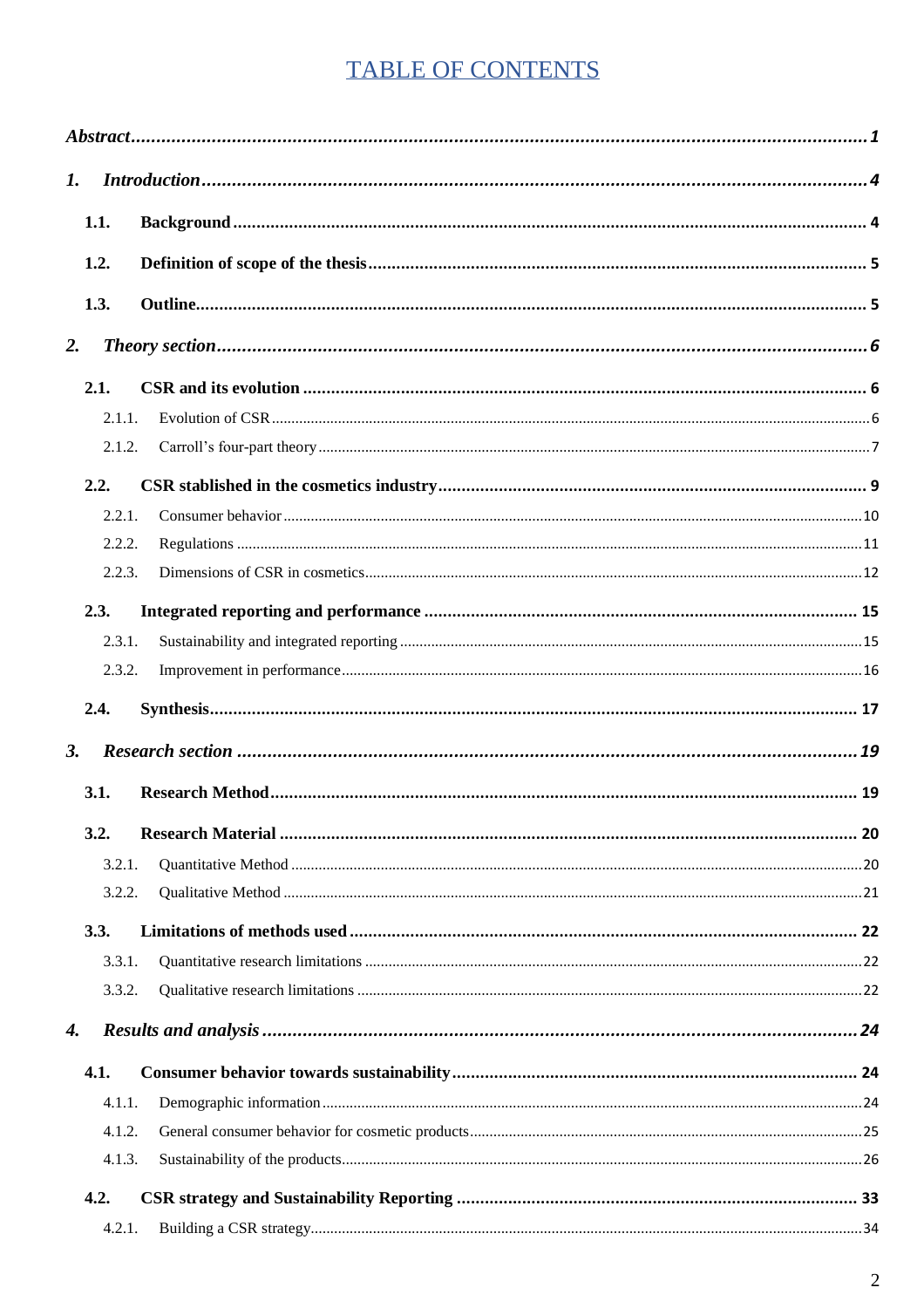# TABLE OF CONTENTS

***Abstract*** .......... ***1***

***1. Introduction*** .......... ***4***

- **1.1. Background** .......... **4**
- **1.2. Definition of scope of the thesis** .......... **5**
- **1.3. Outline** .......... **5**

***2. Theory section*** .......... ***6***

- **2.1. CSR and its evolution** .......... **6**
  - 2.1.1. Evolution of CSR .......... 6
  - 2.1.2. Carroll's four-part theory .......... 7
- **2.2. CSR stablished in the cosmetics industry** .......... **9**
  - 2.2.1. Consumer behavior .......... 10
  - 2.2.2. Regulations .......... 11
  - 2.2.3. Dimensions of CSR in cosmetics .......... 12
- **2.3. Integrated reporting and performance** .......... **15**
  - 2.3.1. Sustainability and integrated reporting .......... 15
  - 2.3.2. Improvement in performance .......... 16
- **2.4. Synthesis** .......... **17**

***3. Research section*** .......... ***19***

- **3.1. Research Method** .......... **19**
- **3.2. Research Material** .......... **20**
  - 3.2.1. Quantitative Method .......... 20
  - 3.2.2. Qualitative Method .......... 21
- **3.3. Limitations of methods used** .......... **22**
  - 3.3.1. Quantitative research limitations .......... 22
  - 3.3.2. Qualitative research limitations .......... 22

***4. Results and analysis*** .......... ***24***

- **4.1. Consumer behavior towards sustainability** .......... **24**
  - 4.1.1. Demographic information .......... 24
  - 4.1.2. General consumer behavior for cosmetic products .......... 25
  - 4.1.3. Sustainability of the products .......... 26
- **4.2. CSR strategy and Sustainability Reporting** .......... **33**
  - 4.2.1. Building a CSR strategy .......... 34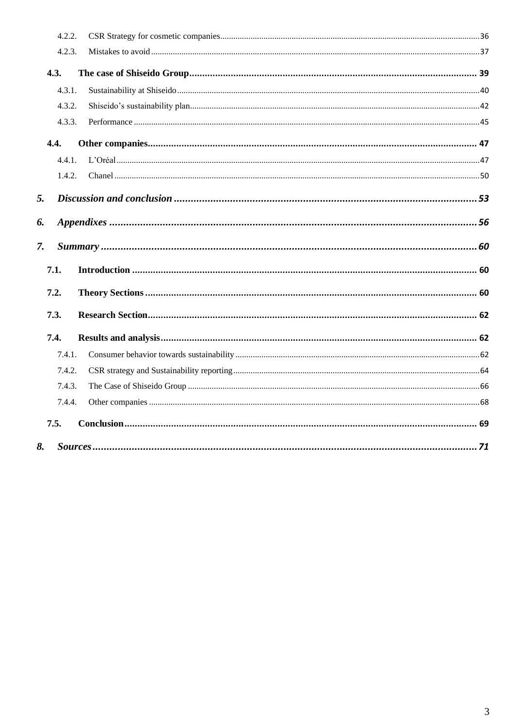4.2.2. CSR Strategy for cosmetic companies........................................................................................................36

4.2.3. Mistakes to avoid........................................................................................................................................37

4.3. **The case of Shiseido Group**............................................................................................................ 39

4.3.1. Sustainability at Shiseido...........................................................................................................................40

4.3.2. Shiseido's sustainability plan......................................................................................................................42

4.3.3. Performance ................................................................................................................................................45

4.4. **Other companies**............................................................................................................................. 47

4.4.1. L'Oréal........................................................................................................................................................47

1.4.2. Chanel ........................................................................................................................................................50

5. ***Discussion and conclusion*** ..........................................................................................................53

6. ***Appendixes*** ...................................................................................................................................56

7. ***Summary*** ......................................................................................................................................60

7.1. **Introduction** ..................................................................................................................................... 60

7.2. **Theory Sections**............................................................................................................................... 60

7.3. **Research Section**.............................................................................................................................. 62

7.4. **Results and analysis**......................................................................................................................... 62

7.4.1. Consumer behavior towards sustainability.................................................................................................62

7.4.2. CSR strategy and Sustainability reporting..................................................................................................64

7.4.3. The Case of Shiseido Group .......................................................................................................................66

7.4.4. Other companies .........................................................................................................................................68

7.5. **Conclusion**........................................................................................................................................ 69

8. ***Sources***.........................................................................................................................................71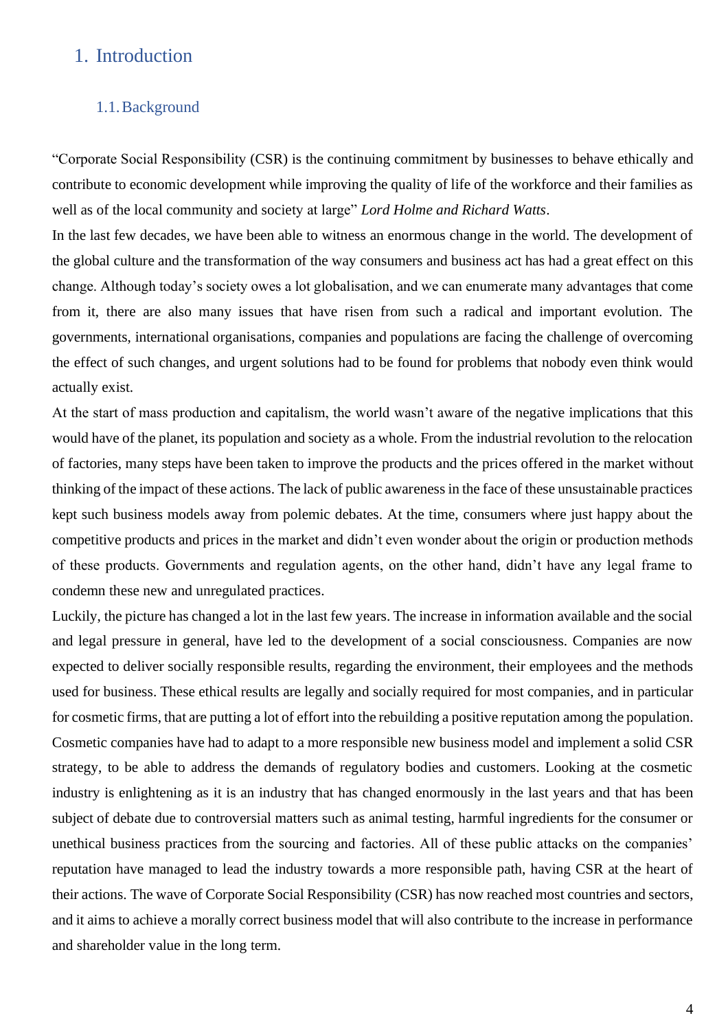# 1. Introduction

## 1.1. Background

"Corporate Social Responsibility (CSR) is the continuing commitment by businesses to behave ethically and contribute to economic development while improving the quality of life of the workforce and their families as well as of the local community and society at large" *Lord Holme and Richard Watts*.

In the last few decades, we have been able to witness an enormous change in the world. The development of the global culture and the transformation of the way consumers and business act has had a great effect on this change. Although today's society owes a lot globalisation, and we can enumerate many advantages that come from it, there are also many issues that have risen from such a radical and important evolution. The governments, international organisations, companies and populations are facing the challenge of overcoming the effect of such changes, and urgent solutions had to be found for problems that nobody even think would actually exist.

At the start of mass production and capitalism, the world wasn't aware of the negative implications that this would have of the planet, its population and society as a whole. From the industrial revolution to the relocation of factories, many steps have been taken to improve the products and the prices offered in the market without thinking of the impact of these actions. The lack of public awareness in the face of these unsustainable practices kept such business models away from polemic debates. At the time, consumers where just happy about the competitive products and prices in the market and didn't even wonder about the origin or production methods of these products. Governments and regulation agents, on the other hand, didn't have any legal frame to condemn these new and unregulated practices.

Luckily, the picture has changed a lot in the last few years. The increase in information available and the social and legal pressure in general, have led to the development of a social consciousness. Companies are now expected to deliver socially responsible results, regarding the environment, their employees and the methods used for business. These ethical results are legally and socially required for most companies, and in particular for cosmetic firms, that are putting a lot of effort into the rebuilding a positive reputation among the population. Cosmetic companies have had to adapt to a more responsible new business model and implement a solid CSR strategy, to be able to address the demands of regulatory bodies and customers. Looking at the cosmetic industry is enlightening as it is an industry that has changed enormously in the last years and that has been subject of debate due to controversial matters such as animal testing, harmful ingredients for the consumer or unethical business practices from the sourcing and factories. All of these public attacks on the companies' reputation have managed to lead the industry towards a more responsible path, having CSR at the heart of their actions. The wave of Corporate Social Responsibility (CSR) has now reached most countries and sectors, and it aims to achieve a morally correct business model that will also contribute to the increase in performance and shareholder value in the long term.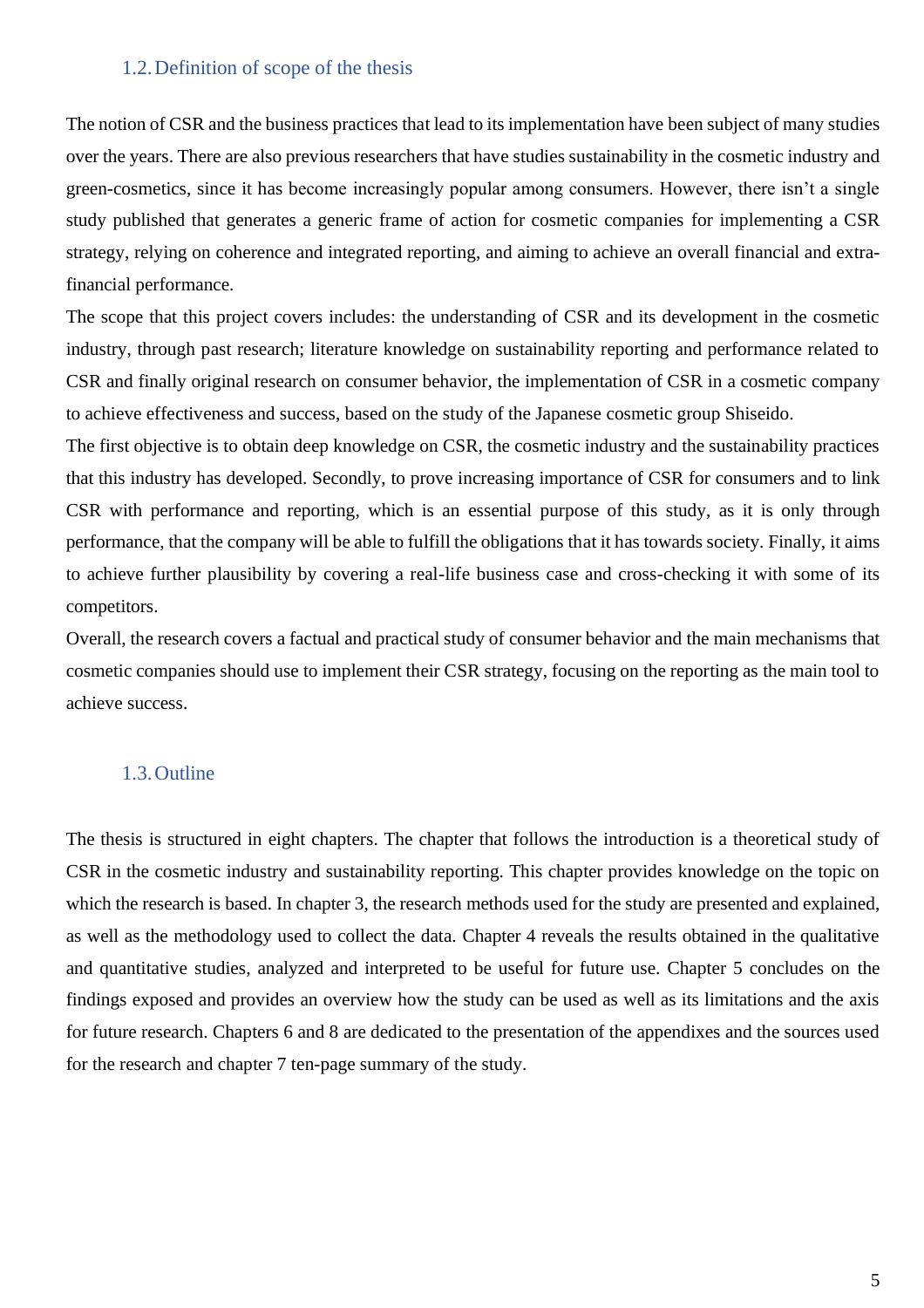### 1.2. Definition of scope of the thesis

The notion of CSR and the business practices that lead to its implementation have been subject of many studies over the years. There are also previous researchers that have studies sustainability in the cosmetic industry and green-cosmetics, since it has become increasingly popular among consumers. However, there isn't a single study published that generates a generic frame of action for cosmetic companies for implementing a CSR strategy, relying on coherence and integrated reporting, and aiming to achieve an overall financial and extra-financial performance.

The scope that this project covers includes: the understanding of CSR and its development in the cosmetic industry, through past research; literature knowledge on sustainability reporting and performance related to CSR and finally original research on consumer behavior, the implementation of CSR in a cosmetic company to achieve effectiveness and success, based on the study of the Japanese cosmetic group Shiseido.

The first objective is to obtain deep knowledge on CSR, the cosmetic industry and the sustainability practices that this industry has developed. Secondly, to prove increasing importance of CSR for consumers and to link CSR with performance and reporting, which is an essential purpose of this study, as it is only through performance, that the company will be able to fulfill the obligations that it has towards society. Finally, it aims to achieve further plausibility by covering a real-life business case and cross-checking it with some of its competitors.

Overall, the research covers a factual and practical study of consumer behavior and the main mechanisms that cosmetic companies should use to implement their CSR strategy, focusing on the reporting as the main tool to achieve success.

### 1.3. Outline

The thesis is structured in eight chapters. The chapter that follows the introduction is a theoretical study of CSR in the cosmetic industry and sustainability reporting. This chapter provides knowledge on the topic on which the research is based. In chapter 3, the research methods used for the study are presented and explained, as well as the methodology used to collect the data. Chapter 4 reveals the results obtained in the qualitative and quantitative studies, analyzed and interpreted to be useful for future use. Chapter 5 concludes on the findings exposed and provides an overview how the study can be used as well as its limitations and the axis for future research. Chapters 6 and 8 are dedicated to the presentation of the appendixes and the sources used for the research and chapter 7 ten-page summary of the study.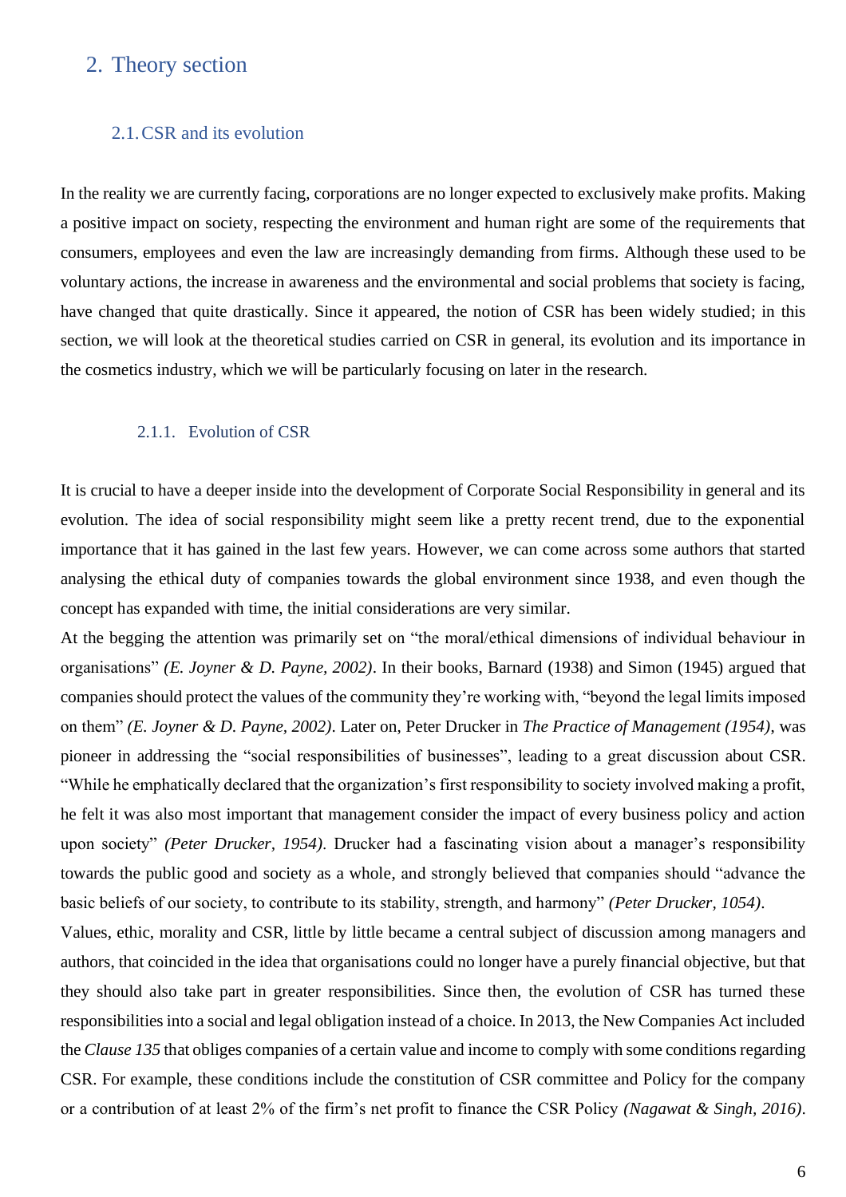## 2. Theory section

### 2.1. CSR and its evolution

In the reality we are currently facing, corporations are no longer expected to exclusively make profits. Making a positive impact on society, respecting the environment and human right are some of the requirements that consumers, employees and even the law are increasingly demanding from firms. Although these used to be voluntary actions, the increase in awareness and the environmental and social problems that society is facing, have changed that quite drastically. Since it appeared, the notion of CSR has been widely studied; in this section, we will look at the theoretical studies carried on CSR in general, its evolution and its importance in the cosmetics industry, which we will be particularly focusing on later in the research.

#### 2.1.1. Evolution of CSR

It is crucial to have a deeper inside into the development of Corporate Social Responsibility in general and its evolution. The idea of social responsibility might seem like a pretty recent trend, due to the exponential importance that it has gained in the last few years. However, we can come across some authors that started analysing the ethical duty of companies towards the global environment since 1938, and even though the concept has expanded with time, the initial considerations are very similar.

At the begging the attention was primarily set on "the moral/ethical dimensions of individual behaviour in organisations" *(E. Joyner & D. Payne, 2002)*. In their books, Barnard (1938) and Simon (1945) argued that companies should protect the values of the community they're working with, "beyond the legal limits imposed on them" *(E. Joyner & D. Payne, 2002)*. Later on, Peter Drucker in *The Practice of Management (1954)*, was pioneer in addressing the "social responsibilities of businesses", leading to a great discussion about CSR. "While he emphatically declared that the organization's first responsibility to society involved making a profit, he felt it was also most important that management consider the impact of every business policy and action upon society" *(Peter Drucker, 1954)*. Drucker had a fascinating vision about a manager's responsibility towards the public good and society as a whole, and strongly believed that companies should "advance the basic beliefs of our society, to contribute to its stability, strength, and harmony" *(Peter Drucker, 1054)*.

Values, ethic, morality and CSR, little by little became a central subject of discussion among managers and authors, that coincided in the idea that organisations could no longer have a purely financial objective, but that they should also take part in greater responsibilities. Since then, the evolution of CSR has turned these responsibilities into a social and legal obligation instead of a choice. In 2013, the New Companies Act included the *Clause 135* that obliges companies of a certain value and income to comply with some conditions regarding CSR. For example, these conditions include the constitution of CSR committee and Policy for the company or a contribution of at least 2% of the firm's net profit to finance the CSR Policy *(Nagawat & Singh, 2016)*.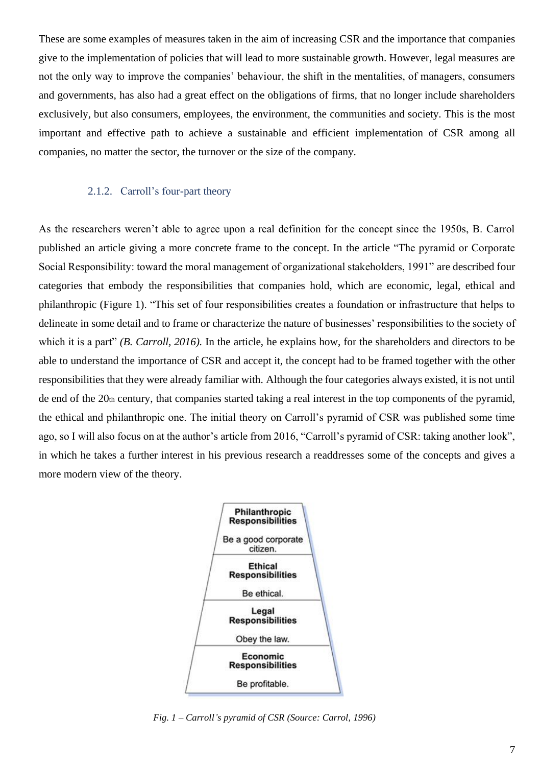These are some examples of measures taken in the aim of increasing CSR and the importance that companies give to the implementation of policies that will lead to more sustainable growth. However, legal measures are not the only way to improve the companies' behaviour, the shift in the mentalities, of managers, consumers and governments, has also had a great effect on the obligations of firms, that no longer include shareholders exclusively, but also consumers, employees, the environment, the communities and society. This is the most important and effective path to achieve a sustainable and efficient implementation of CSR among all companies, no matter the sector, the turnover or the size of the company.

### 2.1.2. Carroll's four-part theory

As the researchers weren't able to agree upon a real definition for the concept since the 1950s, B. Carrol published an article giving a more concrete frame to the concept. In the article "The pyramid or Corporate Social Responsibility: toward the moral management of organizational stakeholders, 1991" are described four categories that embody the responsibilities that companies hold, which are economic, legal, ethical and philanthropic (Figure 1). "This set of four responsibilities creates a foundation or infrastructure that helps to delineate in some detail and to frame or characterize the nature of businesses' responsibilities to the society of which it is a part" *(B. Carroll, 2016).* In the article, he explains how, for the shareholders and directors to be able to understand the importance of CSR and accept it, the concept had to be framed together with the other responsibilities that they were already familiar with. Although the four categories always existed, it is not until de end of the 20th century, that companies started taking a real interest in the top components of the pyramid, the ethical and philanthropic one. The initial theory on Carroll's pyramid of CSR was published some time ago, so I will also focus on at the author's article from 2016, "Carroll's pyramid of CSR: taking another look", in which he takes a further interest in his previous research a readdresses some of the concepts and gives a more modern view of the theory.

**Philanthropic Responsibilities**
Be a good corporate citizen.

**Ethical Responsibilities**
Be ethical.

**Legal Responsibilities**
Obey the law.

**Economic Responsibilities**
Be profitable.

*Fig. 1 – Carroll's pyramid of CSR (Source: Carrol, 1996)*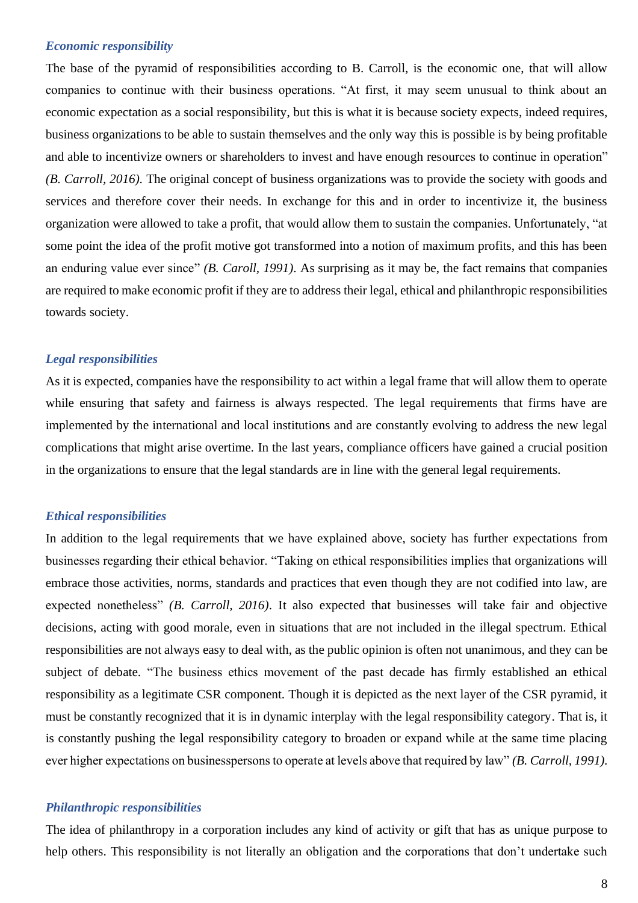### *Economic responsibility*

The base of the pyramid of responsibilities according to B. Carroll, is the economic one, that will allow companies to continue with their business operations. "At first, it may seem unusual to think about an economic expectation as a social responsibility, but this is what it is because society expects, indeed requires, business organizations to be able to sustain themselves and the only way this is possible is by being profitable and able to incentivize owners or shareholders to invest and have enough resources to continue in operation" *(B. Carroll, 2016).* The original concept of business organizations was to provide the society with goods and services and therefore cover their needs. In exchange for this and in order to incentivize it, the business organization were allowed to take a profit, that would allow them to sustain the companies. Unfortunately, "at some point the idea of the profit motive got transformed into a notion of maximum profits, and this has been an enduring value ever since" *(B. Caroll, 1991).* As surprising as it may be, the fact remains that companies are required to make economic profit if they are to address their legal, ethical and philanthropic responsibilities towards society.

### *Legal responsibilities*

As it is expected, companies have the responsibility to act within a legal frame that will allow them to operate while ensuring that safety and fairness is always respected. The legal requirements that firms have are implemented by the international and local institutions and are constantly evolving to address the new legal complications that might arise overtime. In the last years, compliance officers have gained a crucial position in the organizations to ensure that the legal standards are in line with the general legal requirements.

### *Ethical responsibilities*

In addition to the legal requirements that we have explained above, society has further expectations from businesses regarding their ethical behavior. "Taking on ethical responsibilities implies that organizations will embrace those activities, norms, standards and practices that even though they are not codified into law, are expected nonetheless" *(B. Carroll, 2016).* It also expected that businesses will take fair and objective decisions, acting with good morale, even in situations that are not included in the illegal spectrum. Ethical responsibilities are not always easy to deal with, as the public opinion is often not unanimous, and they can be subject of debate. "The business ethics movement of the past decade has firmly established an ethical responsibility as a legitimate CSR component. Though it is depicted as the next layer of the CSR pyramid, it must be constantly recognized that it is in dynamic interplay with the legal responsibility category. That is, it is constantly pushing the legal responsibility category to broaden or expand while at the same time placing ever higher expectations on businesspersons to operate at levels above that required by law" *(B. Carroll, 1991).*

### *Philanthropic responsibilities*

The idea of philanthropy in a corporation includes any kind of activity or gift that has as unique purpose to help others. This responsibility is not literally an obligation and the corporations that don't undertake such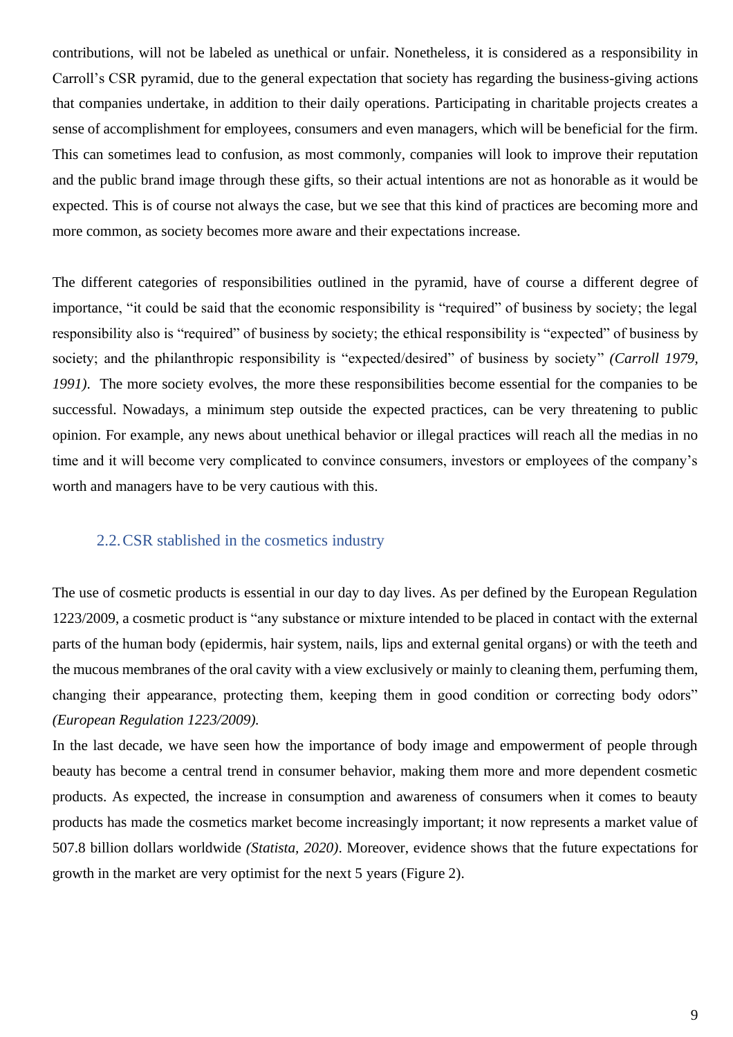contributions, will not be labeled as unethical or unfair. Nonetheless, it is considered as a responsibility in Carroll's CSR pyramid, due to the general expectation that society has regarding the business-giving actions that companies undertake, in addition to their daily operations. Participating in charitable projects creates a sense of accomplishment for employees, consumers and even managers, which will be beneficial for the firm. This can sometimes lead to confusion, as most commonly, companies will look to improve their reputation and the public brand image through these gifts, so their actual intentions are not as honorable as it would be expected. This is of course not always the case, but we see that this kind of practices are becoming more and more common, as society becomes more aware and their expectations increase.

The different categories of responsibilities outlined in the pyramid, have of course a different degree of importance, "it could be said that the economic responsibility is "required" of business by society; the legal responsibility also is "required" of business by society; the ethical responsibility is "expected" of business by society; and the philanthropic responsibility is "expected/desired" of business by society" *(Carroll 1979, 1991)*. The more society evolves, the more these responsibilities become essential for the companies to be successful. Nowadays, a minimum step outside the expected practices, can be very threatening to public opinion. For example, any news about unethical behavior or illegal practices will reach all the medias in no time and it will become very complicated to convince consumers, investors or employees of the company's worth and managers have to be very cautious with this.

## 2.2. CSR stablished in the cosmetics industry

The use of cosmetic products is essential in our day to day lives. As per defined by the European Regulation 1223/2009, a cosmetic product is "any substance or mixture intended to be placed in contact with the external parts of the human body (epidermis, hair system, nails, lips and external genital organs) or with the teeth and the mucous membranes of the oral cavity with a view exclusively or mainly to cleaning them, perfuming them, changing their appearance, protecting them, keeping them in good condition or correcting body odors" *(European Regulation 1223/2009).*

In the last decade, we have seen how the importance of body image and empowerment of people through beauty has become a central trend in consumer behavior, making them more and more dependent cosmetic products. As expected, the increase in consumption and awareness of consumers when it comes to beauty products has made the cosmetics market become increasingly important; it now represents a market value of 507.8 billion dollars worldwide *(Statista, 2020)*. Moreover, evidence shows that the future expectations for growth in the market are very optimist for the next 5 years (Figure 2).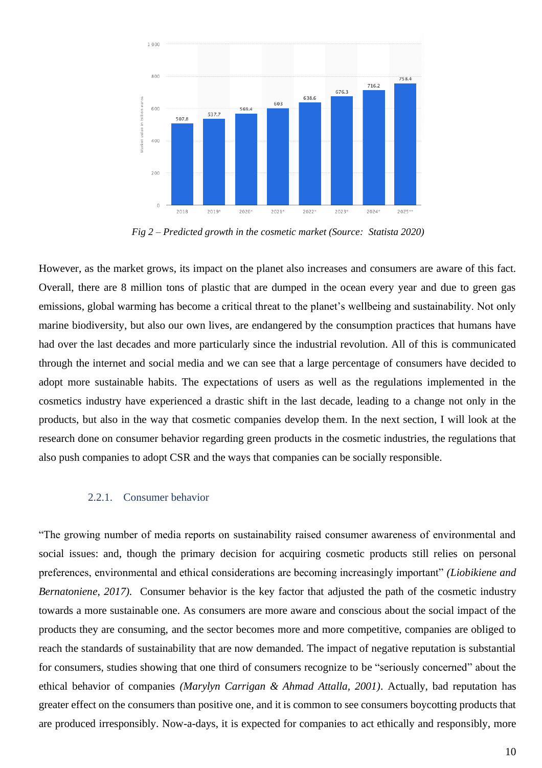Fig 2 – Predicted growth in the cosmetic market (Source: Statista 2020)

However, as the market grows, its impact on the planet also increases and consumers are aware of this fact. Overall, there are 8 million tons of plastic that are dumped in the ocean every year and due to green gas emissions, global warming has become a critical threat to the planet's wellbeing and sustainability. Not only marine biodiversity, but also our own lives, are endangered by the consumption practices that humans have had over the last decades and more particularly since the industrial revolution. All of this is communicated through the internet and social media and we can see that a large percentage of consumers have decided to adopt more sustainable habits. The expectations of users as well as the regulations implemented in the cosmetics industry have experienced a drastic shift in the last decade, leading to a change not only in the products, but also in the way that cosmetic companies develop them. In the next section, I will look at the research done on consumer behavior regarding green products in the cosmetic industries, the regulations that also push companies to adopt CSR and the ways that companies can be socially responsible.

### 2.2.1. Consumer behavior

"The growing number of media reports on sustainability raised consumer awareness of environmental and social issues: and, though the primary decision for acquiring cosmetic products still relies on personal preferences, environmental and ethical considerations are becoming increasingly important" *(Liobikiene and Bernatoniene, 2017).* Consumer behavior is the key factor that adjusted the path of the cosmetic industry towards a more sustainable one. As consumers are more aware and conscious about the social impact of the products they are consuming, and the sector becomes more and more competitive, companies are obliged to reach the standards of sustainability that are now demanded. The impact of negative reputation is substantial for consumers, studies showing that one third of consumers recognize to be "seriously concerned" about the ethical behavior of companies *(Marylyn Carrigan & Ahmad Attalla, 2001)*. Actually, bad reputation has greater effect on the consumers than positive one, and it is common to see consumers boycotting products that are produced irresponsibly. Now-a-days, it is expected for companies to act ethically and responsibly, more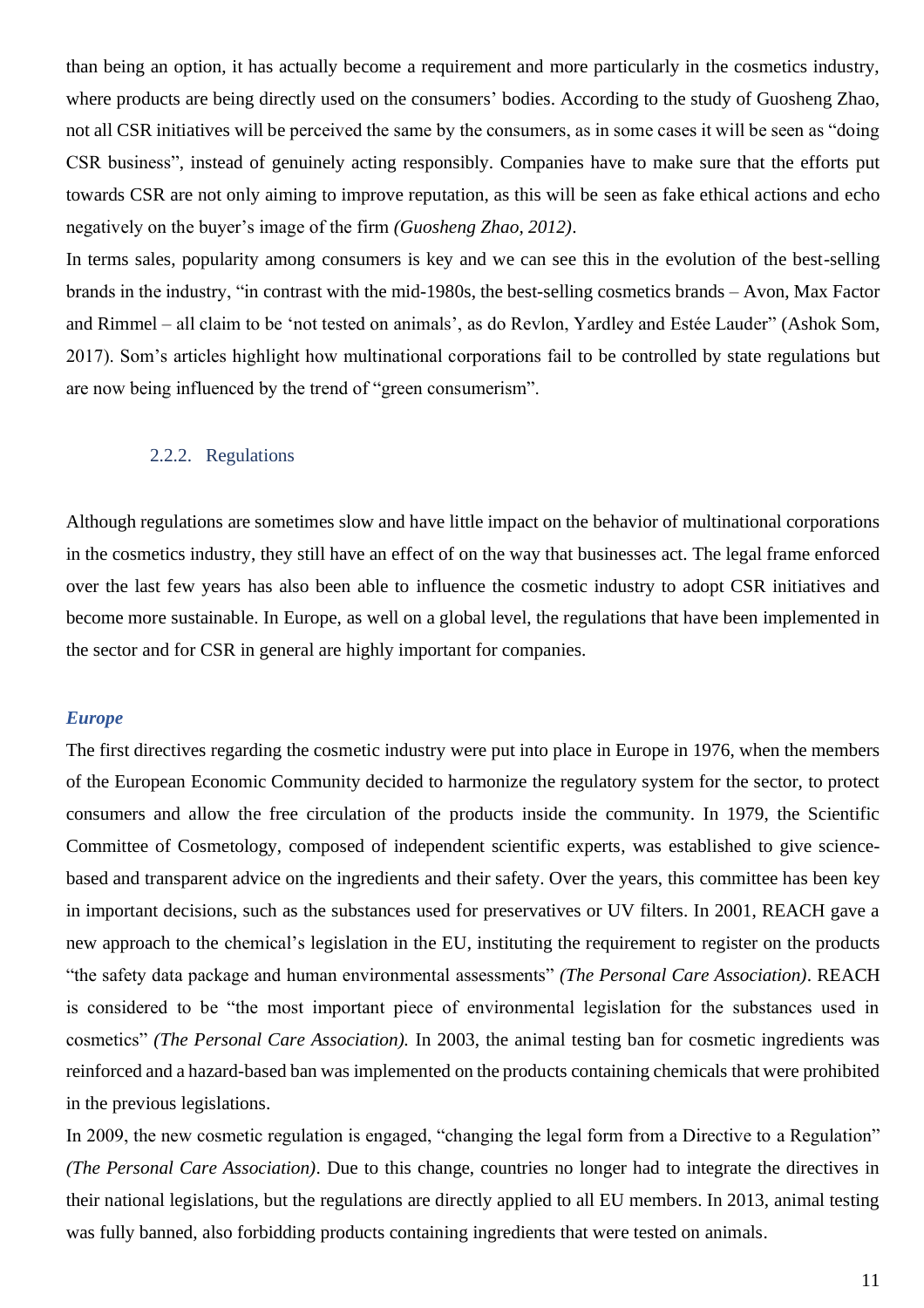than being an option, it has actually become a requirement and more particularly in the cosmetics industry, where products are being directly used on the consumers' bodies. According to the study of Guosheng Zhao, not all CSR initiatives will be perceived the same by the consumers, as in some cases it will be seen as "doing CSR business", instead of genuinely acting responsibly. Companies have to make sure that the efforts put towards CSR are not only aiming to improve reputation, as this will be seen as fake ethical actions and echo negatively on the buyer's image of the firm *(Guosheng Zhao, 2012)*.

In terms sales, popularity among consumers is key and we can see this in the evolution of the best-selling brands in the industry, "in contrast with the mid-1980s, the best-selling cosmetics brands – Avon, Max Factor and Rimmel – all claim to be 'not tested on animals', as do Revlon, Yardley and Estée Lauder" (Ashok Som, 2017). Som's articles highlight how multinational corporations fail to be controlled by state regulations but are now being influenced by the trend of "green consumerism".

### 2.2.2. Regulations

Although regulations are sometimes slow and have little impact on the behavior of multinational corporations in the cosmetics industry, they still have an effect of on the way that businesses act. The legal frame enforced over the last few years has also been able to influence the cosmetic industry to adopt CSR initiatives and become more sustainable. In Europe, as well on a global level, the regulations that have been implemented in the sector and for CSR in general are highly important for companies.

***Europe***

The first directives regarding the cosmetic industry were put into place in Europe in 1976, when the members of the European Economic Community decided to harmonize the regulatory system for the sector, to protect consumers and allow the free circulation of the products inside the community. In 1979, the Scientific Committee of Cosmetology, composed of independent scientific experts, was established to give science-based and transparent advice on the ingredients and their safety. Over the years, this committee has been key in important decisions, such as the substances used for preservatives or UV filters. In 2001, REACH gave a new approach to the chemical's legislation in the EU, instituting the requirement to register on the products "the safety data package and human environmental assessments" *(The Personal Care Association)*. REACH is considered to be "the most important piece of environmental legislation for the substances used in cosmetics" *(The Personal Care Association).* In 2003, the animal testing ban for cosmetic ingredients was reinforced and a hazard-based ban was implemented on the products containing chemicals that were prohibited in the previous legislations.

In 2009, the new cosmetic regulation is engaged, "changing the legal form from a Directive to a Regulation" *(The Personal Care Association)*. Due to this change, countries no longer had to integrate the directives in their national legislations, but the regulations are directly applied to all EU members. In 2013, animal testing was fully banned, also forbidding products containing ingredients that were tested on animals.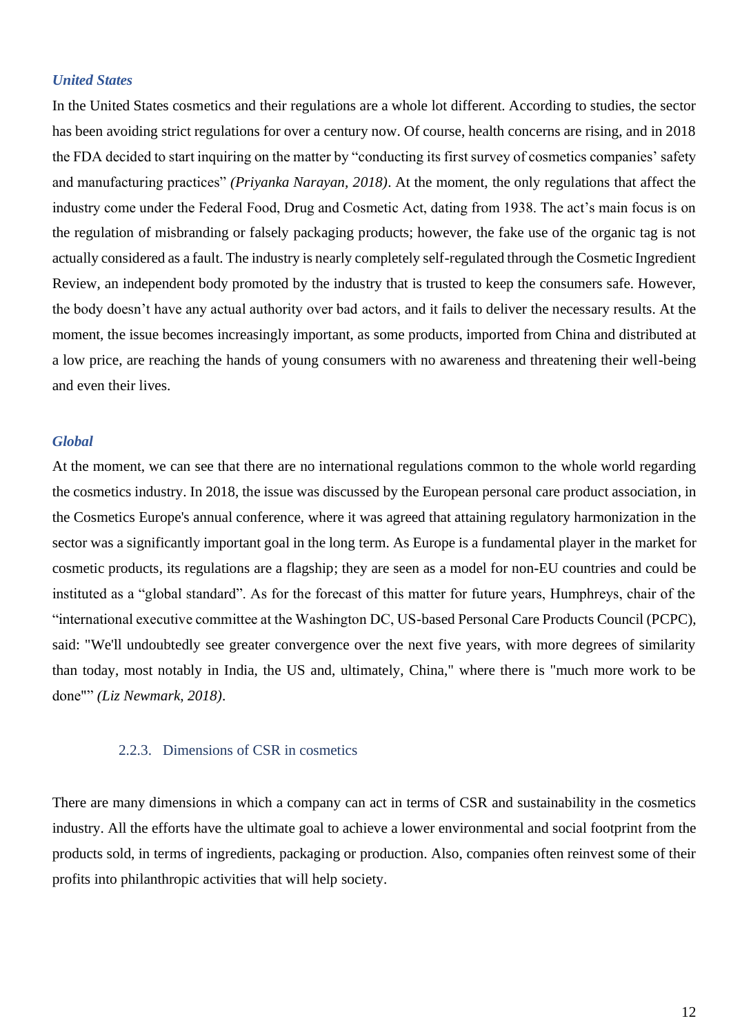### *United States*

In the United States cosmetics and their regulations are a whole lot different. According to studies, the sector has been avoiding strict regulations for over a century now. Of course, health concerns are rising, and in 2018 the FDA decided to start inquiring on the matter by "conducting its first survey of cosmetics companies' safety and manufacturing practices" *(Priyanka Narayan, 2018)*. At the moment, the only regulations that affect the industry come under the Federal Food, Drug and Cosmetic Act, dating from 1938. The act's main focus is on the regulation of misbranding or falsely packaging products; however, the fake use of the organic tag is not actually considered as a fault. The industry is nearly completely self-regulated through the Cosmetic Ingredient Review, an independent body promoted by the industry that is trusted to keep the consumers safe. However, the body doesn't have any actual authority over bad actors, and it fails to deliver the necessary results. At the moment, the issue becomes increasingly important, as some products, imported from China and distributed at a low price, are reaching the hands of young consumers with no awareness and threatening their well-being and even their lives.

### *Global*

At the moment, we can see that there are no international regulations common to the whole world regarding the cosmetics industry. In 2018, the issue was discussed by the European personal care product association, in the Cosmetics Europe's annual conference, where it was agreed that attaining regulatory harmonization in the sector was a significantly important goal in the long term. As Europe is a fundamental player in the market for cosmetic products, its regulations are a flagship; they are seen as a model for non-EU countries and could be instituted as a "global standard". As for the forecast of this matter for future years, Humphreys, chair of the "international executive committee at the Washington DC, US-based Personal Care Products Council (PCPC), said: "We'll undoubtedly see greater convergence over the next five years, with more degrees of similarity than today, most notably in India, the US and, ultimately, China," where there is "much more work to be done"" *(Liz Newmark, 2018)*.

### 2.2.3. Dimensions of CSR in cosmetics

There are many dimensions in which a company can act in terms of CSR and sustainability in the cosmetics industry. All the efforts have the ultimate goal to achieve a lower environmental and social footprint from the products sold, in terms of ingredients, packaging or production. Also, companies often reinvest some of their profits into philanthropic activities that will help society.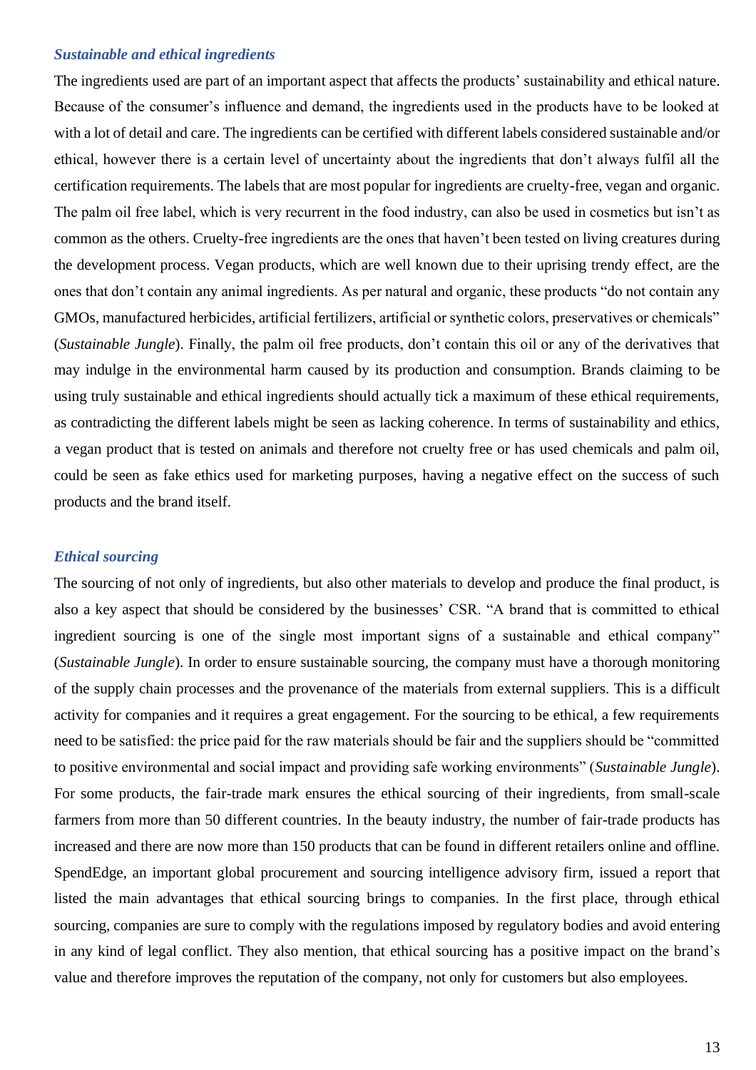### *Sustainable and ethical ingredients*

The ingredients used are part of an important aspect that affects the products' sustainability and ethical nature. Because of the consumer's influence and demand, the ingredients used in the products have to be looked at with a lot of detail and care. The ingredients can be certified with different labels considered sustainable and/or ethical, however there is a certain level of uncertainty about the ingredients that don't always fulfil all the certification requirements. The labels that are most popular for ingredients are cruelty-free, vegan and organic. The palm oil free label, which is very recurrent in the food industry, can also be used in cosmetics but isn't as common as the others. Cruelty-free ingredients are the ones that haven't been tested on living creatures during the development process. Vegan products, which are well known due to their uprising trendy effect, are the ones that don't contain any animal ingredients. As per natural and organic, these products "do not contain any GMOs, manufactured herbicides, artificial fertilizers, artificial or synthetic colors, preservatives or chemicals" (*Sustainable Jungle*). Finally, the palm oil free products, don't contain this oil or any of the derivatives that may indulge in the environmental harm caused by its production and consumption. Brands claiming to be using truly sustainable and ethical ingredients should actually tick a maximum of these ethical requirements, as contradicting the different labels might be seen as lacking coherence. In terms of sustainability and ethics, a vegan product that is tested on animals and therefore not cruelty free or has used chemicals and palm oil, could be seen as fake ethics used for marketing purposes, having a negative effect on the success of such products and the brand itself.

### *Ethical sourcing*

The sourcing of not only of ingredients, but also other materials to develop and produce the final product, is also a key aspect that should be considered by the businesses' CSR. "A brand that is committed to ethical ingredient sourcing is one of the single most important signs of a sustainable and ethical company" (*Sustainable Jungle*). In order to ensure sustainable sourcing, the company must have a thorough monitoring of the supply chain processes and the provenance of the materials from external suppliers. This is a difficult activity for companies and it requires a great engagement. For the sourcing to be ethical, a few requirements need to be satisfied: the price paid for the raw materials should be fair and the suppliers should be "committed to positive environmental and social impact and providing safe working environments" (*Sustainable Jungle*). For some products, the fair-trade mark ensures the ethical sourcing of their ingredients, from small-scale farmers from more than 50 different countries. In the beauty industry, the number of fair-trade products has increased and there are now more than 150 products that can be found in different retailers online and offline. SpendEdge, an important global procurement and sourcing intelligence advisory firm, issued a report that listed the main advantages that ethical sourcing brings to companies. In the first place, through ethical sourcing, companies are sure to comply with the regulations imposed by regulatory bodies and avoid entering in any kind of legal conflict. They also mention, that ethical sourcing has a positive impact on the brand's value and therefore improves the reputation of the company, not only for customers but also employees.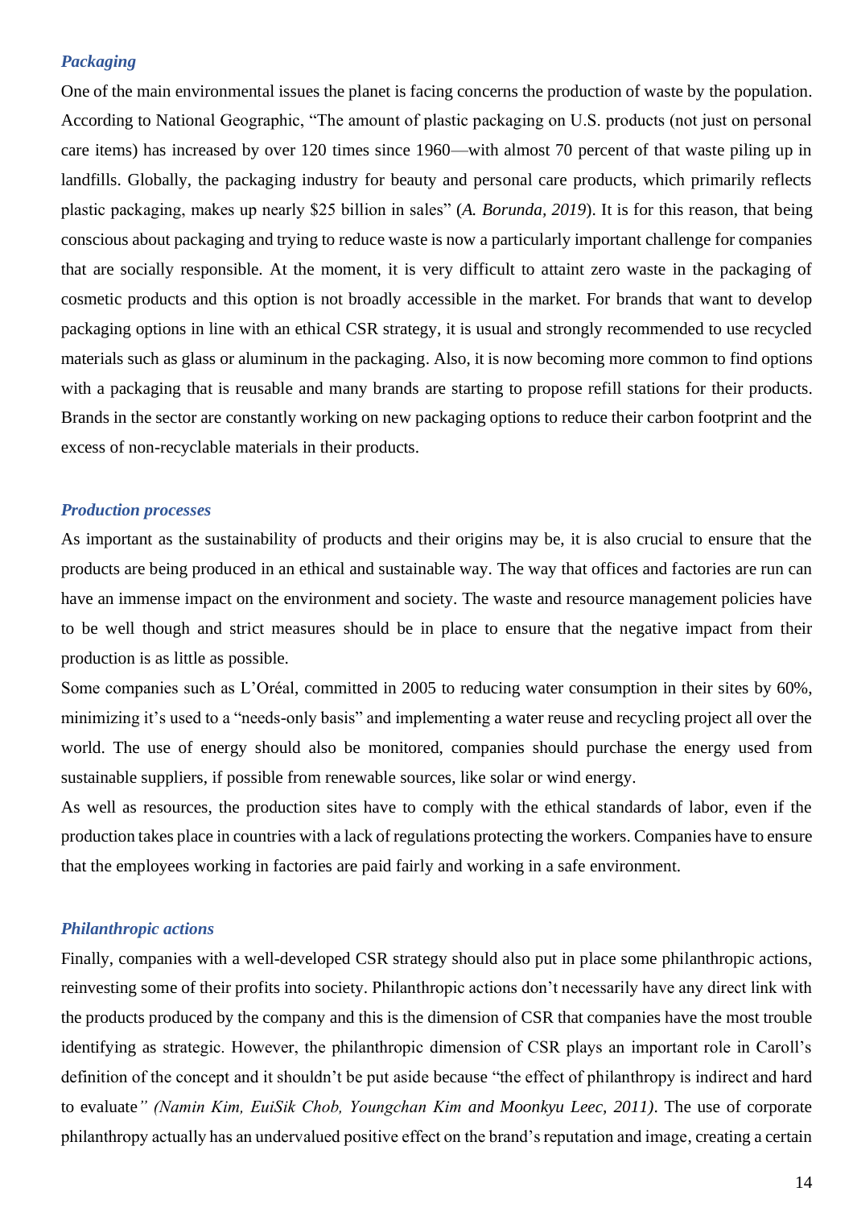### *Packaging*

One of the main environmental issues the planet is facing concerns the production of waste by the population. According to National Geographic, "The amount of plastic packaging on U.S. products (not just on personal care items) has increased by over 120 times since 1960—with almost 70 percent of that waste piling up in landfills. Globally, the packaging industry for beauty and personal care products, which primarily reflects plastic packaging, makes up nearly $25 billion in sales" (*A. Borunda, 2019*). It is for this reason, that being conscious about packaging and trying to reduce waste is now a particularly important challenge for companies that are socially responsible. At the moment, it is very difficult to attaint zero waste in the packaging of cosmetic products and this option is not broadly accessible in the market. For brands that want to develop packaging options in line with an ethical CSR strategy, it is usual and strongly recommended to use recycled materials such as glass or aluminum in the packaging. Also, it is now becoming more common to find options with a packaging that is reusable and many brands are starting to propose refill stations for their products. Brands in the sector are constantly working on new packaging options to reduce their carbon footprint and the excess of non-recyclable materials in their products.

### *Production processes*

As important as the sustainability of products and their origins may be, it is also crucial to ensure that the products are being produced in an ethical and sustainable way. The way that offices and factories are run can have an immense impact on the environment and society. The waste and resource management policies have to be well though and strict measures should be in place to ensure that the negative impact from their production is as little as possible.

Some companies such as L'Oréal, committed in 2005 to reducing water consumption in their sites by 60%, minimizing it's used to a "needs-only basis" and implementing a water reuse and recycling project all over the world. The use of energy should also be monitored, companies should purchase the energy used from sustainable suppliers, if possible from renewable sources, like solar or wind energy.

As well as resources, the production sites have to comply with the ethical standards of labor, even if the production takes place in countries with a lack of regulations protecting the workers. Companies have to ensure that the employees working in factories are paid fairly and working in a safe environment.

### *Philanthropic actions*

Finally, companies with a well-developed CSR strategy should also put in place some philanthropic actions, reinvesting some of their profits into society. Philanthropic actions don't necessarily have any direct link with the products produced by the company and this is the dimension of CSR that companies have the most trouble identifying as strategic. However, the philanthropic dimension of CSR plays an important role in Caroll's definition of the concept and it shouldn't be put aside because "the effect of philanthropy is indirect and hard to evaluate*" (Namin Kim, EuiSik Chob, Youngchan Kim and Moonkyu Leec, 2011)*. The use of corporate philanthropy actually has an undervalued positive effect on the brand's reputation and image, creating a certain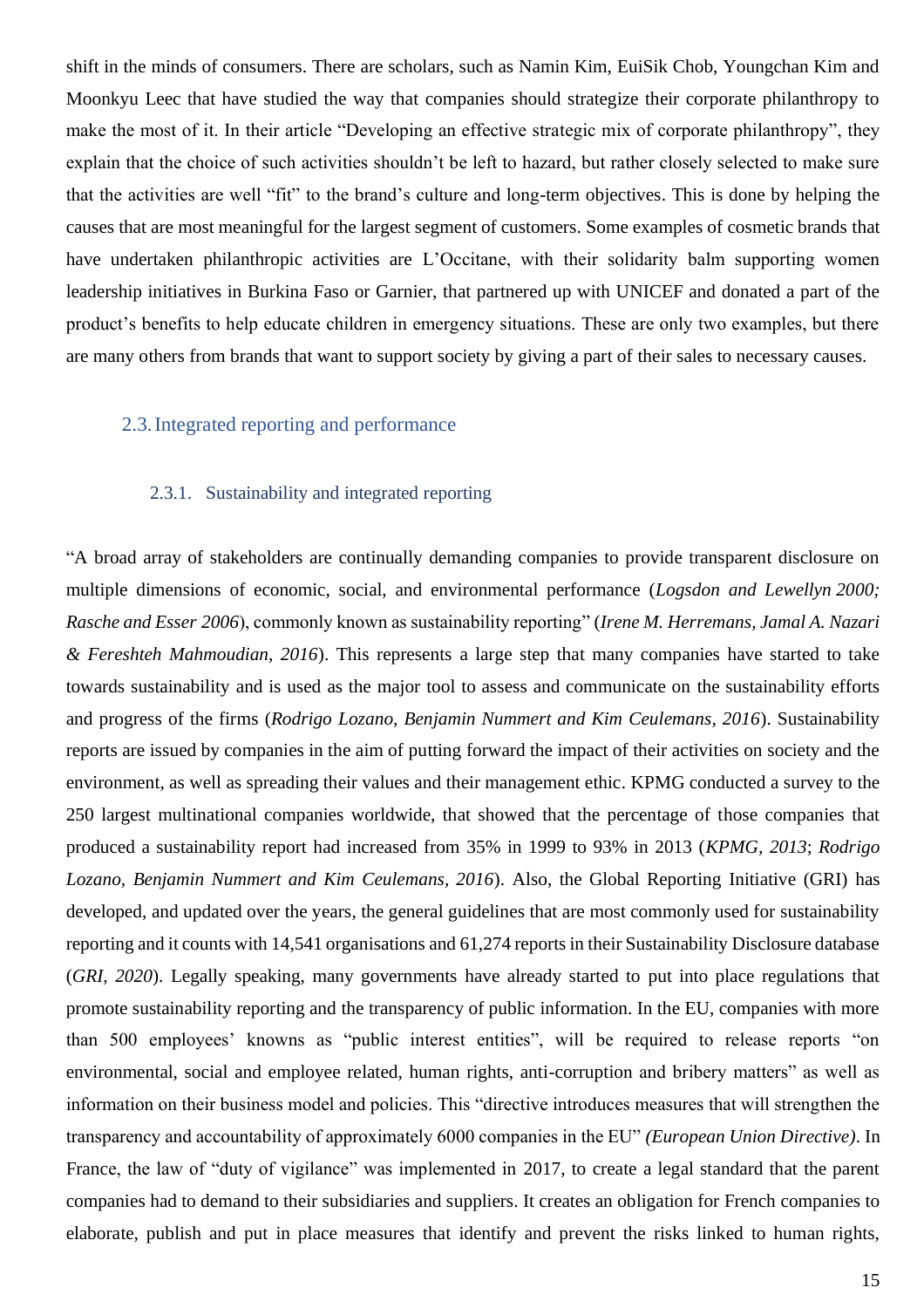shift in the minds of consumers. There are scholars, such as Namin Kim, EuiSik Chob, Youngchan Kim and Moonkyu Leec that have studied the way that companies should strategize their corporate philanthropy to make the most of it. In their article "Developing an effective strategic mix of corporate philanthropy", they explain that the choice of such activities shouldn't be left to hazard, but rather closely selected to make sure that the activities are well "fit" to the brand's culture and long-term objectives. This is done by helping the causes that are most meaningful for the largest segment of customers. Some examples of cosmetic brands that have undertaken philanthropic activities are L'Occitane, with their solidarity balm supporting women leadership initiatives in Burkina Faso or Garnier, that partnered up with UNICEF and donated a part of the product's benefits to help educate children in emergency situations. These are only two examples, but there are many others from brands that want to support society by giving a part of their sales to necessary causes.

## 2.3. Integrated reporting and performance

### 2.3.1. Sustainability and integrated reporting

"A broad array of stakeholders are continually demanding companies to provide transparent disclosure on multiple dimensions of economic, social, and environmental performance (*Logsdon and Lewellyn 2000; Rasche and Esser 2006*), commonly known as sustainability reporting" (*Irene M. Herremans, Jamal A. Nazari & Fereshteh Mahmoudian, 2016*). This represents a large step that many companies have started to take towards sustainability and is used as the major tool to assess and communicate on the sustainability efforts and progress of the firms (*Rodrigo Lozano, Benjamin Nummert and Kim Ceulemans, 2016*). Sustainability reports are issued by companies in the aim of putting forward the impact of their activities on society and the environment, as well as spreading their values and their management ethic. KPMG conducted a survey to the 250 largest multinational companies worldwide, that showed that the percentage of those companies that produced a sustainability report had increased from 35% in 1999 to 93% in 2013 (*KPMG, 2013*; *Rodrigo Lozano, Benjamin Nummert and Kim Ceulemans, 2016*). Also, the Global Reporting Initiative (GRI) has developed, and updated over the years, the general guidelines that are most commonly used for sustainability reporting and it counts with 14,541 organisations and 61,274 reports in their Sustainability Disclosure database (*GRI, 2020*). Legally speaking, many governments have already started to put into place regulations that promote sustainability reporting and the transparency of public information. In the EU, companies with more than 500 employees' knowns as "public interest entities", will be required to release reports "on environmental, social and employee related, human rights, anti-corruption and bribery matters" as well as information on their business model and policies. This "directive introduces measures that will strengthen the transparency and accountability of approximately 6000 companies in the EU" *(European Union Directive)*. In France, the law of "duty of vigilance" was implemented in 2017, to create a legal standard that the parent companies had to demand to their subsidiaries and suppliers. It creates an obligation for French companies to elaborate, publish and put in place measures that identify and prevent the risks linked to human rights,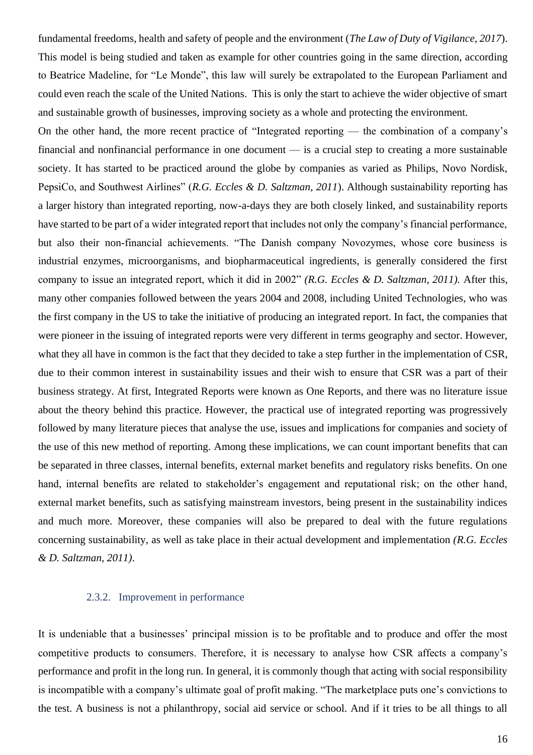fundamental freedoms, health and safety of people and the environment (*The Law of Duty of Vigilance, 2017*). This model is being studied and taken as example for other countries going in the same direction, according to Beatrice Madeline, for "Le Monde", this law will surely be extrapolated to the European Parliament and could even reach the scale of the United Nations. This is only the start to achieve the wider objective of smart and sustainable growth of businesses, improving society as a whole and protecting the environment.

On the other hand, the more recent practice of "Integrated reporting — the combination of a company's financial and nonfinancial performance in one document — is a crucial step to creating a more sustainable society. It has started to be practiced around the globe by companies as varied as Philips, Novo Nordisk, PepsiCo, and Southwest Airlines" (*R.G. Eccles & D. Saltzman, 2011*). Although sustainability reporting has a larger history than integrated reporting, now-a-days they are both closely linked, and sustainability reports have started to be part of a wider integrated report that includes not only the company's financial performance, but also their non-financial achievements. "The Danish company Novozymes, whose core business is industrial enzymes, microorganisms, and biopharmaceutical ingredients, is generally considered the first company to issue an integrated report, which it did in 2002" *(R.G. Eccles & D. Saltzman, 2011).* After this, many other companies followed between the years 2004 and 2008, including United Technologies, who was the first company in the US to take the initiative of producing an integrated report. In fact, the companies that were pioneer in the issuing of integrated reports were very different in terms geography and sector. However, what they all have in common is the fact that they decided to take a step further in the implementation of CSR, due to their common interest in sustainability issues and their wish to ensure that CSR was a part of their business strategy. At first, Integrated Reports were known as One Reports, and there was no literature issue about the theory behind this practice. However, the practical use of integrated reporting was progressively followed by many literature pieces that analyse the use, issues and implications for companies and society of the use of this new method of reporting. Among these implications, we can count important benefits that can be separated in three classes, internal benefits, external market benefits and regulatory risks benefits. On one hand, internal benefits are related to stakeholder's engagement and reputational risk; on the other hand, external market benefits, such as satisfying mainstream investors, being present in the sustainability indices and much more. Moreover, these companies will also be prepared to deal with the future regulations concerning sustainability, as well as take place in their actual development and implementation *(R.G. Eccles & D. Saltzman, 2011)*.

### 2.3.2. Improvement in performance

It is undeniable that a businesses' principal mission is to be profitable and to produce and offer the most competitive products to consumers. Therefore, it is necessary to analyse how CSR affects a company's performance and profit in the long run. In general, it is commonly though that acting with social responsibility is incompatible with a company's ultimate goal of profit making. "The marketplace puts one's convictions to the test. A business is not a philanthropy, social aid service or school. And if it tries to be all things to all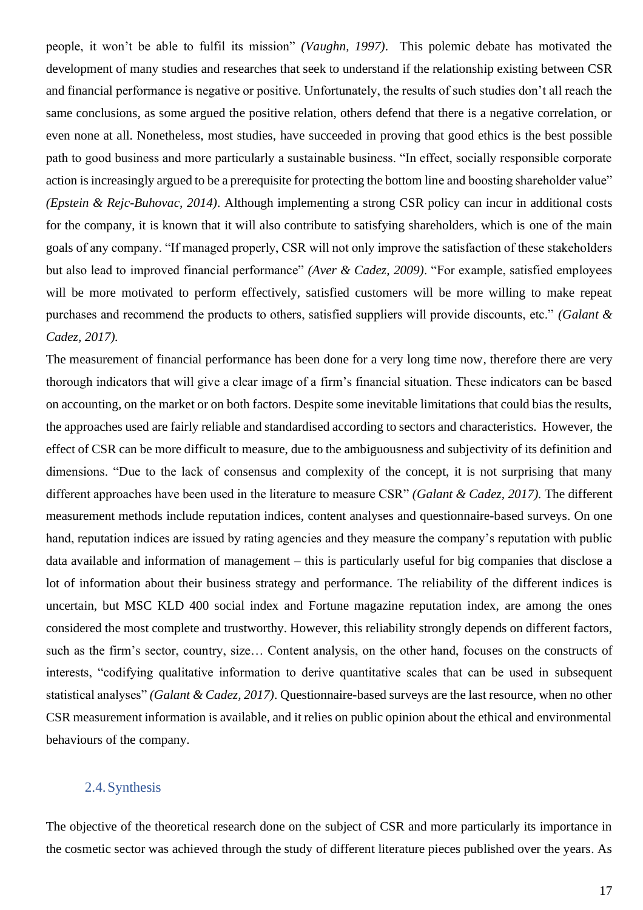people, it won't be able to fulfil its mission" *(Vaughn, 1997)*. This polemic debate has motivated the development of many studies and researches that seek to understand if the relationship existing between CSR and financial performance is negative or positive. Unfortunately, the results of such studies don't all reach the same conclusions, as some argued the positive relation, others defend that there is a negative correlation, or even none at all. Nonetheless, most studies, have succeeded in proving that good ethics is the best possible path to good business and more particularly a sustainable business. "In effect, socially responsible corporate action is increasingly argued to be a prerequisite for protecting the bottom line and boosting shareholder value" *(Epstein & Rejc-Buhovac, 2014)*. Although implementing a strong CSR policy can incur in additional costs for the company, it is known that it will also contribute to satisfying shareholders, which is one of the main goals of any company. "If managed properly, CSR will not only improve the satisfaction of these stakeholders but also lead to improved financial performance" *(Aver & Cadez, 2009)*. "For example, satisfied employees will be more motivated to perform effectively, satisfied customers will be more willing to make repeat purchases and recommend the products to others, satisfied suppliers will provide discounts, etc." *(Galant & Cadez, 2017).*

The measurement of financial performance has been done for a very long time now, therefore there are very thorough indicators that will give a clear image of a firm's financial situation. These indicators can be based on accounting, on the market or on both factors. Despite some inevitable limitations that could bias the results, the approaches used are fairly reliable and standardised according to sectors and characteristics. However, the effect of CSR can be more difficult to measure, due to the ambiguousness and subjectivity of its definition and dimensions. "Due to the lack of consensus and complexity of the concept, it is not surprising that many different approaches have been used in the literature to measure CSR" *(Galant & Cadez, 2017).* The different measurement methods include reputation indices, content analyses and questionnaire-based surveys. On one hand, reputation indices are issued by rating agencies and they measure the company's reputation with public data available and information of management – this is particularly useful for big companies that disclose a lot of information about their business strategy and performance. The reliability of the different indices is uncertain, but MSC KLD 400 social index and Fortune magazine reputation index, are among the ones considered the most complete and trustworthy. However, this reliability strongly depends on different factors, such as the firm's sector, country, size… Content analysis, on the other hand, focuses on the constructs of interests, "codifying qualitative information to derive quantitative scales that can be used in subsequent statistical analyses" *(Galant & Cadez, 2017)*. Questionnaire-based surveys are the last resource, when no other CSR measurement information is available, and it relies on public opinion about the ethical and environmental behaviours of the company.

### 2.4. Synthesis

The objective of the theoretical research done on the subject of CSR and more particularly its importance in the cosmetic sector was achieved through the study of different literature pieces published over the years. As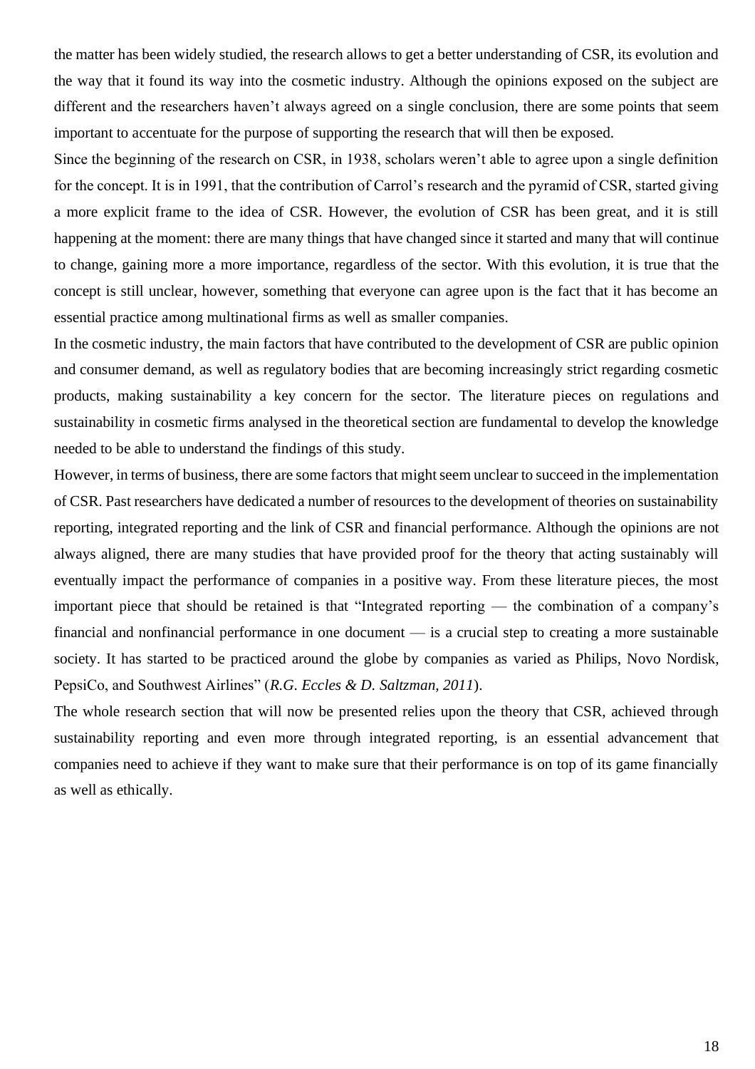the matter has been widely studied, the research allows to get a better understanding of CSR, its evolution and the way that it found its way into the cosmetic industry. Although the opinions exposed on the subject are different and the researchers haven't always agreed on a single conclusion, there are some points that seem important to accentuate for the purpose of supporting the research that will then be exposed.

Since the beginning of the research on CSR, in 1938, scholars weren't able to agree upon a single definition for the concept. It is in 1991, that the contribution of Carrol's research and the pyramid of CSR, started giving a more explicit frame to the idea of CSR. However, the evolution of CSR has been great, and it is still happening at the moment: there are many things that have changed since it started and many that will continue to change, gaining more a more importance, regardless of the sector. With this evolution, it is true that the concept is still unclear, however, something that everyone can agree upon is the fact that it has become an essential practice among multinational firms as well as smaller companies.

In the cosmetic industry, the main factors that have contributed to the development of CSR are public opinion and consumer demand, as well as regulatory bodies that are becoming increasingly strict regarding cosmetic products, making sustainability a key concern for the sector. The literature pieces on regulations and sustainability in cosmetic firms analysed in the theoretical section are fundamental to develop the knowledge needed to be able to understand the findings of this study.

However, in terms of business, there are some factors that might seem unclear to succeed in the implementation of CSR. Past researchers have dedicated a number of resources to the development of theories on sustainability reporting, integrated reporting and the link of CSR and financial performance. Although the opinions are not always aligned, there are many studies that have provided proof for the theory that acting sustainably will eventually impact the performance of companies in a positive way. From these literature pieces, the most important piece that should be retained is that "Integrated reporting — the combination of a company's financial and nonfinancial performance in one document — is a crucial step to creating a more sustainable society. It has started to be practiced around the globe by companies as varied as Philips, Novo Nordisk, PepsiCo, and Southwest Airlines" (*R.G. Eccles & D. Saltzman, 2011*).

The whole research section that will now be presented relies upon the theory that CSR, achieved through sustainability reporting and even more through integrated reporting, is an essential advancement that companies need to achieve if they want to make sure that their performance is on top of its game financially as well as ethically.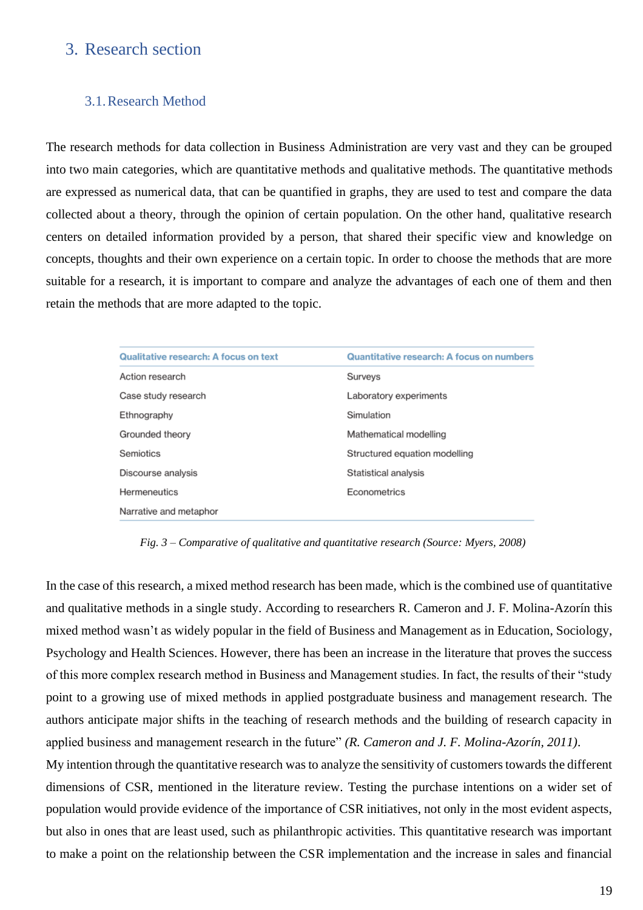# 3. Research section

## 3.1. Research Method

The research methods for data collection in Business Administration are very vast and they can be grouped into two main categories, which are quantitative methods and qualitative methods. The quantitative methods are expressed as numerical data, that can be quantified in graphs, they are used to test and compare the data collected about a theory, through the opinion of certain population. On the other hand, qualitative research centers on detailed information provided by a person, that shared their specific view and knowledge on concepts, thoughts and their own experience on a certain topic. In order to choose the methods that are more suitable for a research, it is important to compare and analyze the advantages of each one of them and then retain the methods that are more adapted to the topic.

| Qualitative research: A focus on text | Quantitative research: A focus on numbers |
|---|---|
| Action research | Surveys |
| Case study research | Laboratory experiments |
| Ethnography | Simulation |
| Grounded theory | Mathematical modelling |
| Semiotics | Structured equation modelling |
| Discourse analysis | Statistical analysis |
| Hermeneutics | Econometrics |
| Narrative and metaphor | |

*Fig. 3 – Comparative of qualitative and quantitative research (Source: Myers, 2008)*

In the case of this research, a mixed method research has been made, which is the combined use of quantitative and qualitative methods in a single study. According to researchers R. Cameron and J. F. Molina-Azorín this mixed method wasn't as widely popular in the field of Business and Management as in Education, Sociology, Psychology and Health Sciences. However, there has been an increase in the literature that proves the success of this more complex research method in Business and Management studies. In fact, the results of their "study point to a growing use of mixed methods in applied postgraduate business and management research. The authors anticipate major shifts in the teaching of research methods and the building of research capacity in applied business and management research in the future" *(R. Cameron and J. F. Molina-Azorín, 2011)*.

My intention through the quantitative research was to analyze the sensitivity of customers towards the different dimensions of CSR, mentioned in the literature review. Testing the purchase intentions on a wider set of population would provide evidence of the importance of CSR initiatives, not only in the most evident aspects, but also in ones that are least used, such as philanthropic activities. This quantitative research was important to make a point on the relationship between the CSR implementation and the increase in sales and financial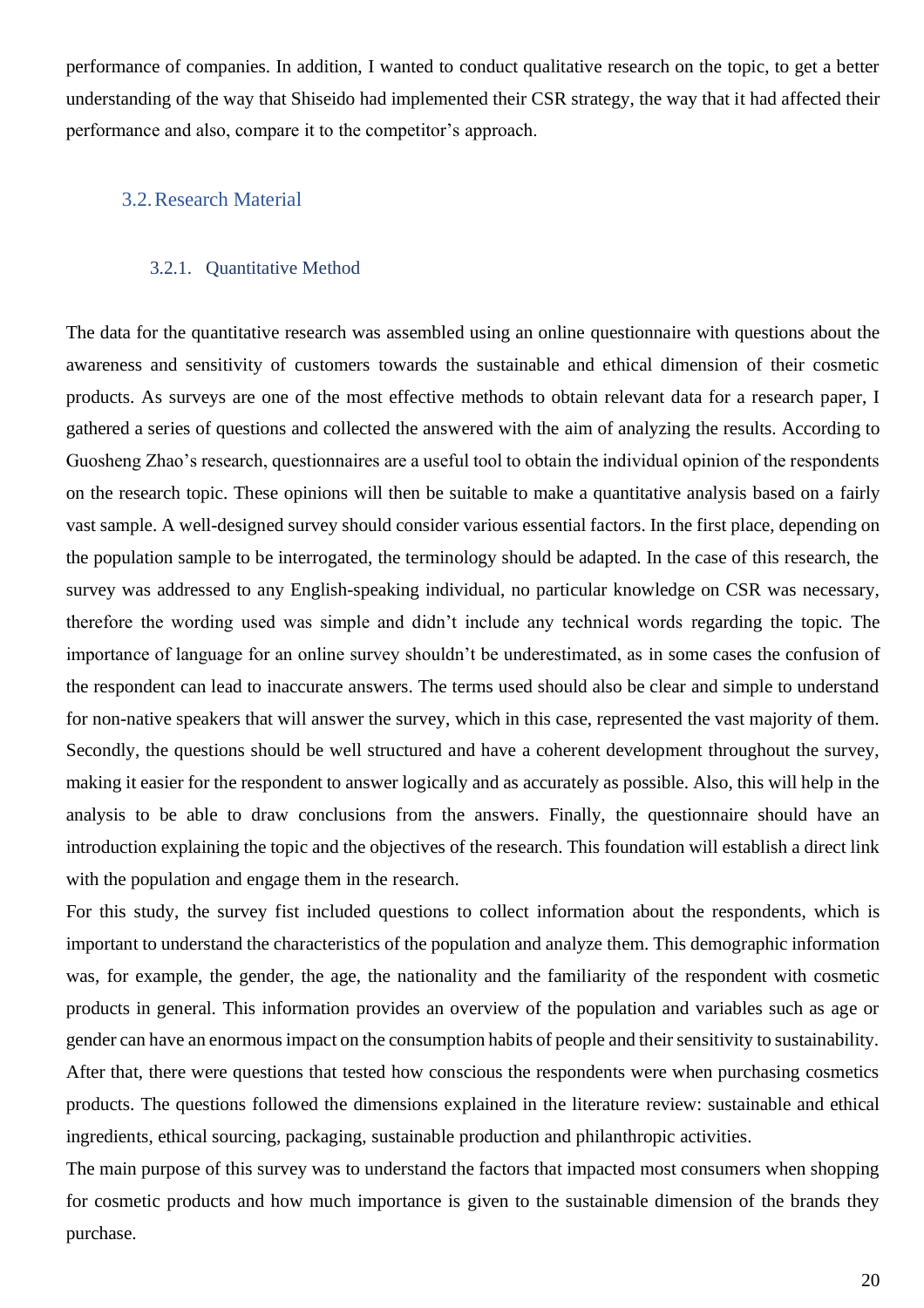performance of companies. In addition, I wanted to conduct qualitative research on the topic, to get a better understanding of the way that Shiseido had implemented their CSR strategy, the way that it had affected their performance and also, compare it to the competitor's approach.

## 3.2. Research Material

### 3.2.1. Quantitative Method

The data for the quantitative research was assembled using an online questionnaire with questions about the awareness and sensitivity of customers towards the sustainable and ethical dimension of their cosmetic products. As surveys are one of the most effective methods to obtain relevant data for a research paper, I gathered a series of questions and collected the answered with the aim of analyzing the results. According to Guosheng Zhao's research, questionnaires are a useful tool to obtain the individual opinion of the respondents on the research topic. These opinions will then be suitable to make a quantitative analysis based on a fairly vast sample. A well-designed survey should consider various essential factors. In the first place, depending on the population sample to be interrogated, the terminology should be adapted. In the case of this research, the survey was addressed to any English-speaking individual, no particular knowledge on CSR was necessary, therefore the wording used was simple and didn't include any technical words regarding the topic. The importance of language for an online survey shouldn't be underestimated, as in some cases the confusion of the respondent can lead to inaccurate answers. The terms used should also be clear and simple to understand for non-native speakers that will answer the survey, which in this case, represented the vast majority of them. Secondly, the questions should be well structured and have a coherent development throughout the survey, making it easier for the respondent to answer logically and as accurately as possible. Also, this will help in the analysis to be able to draw conclusions from the answers. Finally, the questionnaire should have an introduction explaining the topic and the objectives of the research. This foundation will establish a direct link with the population and engage them in the research.

For this study, the survey fist included questions to collect information about the respondents, which is important to understand the characteristics of the population and analyze them. This demographic information was, for example, the gender, the age, the nationality and the familiarity of the respondent with cosmetic products in general. This information provides an overview of the population and variables such as age or gender can have an enormous impact on the consumption habits of people and their sensitivity to sustainability. After that, there were questions that tested how conscious the respondents were when purchasing cosmetics products. The questions followed the dimensions explained in the literature review: sustainable and ethical ingredients, ethical sourcing, packaging, sustainable production and philanthropic activities.

The main purpose of this survey was to understand the factors that impacted most consumers when shopping for cosmetic products and how much importance is given to the sustainable dimension of the brands they purchase.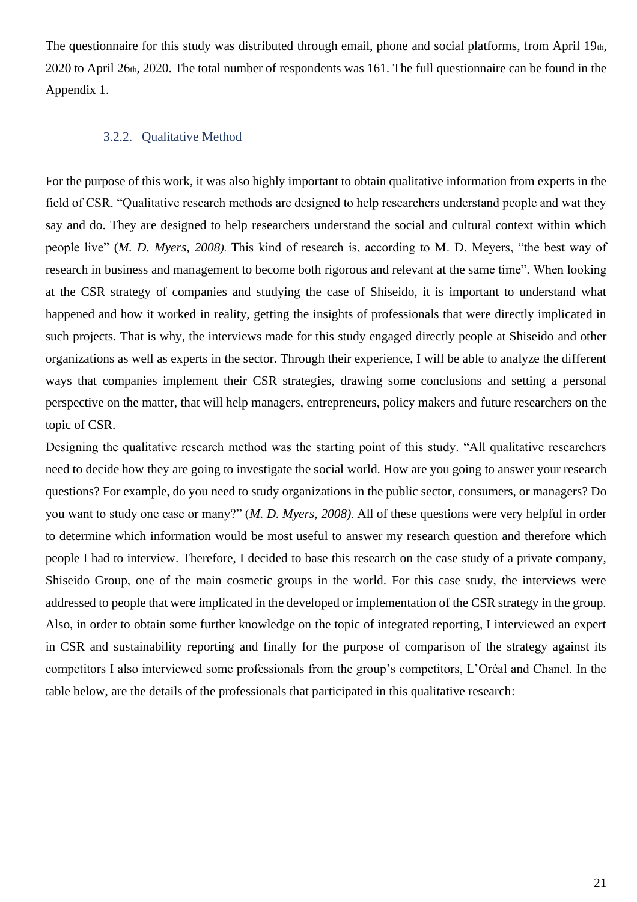The questionnaire for this study was distributed through email, phone and social platforms, from April 19th, 2020 to April 26th, 2020. The total number of respondents was 161. The full questionnaire can be found in the Appendix 1.

### 3.2.2. Qualitative Method

For the purpose of this work, it was also highly important to obtain qualitative information from experts in the field of CSR. "Qualitative research methods are designed to help researchers understand people and wat they say and do. They are designed to help researchers understand the social and cultural context within which people live" (*M. D. Myers, 2008).* This kind of research is, according to M. D. Meyers, "the best way of research in business and management to become both rigorous and relevant at the same time". When looking at the CSR strategy of companies and studying the case of Shiseido, it is important to understand what happened and how it worked in reality, getting the insights of professionals that were directly implicated in such projects. That is why, the interviews made for this study engaged directly people at Shiseido and other organizations as well as experts in the sector. Through their experience, I will be able to analyze the different ways that companies implement their CSR strategies, drawing some conclusions and setting a personal perspective on the matter, that will help managers, entrepreneurs, policy makers and future researchers on the topic of CSR.

Designing the qualitative research method was the starting point of this study. "All qualitative researchers need to decide how they are going to investigate the social world. How are you going to answer your research questions? For example, do you need to study organizations in the public sector, consumers, or managers? Do you want to study one case or many?" (*M. D. Myers, 2008)*. All of these questions were very helpful in order to determine which information would be most useful to answer my research question and therefore which people I had to interview. Therefore, I decided to base this research on the case study of a private company, Shiseido Group, one of the main cosmetic groups in the world. For this case study, the interviews were addressed to people that were implicated in the developed or implementation of the CSR strategy in the group. Also, in order to obtain some further knowledge on the topic of integrated reporting, I interviewed an expert in CSR and sustainability reporting and finally for the purpose of comparison of the strategy against its competitors I also interviewed some professionals from the group's competitors, L'Oréal and Chanel. In the table below, are the details of the professionals that participated in this qualitative research: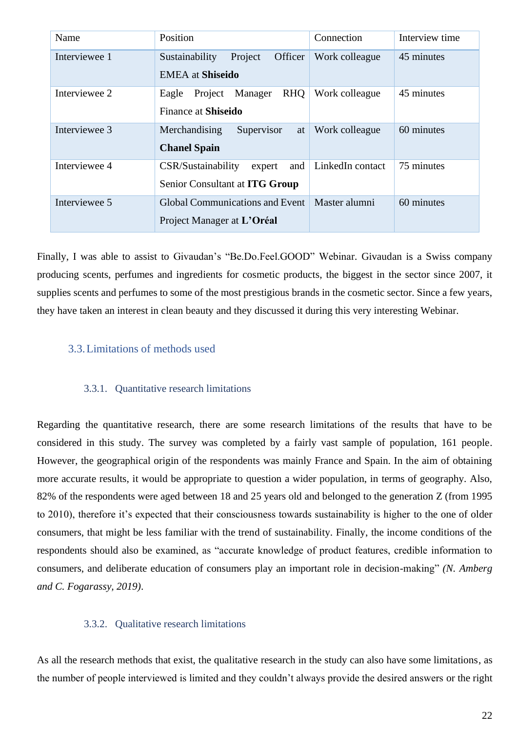| Name | Position | Connection | Interview time |
| --- | --- | --- | --- |
| Interviewee 1 | Sustainability Project Officer EMEA at **Shiseido** | Work colleague | 45 minutes |
| Interviewee 2 | Eagle Project Manager RHQ Finance at **Shiseido** | Work colleague | 45 minutes |
| Interviewee 3 | Merchandising Supervisor at **Chanel Spain** | Work colleague | 60 minutes |
| Interviewee 4 | CSR/Sustainability expert and Senior Consultant at **ITG Group** | LinkedIn contact | 75 minutes |
| Interviewee 5 | Global Communications and Event Project Manager at **L'Oréal** | Master alumni | 60 minutes |

Finally, I was able to assist to Givaudan's "Be.Do.Feel.GOOD" Webinar. Givaudan is a Swiss company producing scents, perfumes and ingredients for cosmetic products, the biggest in the sector since 2007, it supplies scents and perfumes to some of the most prestigious brands in the cosmetic sector. Since a few years, they have taken an interest in clean beauty and they discussed it during this very interesting Webinar.

## 3.3. Limitations of methods used

### 3.3.1. Quantitative research limitations

Regarding the quantitative research, there are some research limitations of the results that have to be considered in this study. The survey was completed by a fairly vast sample of population, 161 people. However, the geographical origin of the respondents was mainly France and Spain. In the aim of obtaining more accurate results, it would be appropriate to question a wider population, in terms of geography. Also, 82% of the respondents were aged between 18 and 25 years old and belonged to the generation Z (from 1995 to 2010), therefore it's expected that their consciousness towards sustainability is higher to the one of older consumers, that might be less familiar with the trend of sustainability. Finally, the income conditions of the respondents should also be examined, as "accurate knowledge of product features, credible information to consumers, and deliberate education of consumers play an important role in decision-making" *(N. Amberg and C. Fogarassy, 2019)*.

### 3.3.2. Qualitative research limitations

As all the research methods that exist, the qualitative research in the study can also have some limitations, as the number of people interviewed is limited and they couldn't always provide the desired answers or the right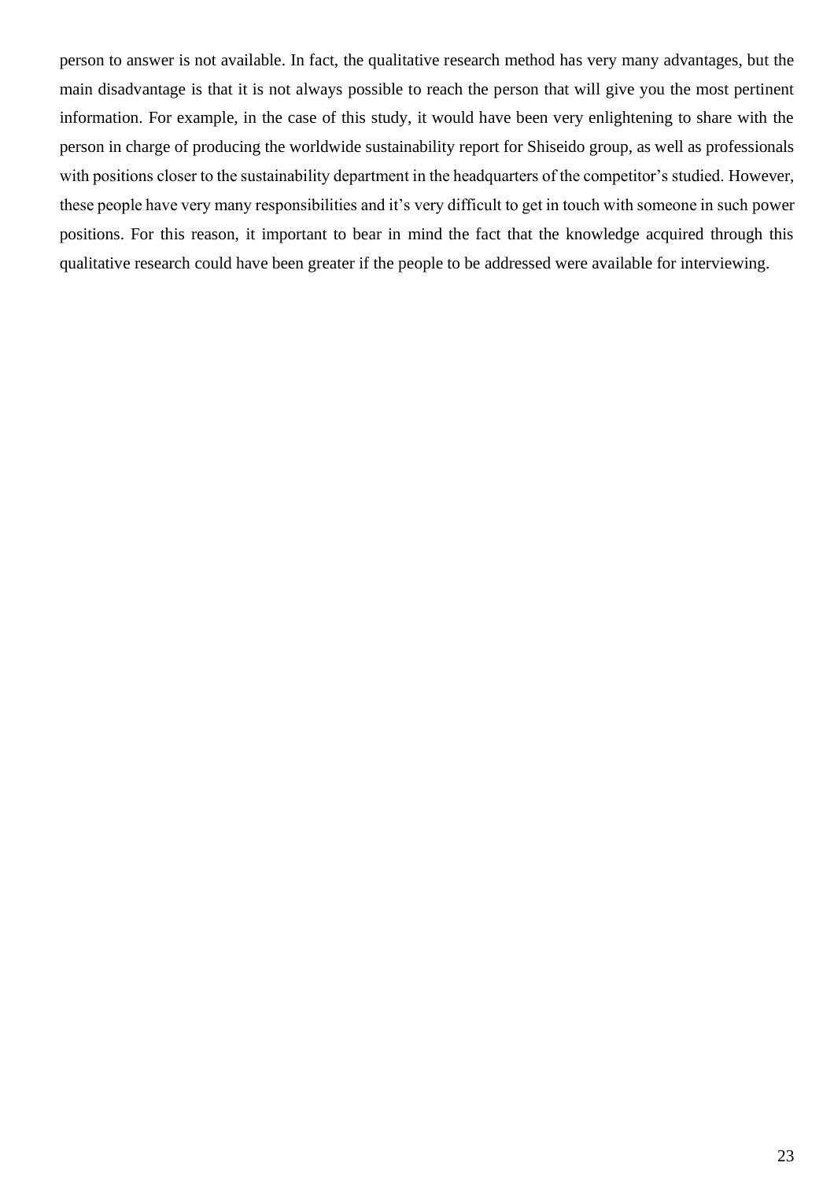person to answer is not available. In fact, the qualitative research method has very many advantages, but the main disadvantage is that it is not always possible to reach the person that will give you the most pertinent information. For example, in the case of this study, it would have been very enlightening to share with the person in charge of producing the worldwide sustainability report for Shiseido group, as well as professionals with positions closer to the sustainability department in the headquarters of the competitor's studied. However, these people have very many responsibilities and it's very difficult to get in touch with someone in such power positions. For this reason, it important to bear in mind the fact that the knowledge acquired through this qualitative research could have been greater if the people to be addressed were available for interviewing.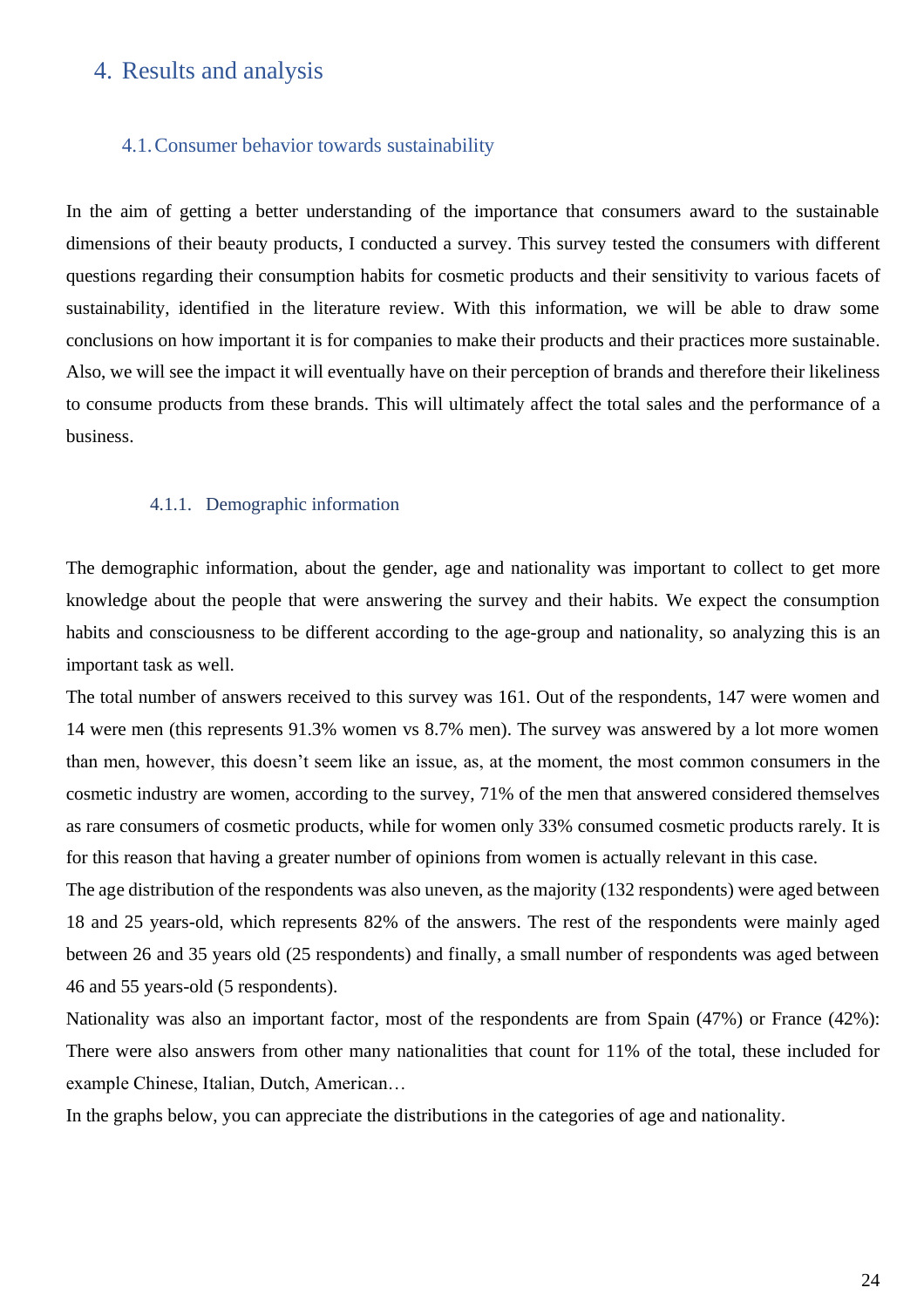# 4. Results and analysis

## 4.1. Consumer behavior towards sustainability

In the aim of getting a better understanding of the importance that consumers award to the sustainable dimensions of their beauty products, I conducted a survey. This survey tested the consumers with different questions regarding their consumption habits for cosmetic products and their sensitivity to various facets of sustainability, identified in the literature review. With this information, we will be able to draw some conclusions on how important it is for companies to make their products and their practices more sustainable. Also, we will see the impact it will eventually have on their perception of brands and therefore their likeliness to consume products from these brands. This will ultimately affect the total sales and the performance of a business.

### 4.1.1. Demographic information

The demographic information, about the gender, age and nationality was important to collect to get more knowledge about the people that were answering the survey and their habits. We expect the consumption habits and consciousness to be different according to the age-group and nationality, so analyzing this is an important task as well.

The total number of answers received to this survey was 161. Out of the respondents, 147 were women and 14 were men (this represents 91.3% women vs 8.7% men). The survey was answered by a lot more women than men, however, this doesn't seem like an issue, as, at the moment, the most common consumers in the cosmetic industry are women, according to the survey, 71% of the men that answered considered themselves as rare consumers of cosmetic products, while for women only 33% consumed cosmetic products rarely. It is for this reason that having a greater number of opinions from women is actually relevant in this case.

The age distribution of the respondents was also uneven, as the majority (132 respondents) were aged between 18 and 25 years-old, which represents 82% of the answers. The rest of the respondents were mainly aged between 26 and 35 years old (25 respondents) and finally, a small number of respondents was aged between 46 and 55 years-old (5 respondents).

Nationality was also an important factor, most of the respondents are from Spain (47%) or France (42%): There were also answers from other many nationalities that count for 11% of the total, these included for example Chinese, Italian, Dutch, American…

In the graphs below, you can appreciate the distributions in the categories of age and nationality.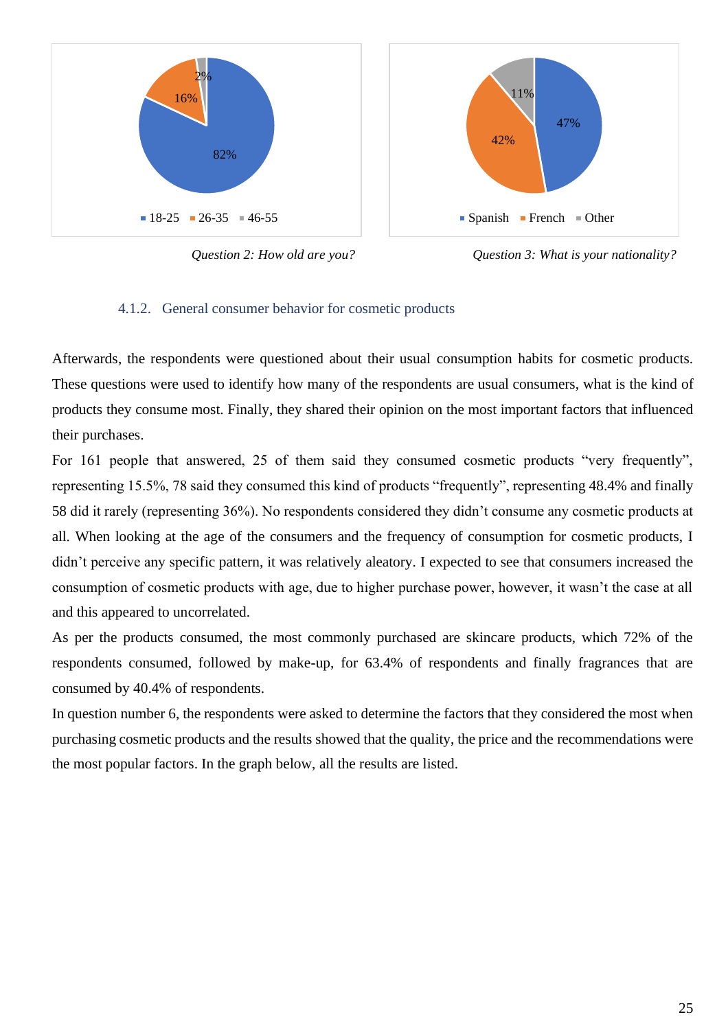Question 2: How old are you?

Question 3: What is your nationality?

### 4.1.2. General consumer behavior for cosmetic products

Afterwards, the respondents were questioned about their usual consumption habits for cosmetic products. These questions were used to identify how many of the respondents are usual consumers, what is the kind of products they consume most. Finally, they shared their opinion on the most important factors that influenced their purchases.

For 161 people that answered, 25 of them said they consumed cosmetic products "very frequently", representing 15.5%, 78 said they consumed this kind of products "frequently", representing 48.4% and finally 58 did it rarely (representing 36%). No respondents considered they didn't consume any cosmetic products at all. When looking at the age of the consumers and the frequency of consumption for cosmetic products, I didn't perceive any specific pattern, it was relatively aleatory. I expected to see that consumers increased the consumption of cosmetic products with age, due to higher purchase power, however, it wasn't the case at all and this appeared to uncorrelated.

As per the products consumed, the most commonly purchased are skincare products, which 72% of the respondents consumed, followed by make-up, for 63.4% of respondents and finally fragrances that are consumed by 40.4% of respondents.

In question number 6, the respondents were asked to determine the factors that they considered the most when purchasing cosmetic products and the results showed that the quality, the price and the recommendations were the most popular factors. In the graph below, all the results are listed.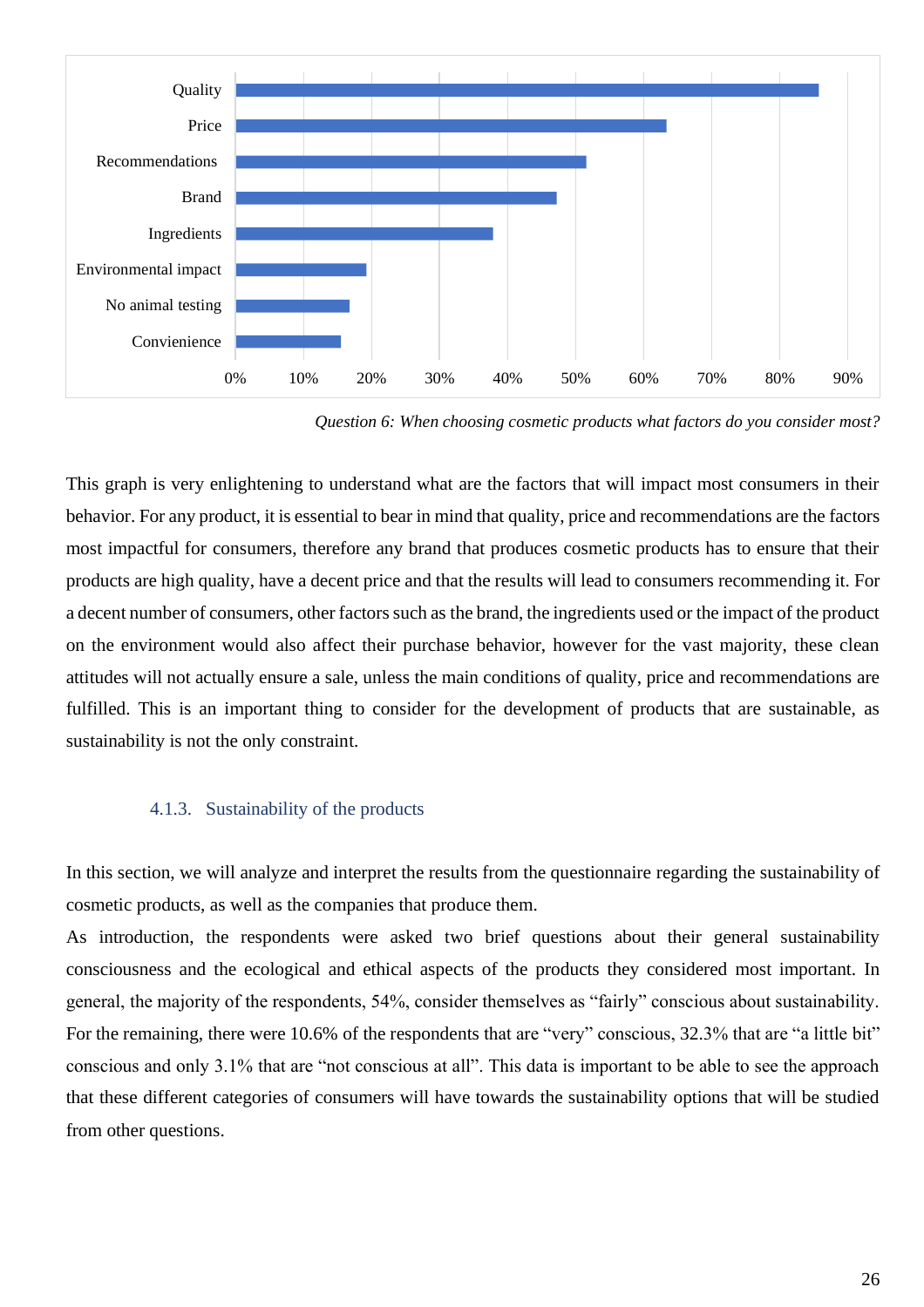*Question 6: When choosing cosmetic products what factors do you consider most?*

This graph is very enlightening to understand what are the factors that will impact most consumers in their behavior. For any product, it is essential to bear in mind that quality, price and recommendations are the factors most impactful for consumers, therefore any brand that produces cosmetic products has to ensure that their products are high quality, have a decent price and that the results will lead to consumers recommending it. For a decent number of consumers, other factors such as the brand, the ingredients used or the impact of the product on the environment would also affect their purchase behavior, however for the vast majority, these clean attitudes will not actually ensure a sale, unless the main conditions of quality, price and recommendations are fulfilled. This is an important thing to consider for the development of products that are sustainable, as sustainability is not the only constraint.

### 4.1.3. Sustainability of the products

In this section, we will analyze and interpret the results from the questionnaire regarding the sustainability of cosmetic products, as well as the companies that produce them.

As introduction, the respondents were asked two brief questions about their general sustainability consciousness and the ecological and ethical aspects of the products they considered most important. In general, the majority of the respondents, 54%, consider themselves as "fairly" conscious about sustainability. For the remaining, there were 10.6% of the respondents that are "very" conscious, 32.3% that are "a little bit" conscious and only 3.1% that are "not conscious at all". This data is important to be able to see the approach that these different categories of consumers will have towards the sustainability options that will be studied from other questions.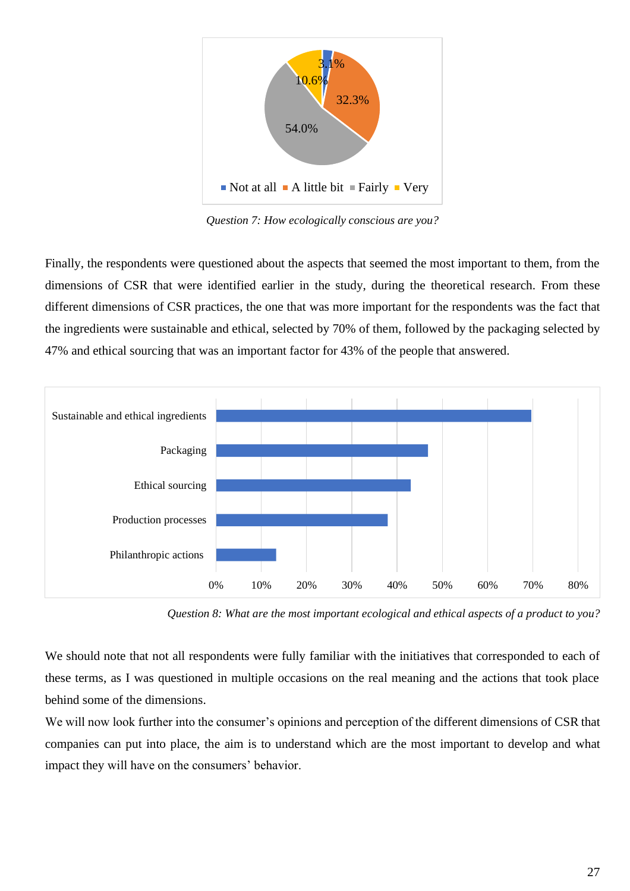*Question 7: How ecologically conscious are you?*

Finally, the respondents were questioned about the aspects that seemed the most important to them, from the dimensions of CSR that were identified earlier in the study, during the theoretical research. From these different dimensions of CSR practices, the one that was more important for the respondents was the fact that the ingredients were sustainable and ethical, selected by 70% of them, followed by the packaging selected by 47% and ethical sourcing that was an important factor for 43% of the people that answered.

*Question 8: What are the most important ecological and ethical aspects of a product to you?*

We should note that not all respondents were fully familiar with the initiatives that corresponded to each of these terms, as I was questioned in multiple occasions on the real meaning and the actions that took place behind some of the dimensions.

We will now look further into the consumer's opinions and perception of the different dimensions of CSR that companies can put into place, the aim is to understand which are the most important to develop and what impact they will have on the consumers' behavior.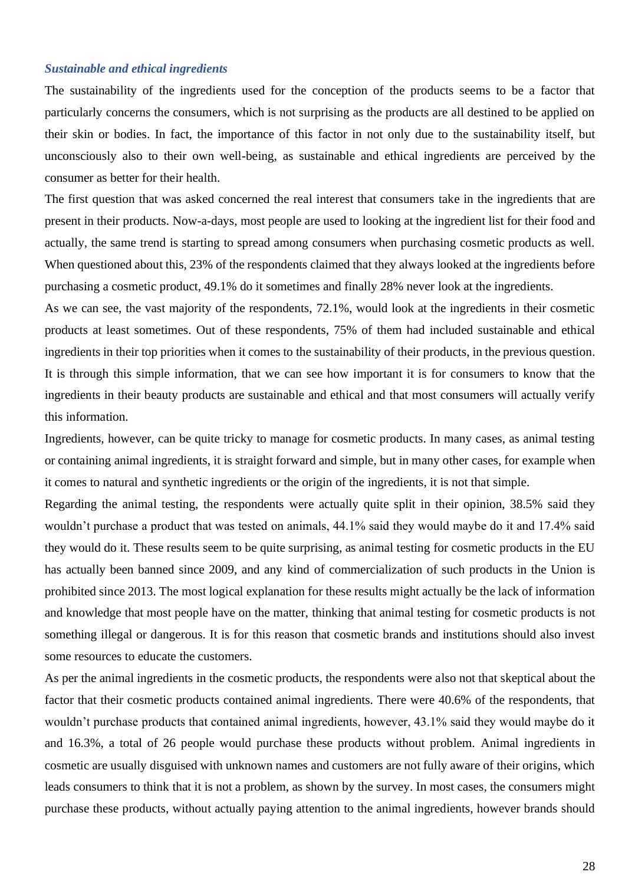### *Sustainable and ethical ingredients*

The sustainability of the ingredients used for the conception of the products seems to be a factor that particularly concerns the consumers, which is not surprising as the products are all destined to be applied on their skin or bodies. In fact, the importance of this factor in not only due to the sustainability itself, but unconsciously also to their own well-being, as sustainable and ethical ingredients are perceived by the consumer as better for their health.

The first question that was asked concerned the real interest that consumers take in the ingredients that are present in their products. Now-a-days, most people are used to looking at the ingredient list for their food and actually, the same trend is starting to spread among consumers when purchasing cosmetic products as well. When questioned about this, 23% of the respondents claimed that they always looked at the ingredients before purchasing a cosmetic product, 49.1% do it sometimes and finally 28% never look at the ingredients.

As we can see, the vast majority of the respondents, 72.1%, would look at the ingredients in their cosmetic products at least sometimes. Out of these respondents, 75% of them had included sustainable and ethical ingredients in their top priorities when it comes to the sustainability of their products, in the previous question. It is through this simple information, that we can see how important it is for consumers to know that the ingredients in their beauty products are sustainable and ethical and that most consumers will actually verify this information.

Ingredients, however, can be quite tricky to manage for cosmetic products. In many cases, as animal testing or containing animal ingredients, it is straight forward and simple, but in many other cases, for example when it comes to natural and synthetic ingredients or the origin of the ingredients, it is not that simple.

Regarding the animal testing, the respondents were actually quite split in their opinion, 38.5% said they wouldn't purchase a product that was tested on animals, 44.1% said they would maybe do it and 17.4% said they would do it. These results seem to be quite surprising, as animal testing for cosmetic products in the EU has actually been banned since 2009, and any kind of commercialization of such products in the Union is prohibited since 2013. The most logical explanation for these results might actually be the lack of information and knowledge that most people have on the matter, thinking that animal testing for cosmetic products is not something illegal or dangerous. It is for this reason that cosmetic brands and institutions should also invest some resources to educate the customers.

As per the animal ingredients in the cosmetic products, the respondents were also not that skeptical about the factor that their cosmetic products contained animal ingredients. There were 40.6% of the respondents, that wouldn't purchase products that contained animal ingredients, however, 43.1% said they would maybe do it and 16.3%, a total of 26 people would purchase these products without problem. Animal ingredients in cosmetic are usually disguised with unknown names and customers are not fully aware of their origins, which leads consumers to think that it is not a problem, as shown by the survey. In most cases, the consumers might purchase these products, without actually paying attention to the animal ingredients, however brands should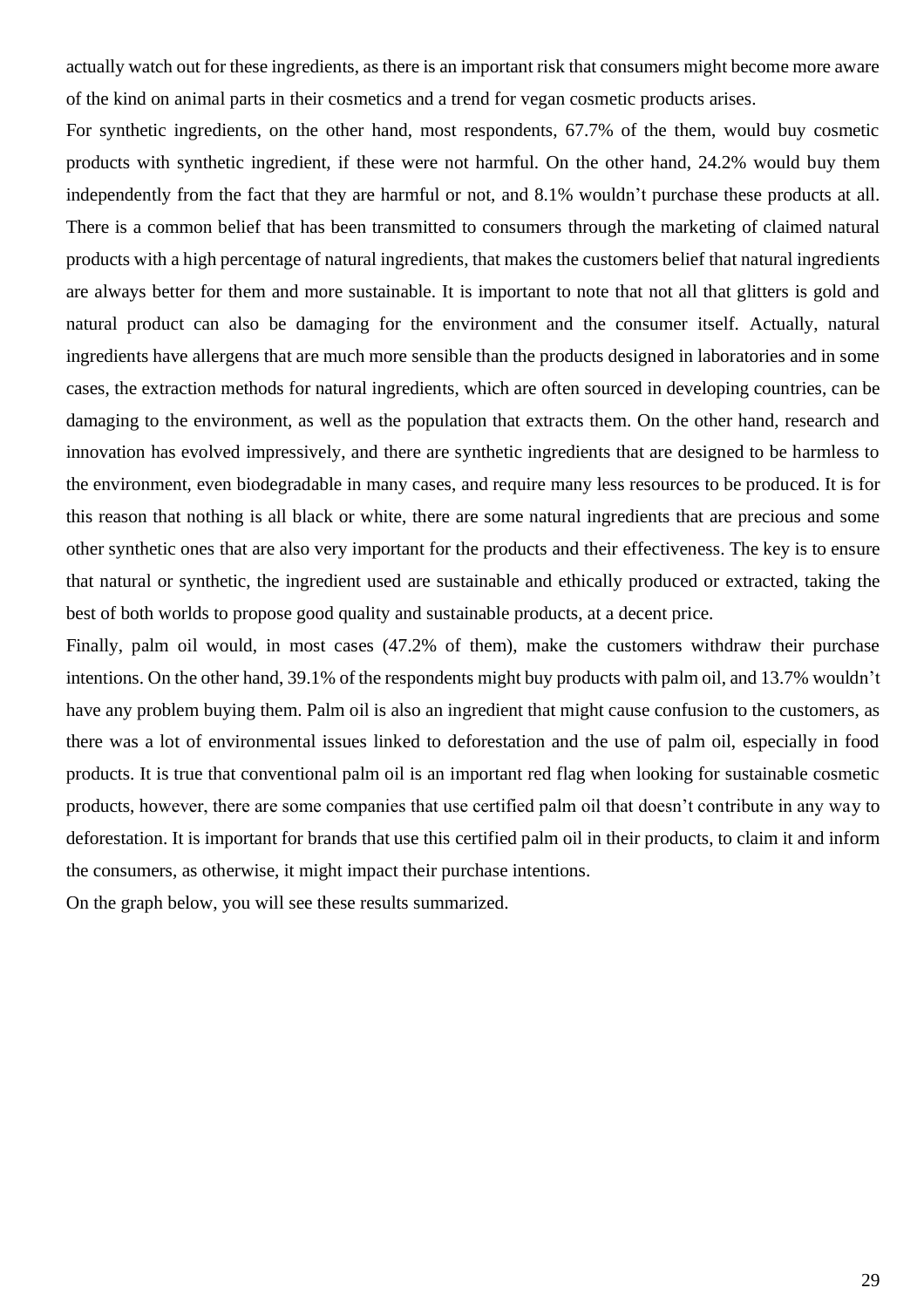actually watch out for these ingredients, as there is an important risk that consumers might become more aware of the kind on animal parts in their cosmetics and a trend for vegan cosmetic products arises.

For synthetic ingredients, on the other hand, most respondents, 67.7% of the them, would buy cosmetic products with synthetic ingredient, if these were not harmful. On the other hand, 24.2% would buy them independently from the fact that they are harmful or not, and 8.1% wouldn't purchase these products at all. There is a common belief that has been transmitted to consumers through the marketing of claimed natural products with a high percentage of natural ingredients, that makes the customers belief that natural ingredients are always better for them and more sustainable. It is important to note that not all that glitters is gold and natural product can also be damaging for the environment and the consumer itself. Actually, natural ingredients have allergens that are much more sensible than the products designed in laboratories and in some cases, the extraction methods for natural ingredients, which are often sourced in developing countries, can be damaging to the environment, as well as the population that extracts them. On the other hand, research and innovation has evolved impressively, and there are synthetic ingredients that are designed to be harmless to the environment, even biodegradable in many cases, and require many less resources to be produced. It is for this reason that nothing is all black or white, there are some natural ingredients that are precious and some other synthetic ones that are also very important for the products and their effectiveness. The key is to ensure that natural or synthetic, the ingredient used are sustainable and ethically produced or extracted, taking the best of both worlds to propose good quality and sustainable products, at a decent price.

Finally, palm oil would, in most cases (47.2% of them), make the customers withdraw their purchase intentions. On the other hand, 39.1% of the respondents might buy products with palm oil, and 13.7% wouldn't have any problem buying them. Palm oil is also an ingredient that might cause confusion to the customers, as there was a lot of environmental issues linked to deforestation and the use of palm oil, especially in food products. It is true that conventional palm oil is an important red flag when looking for sustainable cosmetic products, however, there are some companies that use certified palm oil that doesn't contribute in any way to deforestation. It is important for brands that use this certified palm oil in their products, to claim it and inform the consumers, as otherwise, it might impact their purchase intentions.

On the graph below, you will see these results summarized.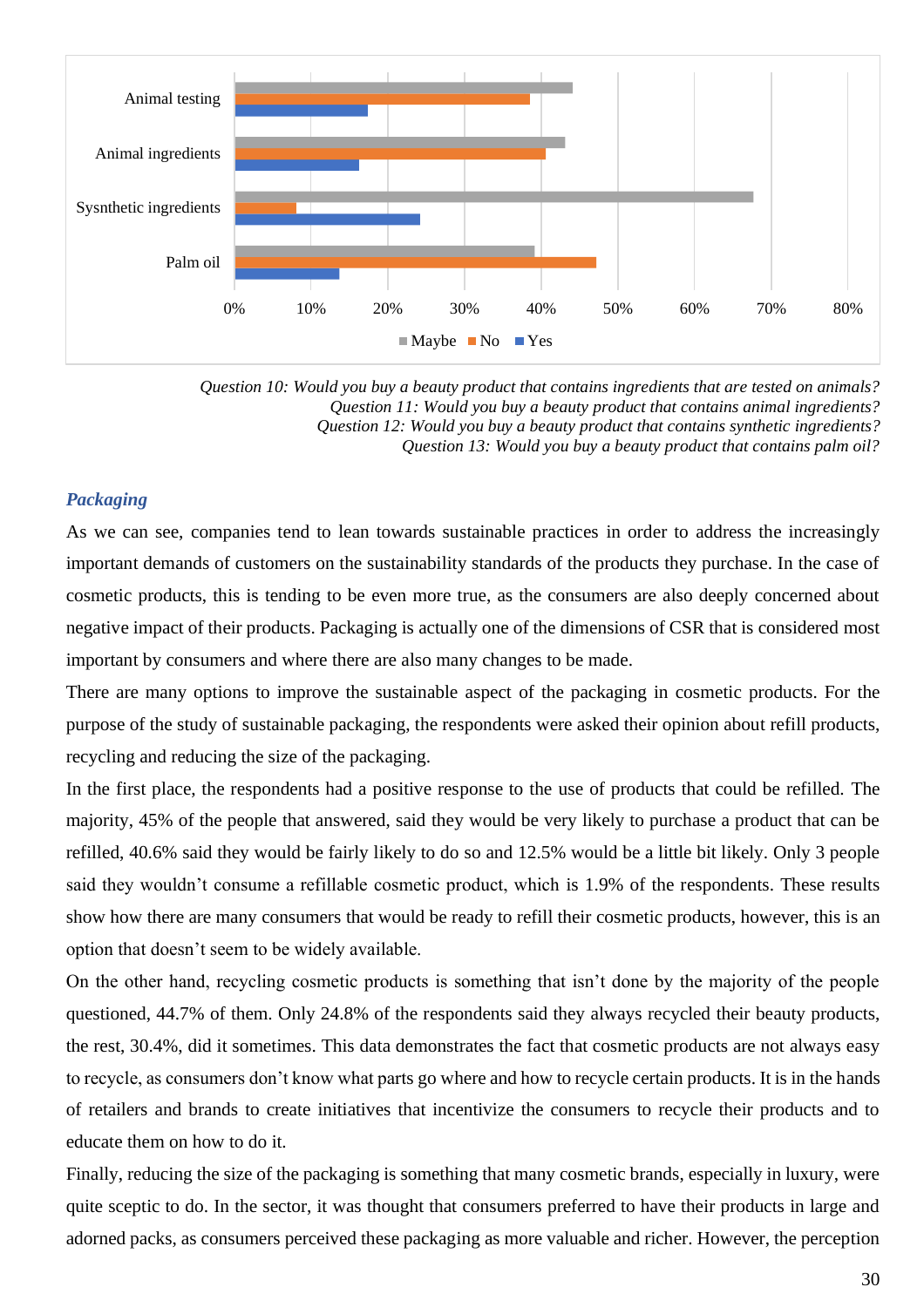*Question 10: Would you buy a beauty product that contains ingredients that are tested on animals?*
*Question 11: Would you buy a beauty product that contains animal ingredients?*
*Question 12: Would you buy a beauty product that contains synthetic ingredients?*
*Question 13: Would you buy a beauty product that contains palm oil?*

### *Packaging*

As we can see, companies tend to lean towards sustainable practices in order to address the increasingly important demands of customers on the sustainability standards of the products they purchase. In the case of cosmetic products, this is tending to be even more true, as the consumers are also deeply concerned about negative impact of their products. Packaging is actually one of the dimensions of CSR that is considered most important by consumers and where there are also many changes to be made.

There are many options to improve the sustainable aspect of the packaging in cosmetic products. For the purpose of the study of sustainable packaging, the respondents were asked their opinion about refill products, recycling and reducing the size of the packaging.

In the first place, the respondents had a positive response to the use of products that could be refilled. The majority, 45% of the people that answered, said they would be very likely to purchase a product that can be refilled, 40.6% said they would be fairly likely to do so and 12.5% would be a little bit likely. Only 3 people said they wouldn't consume a refillable cosmetic product, which is 1.9% of the respondents. These results show how there are many consumers that would be ready to refill their cosmetic products, however, this is an option that doesn't seem to be widely available.

On the other hand, recycling cosmetic products is something that isn't done by the majority of the people questioned, 44.7% of them. Only 24.8% of the respondents said they always recycled their beauty products, the rest, 30.4%, did it sometimes. This data demonstrates the fact that cosmetic products are not always easy to recycle, as consumers don't know what parts go where and how to recycle certain products. It is in the hands of retailers and brands to create initiatives that incentivize the consumers to recycle their products and to educate them on how to do it.

Finally, reducing the size of the packaging is something that many cosmetic brands, especially in luxury, were quite sceptic to do. In the sector, it was thought that consumers preferred to have their products in large and adorned packs, as consumers perceived these packaging as more valuable and richer. However, the perception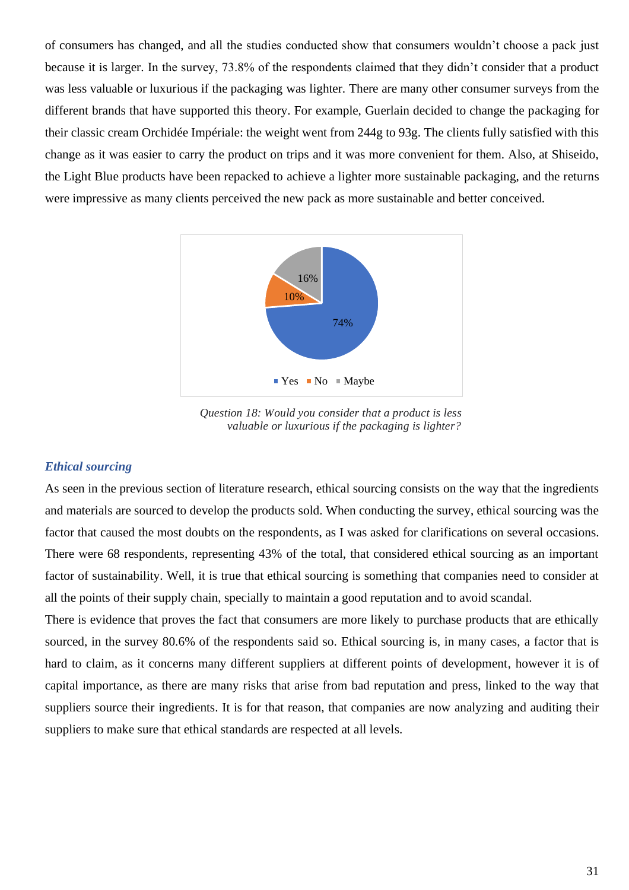of consumers has changed, and all the studies conducted show that consumers wouldn't choose a pack just because it is larger. In the survey, 73.8% of the respondents claimed that they didn't consider that a product was less valuable or luxurious if the packaging was lighter. There are many other consumer surveys from the different brands that have supported this theory. For example, Guerlain decided to change the packaging for their classic cream Orchidée Impériale: the weight went from 244g to 93g. The clients fully satisfied with this change as it was easier to carry the product on trips and it was more convenient for them. Also, at Shiseido, the Light Blue products have been repacked to achieve a lighter more sustainable packaging, and the returns were impressive as many clients perceived the new pack as more sustainable and better conceived.

*Question 18: Would you consider that a product is less valuable or luxurious if the packaging is lighter?*

### *Ethical sourcing*

As seen in the previous section of literature research, ethical sourcing consists on the way that the ingredients and materials are sourced to develop the products sold. When conducting the survey, ethical sourcing was the factor that caused the most doubts on the respondents, as I was asked for clarifications on several occasions. There were 68 respondents, representing 43% of the total, that considered ethical sourcing as an important factor of sustainability. Well, it is true that ethical sourcing is something that companies need to consider at all the points of their supply chain, specially to maintain a good reputation and to avoid scandal.

There is evidence that proves the fact that consumers are more likely to purchase products that are ethically sourced, in the survey 80.6% of the respondents said so. Ethical sourcing is, in many cases, a factor that is hard to claim, as it concerns many different suppliers at different points of development, however it is of capital importance, as there are many risks that arise from bad reputation and press, linked to the way that suppliers source their ingredients. It is for that reason, that companies are now analyzing and auditing their suppliers to make sure that ethical standards are respected at all levels.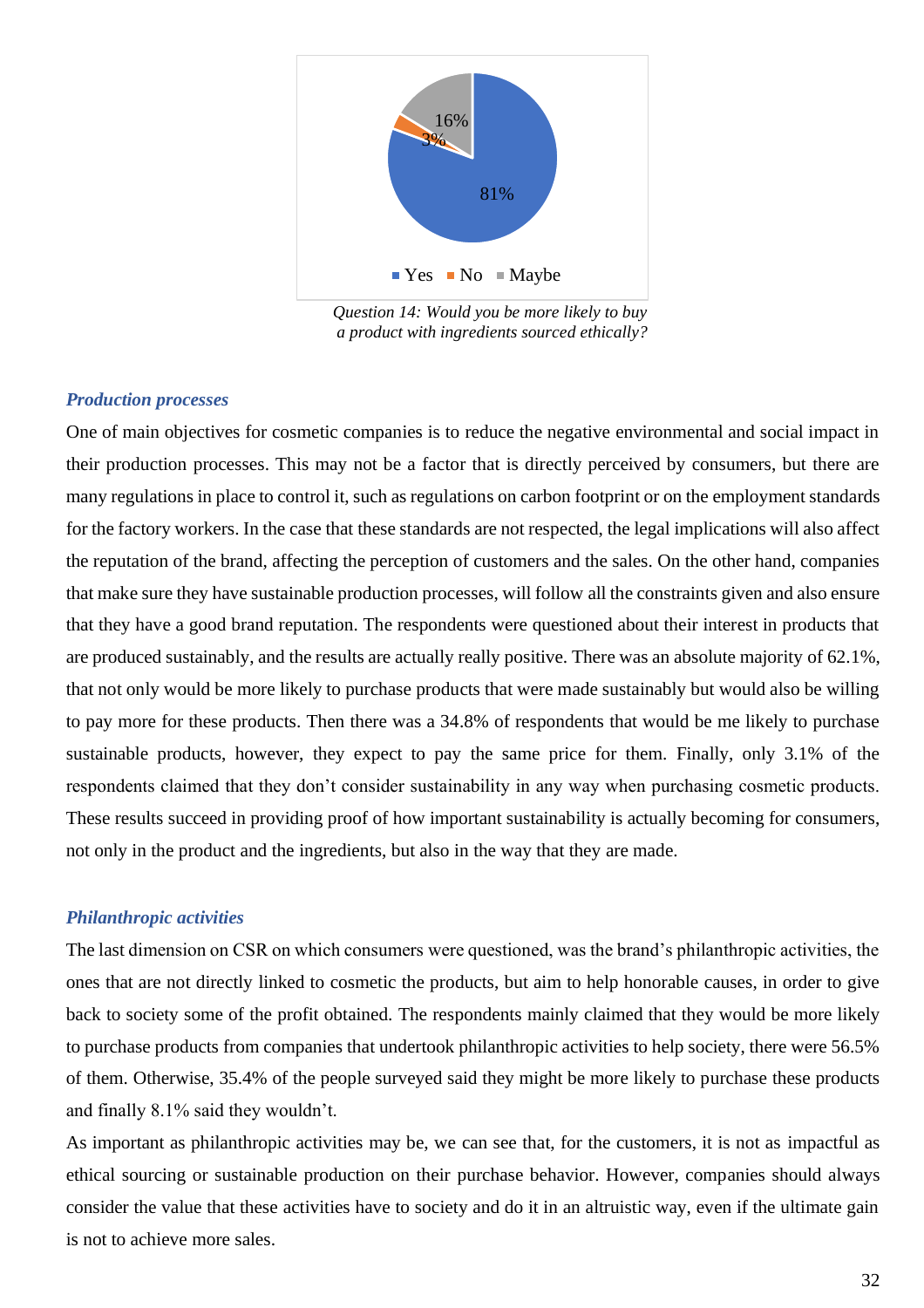Question 14: Would you be more likely to buy a product with ingredients sourced ethically?

### *Production processes*

One of main objectives for cosmetic companies is to reduce the negative environmental and social impact in their production processes. This may not be a factor that is directly perceived by consumers, but there are many regulations in place to control it, such as regulations on carbon footprint or on the employment standards for the factory workers. In the case that these standards are not respected, the legal implications will also affect the reputation of the brand, affecting the perception of customers and the sales. On the other hand, companies that make sure they have sustainable production processes, will follow all the constraints given and also ensure that they have a good brand reputation. The respondents were questioned about their interest in products that are produced sustainably, and the results are actually really positive. There was an absolute majority of 62.1%, that not only would be more likely to purchase products that were made sustainably but would also be willing to pay more for these products. Then there was a 34.8% of respondents that would be me likely to purchase sustainable products, however, they expect to pay the same price for them. Finally, only 3.1% of the respondents claimed that they don't consider sustainability in any way when purchasing cosmetic products. These results succeed in providing proof of how important sustainability is actually becoming for consumers, not only in the product and the ingredients, but also in the way that they are made.

### *Philanthropic activities*

The last dimension on CSR on which consumers were questioned, was the brand's philanthropic activities, the ones that are not directly linked to cosmetic the products, but aim to help honorable causes, in order to give back to society some of the profit obtained. The respondents mainly claimed that they would be more likely to purchase products from companies that undertook philanthropic activities to help society, there were 56.5% of them. Otherwise, 35.4% of the people surveyed said they might be more likely to purchase these products and finally 8.1% said they wouldn't.

As important as philanthropic activities may be, we can see that, for the customers, it is not as impactful as ethical sourcing or sustainable production on their purchase behavior. However, companies should always consider the value that these activities have to society and do it in an altruistic way, even if the ultimate gain is not to achieve more sales.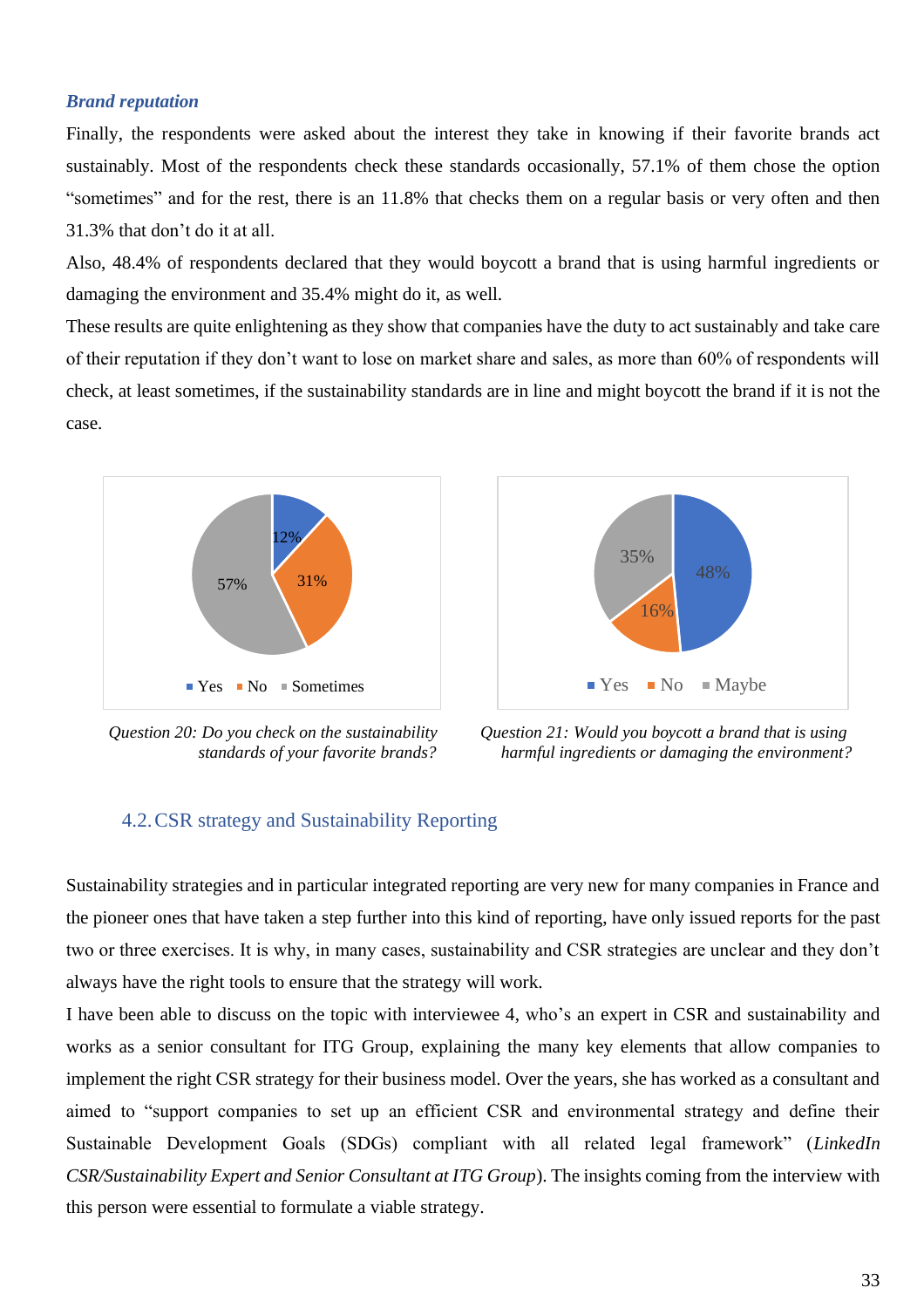***Brand reputation***

Finally, the respondents were asked about the interest they take in knowing if their favorite brands act sustainably. Most of the respondents check these standards occasionally, 57.1% of them chose the option "sometimes" and for the rest, there is an 11.8% that checks them on a regular basis or very often and then 31.3% that don't do it at all.

Also, 48.4% of respondents declared that they would boycott a brand that is using harmful ingredients or damaging the environment and 35.4% might do it, as well.

These results are quite enlightening as they show that companies have the duty to act sustainably and take care of their reputation if they don't want to lose on market share and sales, as more than 60% of respondents will check, at least sometimes, if the sustainability standards are in line and might boycott the brand if it is not the case.

*Question 20: Do you check on the sustainability standards of your favorite brands?*

*Question 21: Would you boycott a brand that is using harmful ingredients or damaging the environment?*

## 4.2. CSR strategy and Sustainability Reporting

Sustainability strategies and in particular integrated reporting are very new for many companies in France and the pioneer ones that have taken a step further into this kind of reporting, have only issued reports for the past two or three exercises. It is why, in many cases, sustainability and CSR strategies are unclear and they don't always have the right tools to ensure that the strategy will work.

I have been able to discuss on the topic with interviewee 4, who's an expert in CSR and sustainability and works as a senior consultant for ITG Group, explaining the many key elements that allow companies to implement the right CSR strategy for their business model. Over the years, she has worked as a consultant and aimed to "support companies to set up an efficient CSR and environmental strategy and define their Sustainable Development Goals (SDGs) compliant with all related legal framework" (*LinkedIn CSR/Sustainability Expert and Senior Consultant at ITG Group*). The insights coming from the interview with this person were essential to formulate a viable strategy.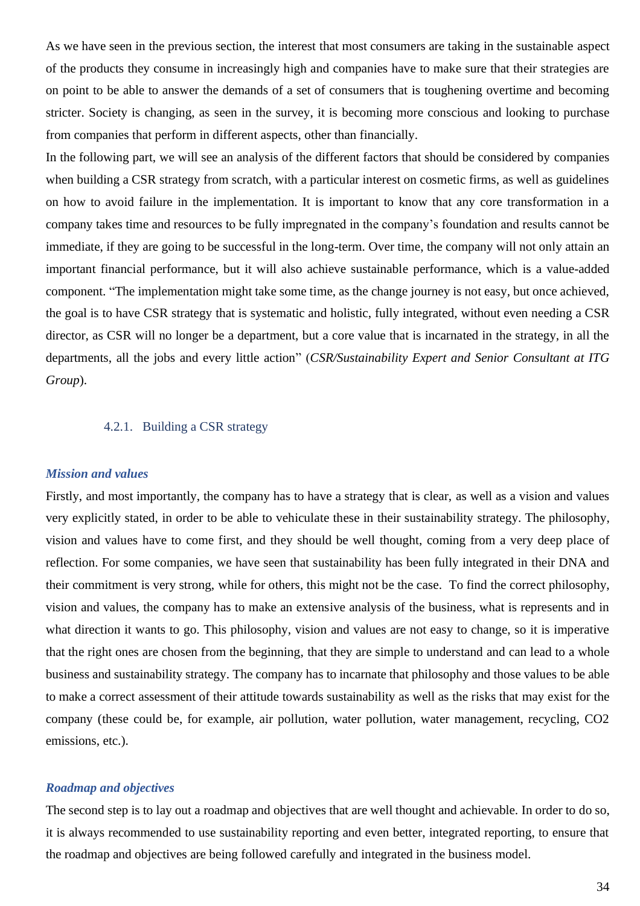As we have seen in the previous section, the interest that most consumers are taking in the sustainable aspect of the products they consume in increasingly high and companies have to make sure that their strategies are on point to be able to answer the demands of a set of consumers that is toughening overtime and becoming stricter. Society is changing, as seen in the survey, it is becoming more conscious and looking to purchase from companies that perform in different aspects, other than financially.

In the following part, we will see an analysis of the different factors that should be considered by companies when building a CSR strategy from scratch, with a particular interest on cosmetic firms, as well as guidelines on how to avoid failure in the implementation. It is important to know that any core transformation in a company takes time and resources to be fully impregnated in the company's foundation and results cannot be immediate, if they are going to be successful in the long-term. Over time, the company will not only attain an important financial performance, but it will also achieve sustainable performance, which is a value-added component. "The implementation might take some time, as the change journey is not easy, but once achieved, the goal is to have CSR strategy that is systematic and holistic, fully integrated, without even needing a CSR director, as CSR will no longer be a department, but a core value that is incarnated in the strategy, in all the departments, all the jobs and every little action" (*CSR/Sustainability Expert and Senior Consultant at ITG Group*).

### 4.2.1. Building a CSR strategy

#### *Mission and values*

Firstly, and most importantly, the company has to have a strategy that is clear, as well as a vision and values very explicitly stated, in order to be able to vehiculate these in their sustainability strategy. The philosophy, vision and values have to come first, and they should be well thought, coming from a very deep place of reflection. For some companies, we have seen that sustainability has been fully integrated in their DNA and their commitment is very strong, while for others, this might not be the case. To find the correct philosophy, vision and values, the company has to make an extensive analysis of the business, what is represents and in what direction it wants to go. This philosophy, vision and values are not easy to change, so it is imperative that the right ones are chosen from the beginning, that they are simple to understand and can lead to a whole business and sustainability strategy. The company has to incarnate that philosophy and those values to be able to make a correct assessment of their attitude towards sustainability as well as the risks that may exist for the company (these could be, for example, air pollution, water pollution, water management, recycling, $CO_2$ emissions, etc.).

#### *Roadmap and objectives*

The second step is to lay out a roadmap and objectives that are well thought and achievable. In order to do so, it is always recommended to use sustainability reporting and even better, integrated reporting, to ensure that the roadmap and objectives are being followed carefully and integrated in the business model.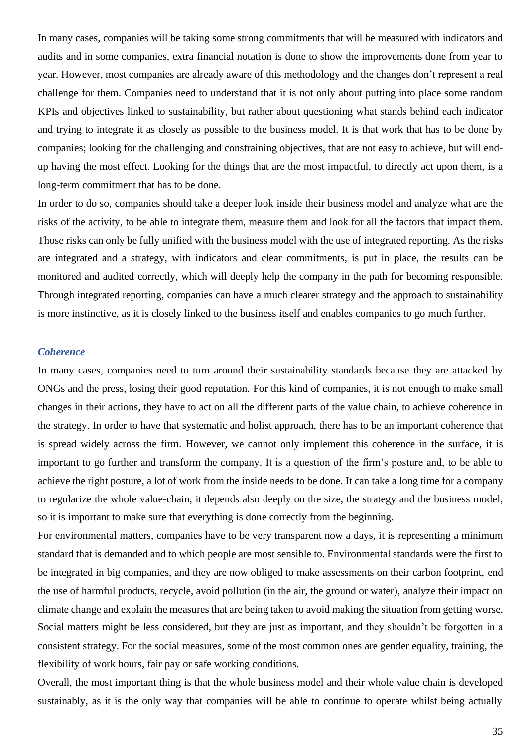In many cases, companies will be taking some strong commitments that will be measured with indicators and audits and in some companies, extra financial notation is done to show the improvements done from year to year. However, most companies are already aware of this methodology and the changes don't represent a real challenge for them. Companies need to understand that it is not only about putting into place some random KPIs and objectives linked to sustainability, but rather about questioning what stands behind each indicator and trying to integrate it as closely as possible to the business model. It is that work that has to be done by companies; looking for the challenging and constraining objectives, that are not easy to achieve, but will end-up having the most effect. Looking for the things that are the most impactful, to directly act upon them, is a long-term commitment that has to be done.

In order to do so, companies should take a deeper look inside their business model and analyze what are the risks of the activity, to be able to integrate them, measure them and look for all the factors that impact them. Those risks can only be fully unified with the business model with the use of integrated reporting. As the risks are integrated and a strategy, with indicators and clear commitments, is put in place, the results can be monitored and audited correctly, which will deeply help the company in the path for becoming responsible. Through integrated reporting, companies can have a much clearer strategy and the approach to sustainability is more instinctive, as it is closely linked to the business itself and enables companies to go much further.

### *Coherence*

In many cases, companies need to turn around their sustainability standards because they are attacked by ONGs and the press, losing their good reputation. For this kind of companies, it is not enough to make small changes in their actions, they have to act on all the different parts of the value chain, to achieve coherence in the strategy. In order to have that systematic and holist approach, there has to be an important coherence that is spread widely across the firm. However, we cannot only implement this coherence in the surface, it is important to go further and transform the company. It is a question of the firm's posture and, to be able to achieve the right posture, a lot of work from the inside needs to be done. It can take a long time for a company to regularize the whole value-chain, it depends also deeply on the size, the strategy and the business model, so it is important to make sure that everything is done correctly from the beginning.

For environmental matters, companies have to be very transparent now a days, it is representing a minimum standard that is demanded and to which people are most sensible to. Environmental standards were the first to be integrated in big companies, and they are now obliged to make assessments on their carbon footprint, end the use of harmful products, recycle, avoid pollution (in the air, the ground or water), analyze their impact on climate change and explain the measures that are being taken to avoid making the situation from getting worse. Social matters might be less considered, but they are just as important, and they shouldn't be forgotten in a consistent strategy. For the social measures, some of the most common ones are gender equality, training, the flexibility of work hours, fair pay or safe working conditions.

Overall, the most important thing is that the whole business model and their whole value chain is developed sustainably, as it is the only way that companies will be able to continue to operate whilst being actually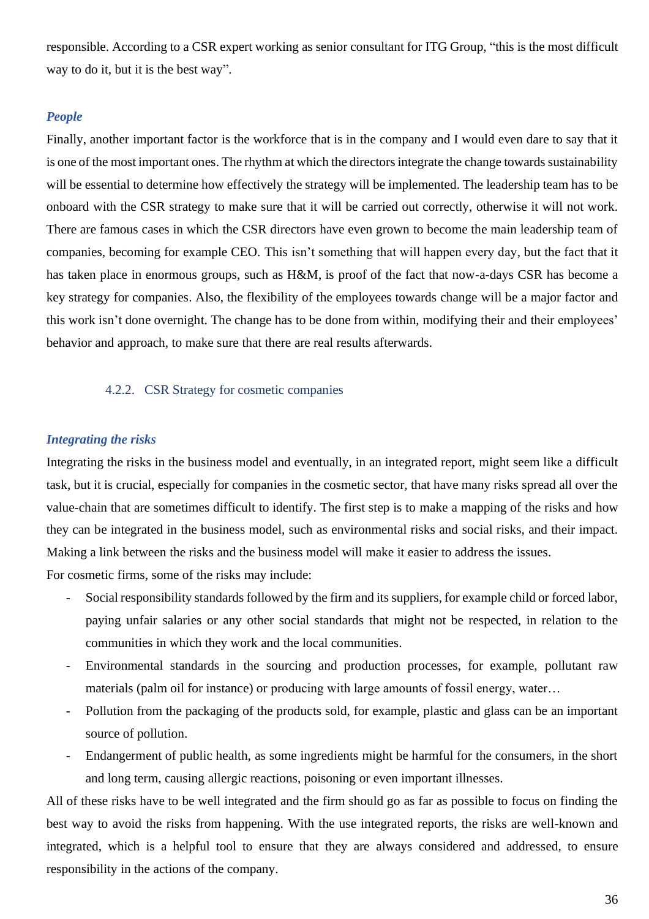responsible. According to a CSR expert working as senior consultant for ITG Group, "this is the most difficult way to do it, but it is the best way".

***People***

Finally, another important factor is the workforce that is in the company and I would even dare to say that it is one of the most important ones. The rhythm at which the directors integrate the change towards sustainability will be essential to determine how effectively the strategy will be implemented. The leadership team has to be onboard with the CSR strategy to make sure that it will be carried out correctly, otherwise it will not work. There are famous cases in which the CSR directors have even grown to become the main leadership team of companies, becoming for example CEO. This isn't something that will happen every day, but the fact that it has taken place in enormous groups, such as H&M, is proof of the fact that now-a-days CSR has become a key strategy for companies. Also, the flexibility of the employees towards change will be a major factor and this work isn't done overnight. The change has to be done from within, modifying their and their employees' behavior and approach, to make sure that there are real results afterwards.

### 4.2.2. CSR Strategy for cosmetic companies

***Integrating the risks***

Integrating the risks in the business model and eventually, in an integrated report, might seem like a difficult task, but it is crucial, especially for companies in the cosmetic sector, that have many risks spread all over the value-chain that are sometimes difficult to identify. The first step is to make a mapping of the risks and how they can be integrated in the business model, such as environmental risks and social risks, and their impact. Making a link between the risks and the business model will make it easier to address the issues.

For cosmetic firms, some of the risks may include:

- Social responsibility standards followed by the firm and its suppliers, for example child or forced labor, paying unfair salaries or any other social standards that might not be respected, in relation to the communities in which they work and the local communities.
- Environmental standards in the sourcing and production processes, for example, pollutant raw materials (palm oil for instance) or producing with large amounts of fossil energy, water…
- Pollution from the packaging of the products sold, for example, plastic and glass can be an important source of pollution.
- Endangerment of public health, as some ingredients might be harmful for the consumers, in the short and long term, causing allergic reactions, poisoning or even important illnesses.

All of these risks have to be well integrated and the firm should go as far as possible to focus on finding the best way to avoid the risks from happening. With the use integrated reports, the risks are well-known and integrated, which is a helpful tool to ensure that they are always considered and addressed, to ensure responsibility in the actions of the company.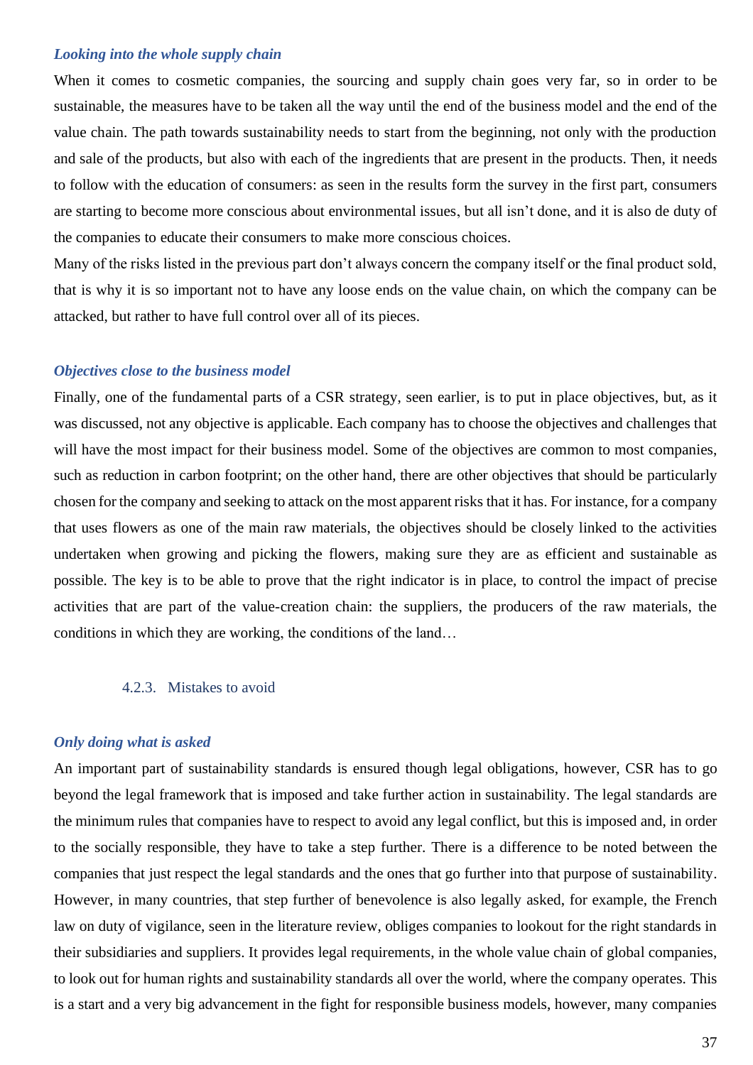***Looking into the whole supply chain***

When it comes to cosmetic companies, the sourcing and supply chain goes very far, so in order to be sustainable, the measures have to be taken all the way until the end of the business model and the end of the value chain. The path towards sustainability needs to start from the beginning, not only with the production and sale of the products, but also with each of the ingredients that are present in the products. Then, it needs to follow with the education of consumers: as seen in the results form the survey in the first part, consumers are starting to become more conscious about environmental issues, but all isn't done, and it is also de duty of the companies to educate their consumers to make more conscious choices.

Many of the risks listed in the previous part don't always concern the company itself or the final product sold, that is why it is so important not to have any loose ends on the value chain, on which the company can be attacked, but rather to have full control over all of its pieces.

***Objectives close to the business model***

Finally, one of the fundamental parts of a CSR strategy, seen earlier, is to put in place objectives, but, as it was discussed, not any objective is applicable. Each company has to choose the objectives and challenges that will have the most impact for their business model. Some of the objectives are common to most companies, such as reduction in carbon footprint; on the other hand, there are other objectives that should be particularly chosen for the company and seeking to attack on the most apparent risks that it has. For instance, for a company that uses flowers as one of the main raw materials, the objectives should be closely linked to the activities undertaken when growing and picking the flowers, making sure they are as efficient and sustainable as possible. The key is to be able to prove that the right indicator is in place, to control the impact of precise activities that are part of the value-creation chain: the suppliers, the producers of the raw materials, the conditions in which they are working, the conditions of the land…

### 4.2.3. Mistakes to avoid

***Only doing what is asked***

An important part of sustainability standards is ensured though legal obligations, however, CSR has to go beyond the legal framework that is imposed and take further action in sustainability. The legal standards are the minimum rules that companies have to respect to avoid any legal conflict, but this is imposed and, in order to the socially responsible, they have to take a step further. There is a difference to be noted between the companies that just respect the legal standards and the ones that go further into that purpose of sustainability. However, in many countries, that step further of benevolence is also legally asked, for example, the French law on duty of vigilance, seen in the literature review, obliges companies to lookout for the right standards in their subsidiaries and suppliers. It provides legal requirements, in the whole value chain of global companies, to look out for human rights and sustainability standards all over the world, where the company operates. This is a start and a very big advancement in the fight for responsible business models, however, many companies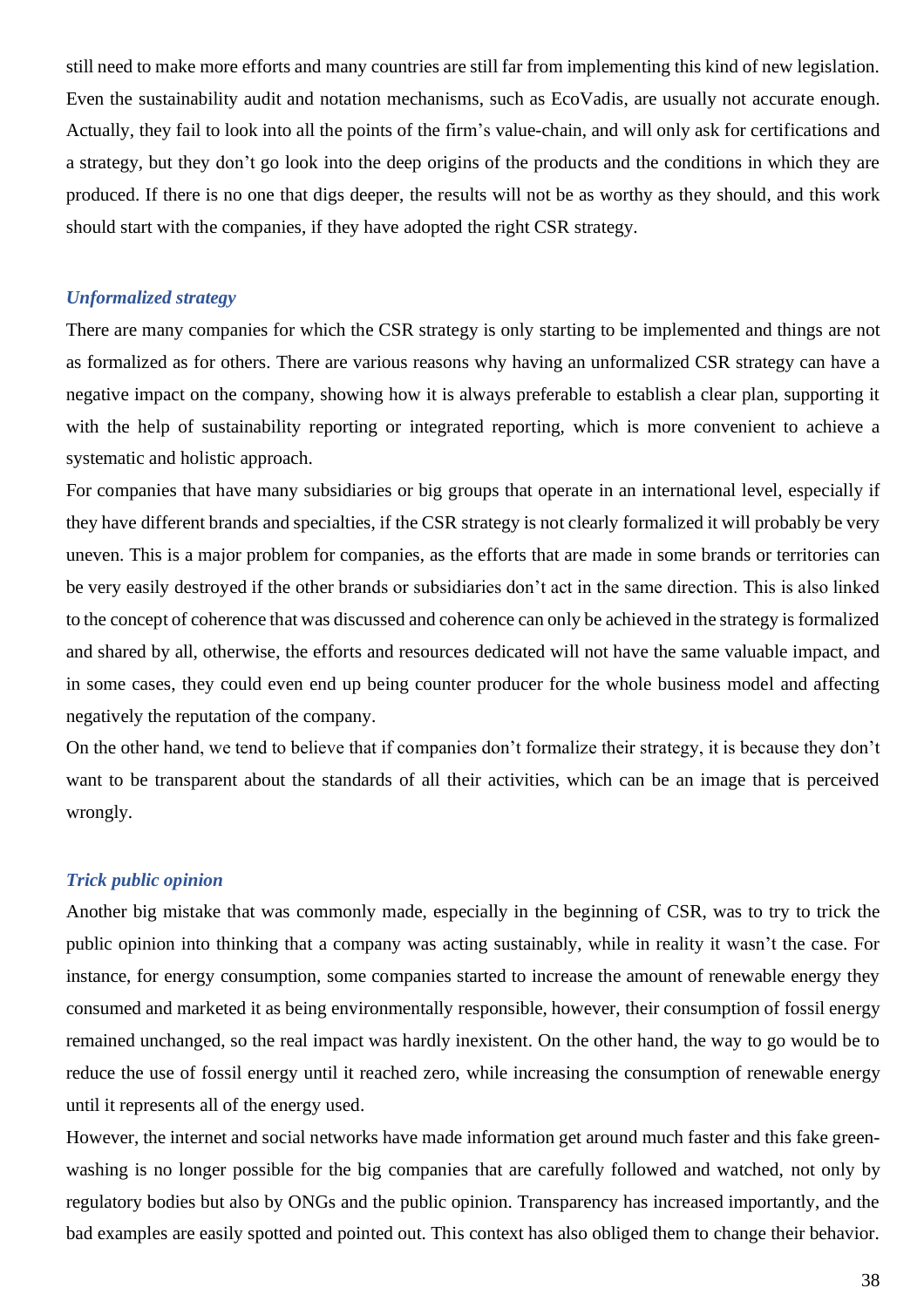still need to make more efforts and many countries are still far from implementing this kind of new legislation. Even the sustainability audit and notation mechanisms, such as EcoVadis, are usually not accurate enough. Actually, they fail to look into all the points of the firm's value-chain, and will only ask for certifications and a strategy, but they don't go look into the deep origins of the products and the conditions in which they are produced. If there is no one that digs deeper, the results will not be as worthy as they should, and this work should start with the companies, if they have adopted the right CSR strategy.

### *Unformalized strategy*

There are many companies for which the CSR strategy is only starting to be implemented and things are not as formalized as for others. There are various reasons why having an unformalized CSR strategy can have a negative impact on the company, showing how it is always preferable to establish a clear plan, supporting it with the help of sustainability reporting or integrated reporting, which is more convenient to achieve a systematic and holistic approach.

For companies that have many subsidiaries or big groups that operate in an international level, especially if they have different brands and specialties, if the CSR strategy is not clearly formalized it will probably be very uneven. This is a major problem for companies, as the efforts that are made in some brands or territories can be very easily destroyed if the other brands or subsidiaries don't act in the same direction. This is also linked to the concept of coherence that was discussed and coherence can only be achieved in the strategy is formalized and shared by all, otherwise, the efforts and resources dedicated will not have the same valuable impact, and in some cases, they could even end up being counter producer for the whole business model and affecting negatively the reputation of the company.

On the other hand, we tend to believe that if companies don't formalize their strategy, it is because they don't want to be transparent about the standards of all their activities, which can be an image that is perceived wrongly.

### *Trick public opinion*

Another big mistake that was commonly made, especially in the beginning of CSR, was to try to trick the public opinion into thinking that a company was acting sustainably, while in reality it wasn't the case. For instance, for energy consumption, some companies started to increase the amount of renewable energy they consumed and marketed it as being environmentally responsible, however, their consumption of fossil energy remained unchanged, so the real impact was hardly inexistent. On the other hand, the way to go would be to reduce the use of fossil energy until it reached zero, while increasing the consumption of renewable energy until it represents all of the energy used.

However, the internet and social networks have made information get around much faster and this fake green-washing is no longer possible for the big companies that are carefully followed and watched, not only by regulatory bodies but also by ONGs and the public opinion. Transparency has increased importantly, and the bad examples are easily spotted and pointed out. This context has also obliged them to change their behavior.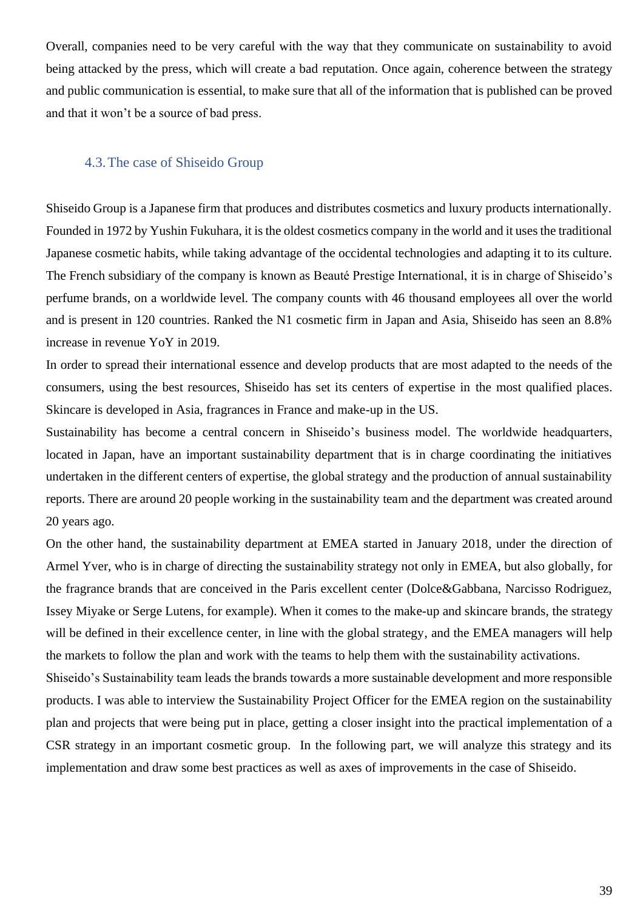Overall, companies need to be very careful with the way that they communicate on sustainability to avoid being attacked by the press, which will create a bad reputation. Once again, coherence between the strategy and public communication is essential, to make sure that all of the information that is published can be proved and that it won't be a source of bad press.

## 4.3. The case of Shiseido Group

Shiseido Group is a Japanese firm that produces and distributes cosmetics and luxury products internationally. Founded in 1972 by Yushin Fukuhara, it is the oldest cosmetics company in the world and it uses the traditional Japanese cosmetic habits, while taking advantage of the occidental technologies and adapting it to its culture. The French subsidiary of the company is known as Beauté Prestige International, it is in charge of Shiseido's perfume brands, on a worldwide level. The company counts with 46 thousand employees all over the world and is present in 120 countries. Ranked the N1 cosmetic firm in Japan and Asia, Shiseido has seen an 8.8% increase in revenue YoY in 2019.

In order to spread their international essence and develop products that are most adapted to the needs of the consumers, using the best resources, Shiseido has set its centers of expertise in the most qualified places. Skincare is developed in Asia, fragrances in France and make-up in the US.

Sustainability has become a central concern in Shiseido's business model. The worldwide headquarters, located in Japan, have an important sustainability department that is in charge coordinating the initiatives undertaken in the different centers of expertise, the global strategy and the production of annual sustainability reports. There are around 20 people working in the sustainability team and the department was created around 20 years ago.

On the other hand, the sustainability department at EMEA started in January 2018, under the direction of Armel Yver, who is in charge of directing the sustainability strategy not only in EMEA, but also globally, for the fragrance brands that are conceived in the Paris excellent center (Dolce&Gabbana, Narcisso Rodriguez, Issey Miyake or Serge Lutens, for example). When it comes to the make-up and skincare brands, the strategy will be defined in their excellence center, in line with the global strategy, and the EMEA managers will help the markets to follow the plan and work with the teams to help them with the sustainability activations.

Shiseido's Sustainability team leads the brands towards a more sustainable development and more responsible products. I was able to interview the Sustainability Project Officer for the EMEA region on the sustainability plan and projects that were being put in place, getting a closer insight into the practical implementation of a CSR strategy in an important cosmetic group. In the following part, we will analyze this strategy and its implementation and draw some best practices as well as axes of improvements in the case of Shiseido.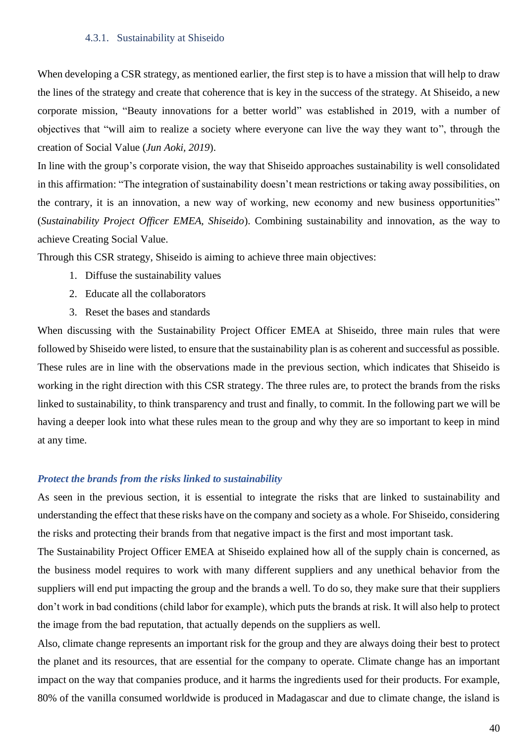#### 4.3.1. Sustainability at Shiseido

When developing a CSR strategy, as mentioned earlier, the first step is to have a mission that will help to draw the lines of the strategy and create that coherence that is key in the success of the strategy. At Shiseido, a new corporate mission, "Beauty innovations for a better world" was established in 2019, with a number of objectives that "will aim to realize a society where everyone can live the way they want to", through the creation of Social Value (*Jun Aoki, 2019*).

In line with the group's corporate vision, the way that Shiseido approaches sustainability is well consolidated in this affirmation: "The integration of sustainability doesn't mean restrictions or taking away possibilities, on the contrary, it is an innovation, a new way of working, new economy and new business opportunities" (*Sustainability Project Officer EMEA, Shiseido*). Combining sustainability and innovation, as the way to achieve Creating Social Value.

Through this CSR strategy, Shiseido is aiming to achieve three main objectives:

1. Diffuse the sustainability values
2. Educate all the collaborators
3. Reset the bases and standards

When discussing with the Sustainability Project Officer EMEA at Shiseido, three main rules that were followed by Shiseido were listed, to ensure that the sustainability plan is as coherent and successful as possible. These rules are in line with the observations made in the previous section, which indicates that Shiseido is working in the right direction with this CSR strategy. The three rules are, to protect the brands from the risks linked to sustainability, to think transparency and trust and finally, to commit. In the following part we will be having a deeper look into what these rules mean to the group and why they are so important to keep in mind at any time.

***Protect the brands from the risks linked to sustainability***

As seen in the previous section, it is essential to integrate the risks that are linked to sustainability and understanding the effect that these risks have on the company and society as a whole. For Shiseido, considering the risks and protecting their brands from that negative impact is the first and most important task.

The Sustainability Project Officer EMEA at Shiseido explained how all of the supply chain is concerned, as the business model requires to work with many different suppliers and any unethical behavior from the suppliers will end put impacting the group and the brands a well. To do so, they make sure that their suppliers don't work in bad conditions (child labor for example), which puts the brands at risk. It will also help to protect the image from the bad reputation, that actually depends on the suppliers as well.

Also, climate change represents an important risk for the group and they are always doing their best to protect the planet and its resources, that are essential for the company to operate. Climate change has an important impact on the way that companies produce, and it harms the ingredients used for their products. For example, 80% of the vanilla consumed worldwide is produced in Madagascar and due to climate change, the island is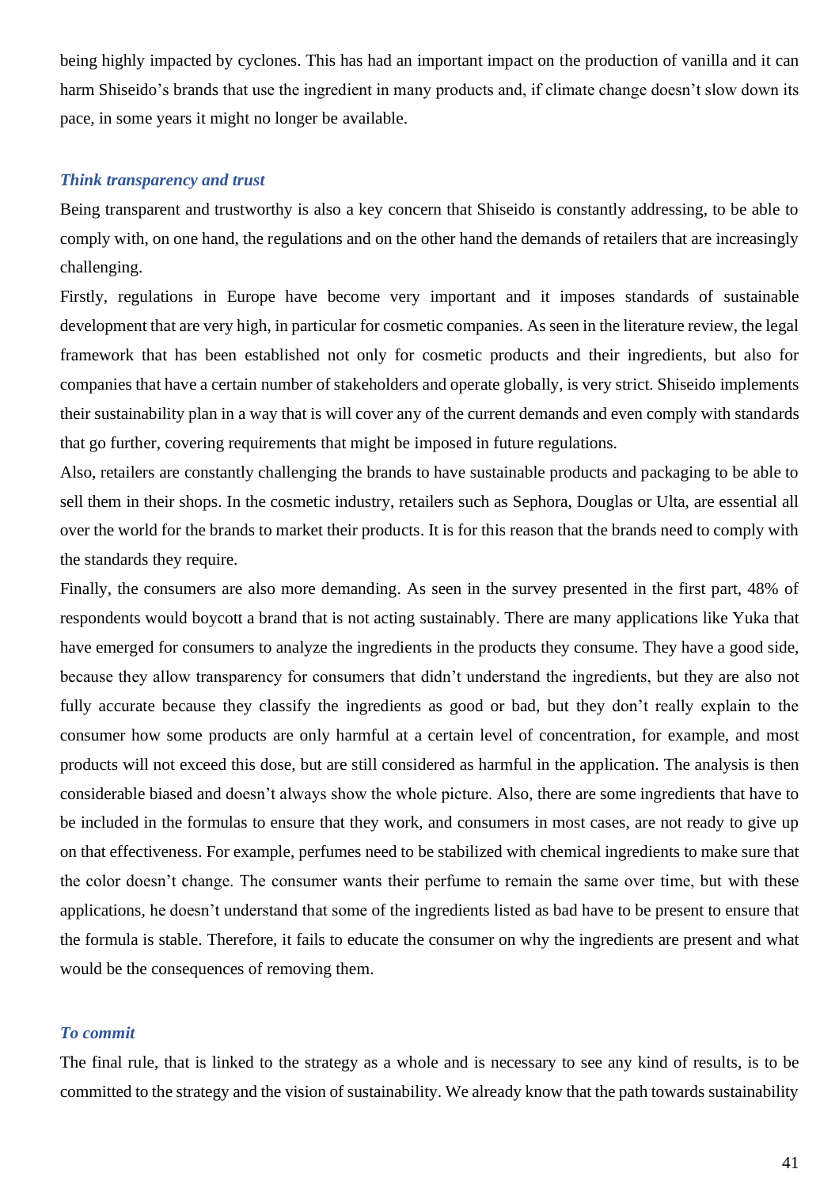being highly impacted by cyclones. This has had an important impact on the production of vanilla and it can harm Shiseido's brands that use the ingredient in many products and, if climate change doesn't slow down its pace, in some years it might no longer be available.

### *Think transparency and trust*

Being transparent and trustworthy is also a key concern that Shiseido is constantly addressing, to be able to comply with, on one hand, the regulations and on the other hand the demands of retailers that are increasingly challenging.

Firstly, regulations in Europe have become very important and it imposes standards of sustainable development that are very high, in particular for cosmetic companies. As seen in the literature review, the legal framework that has been established not only for cosmetic products and their ingredients, but also for companies that have a certain number of stakeholders and operate globally, is very strict. Shiseido implements their sustainability plan in a way that is will cover any of the current demands and even comply with standards that go further, covering requirements that might be imposed in future regulations.

Also, retailers are constantly challenging the brands to have sustainable products and packaging to be able to sell them in their shops. In the cosmetic industry, retailers such as Sephora, Douglas or Ulta, are essential all over the world for the brands to market their products. It is for this reason that the brands need to comply with the standards they require.

Finally, the consumers are also more demanding. As seen in the survey presented in the first part, 48% of respondents would boycott a brand that is not acting sustainably. There are many applications like Yuka that have emerged for consumers to analyze the ingredients in the products they consume. They have a good side, because they allow transparency for consumers that didn't understand the ingredients, but they are also not fully accurate because they classify the ingredients as good or bad, but they don't really explain to the consumer how some products are only harmful at a certain level of concentration, for example, and most products will not exceed this dose, but are still considered as harmful in the application. The analysis is then considerable biased and doesn't always show the whole picture. Also, there are some ingredients that have to be included in the formulas to ensure that they work, and consumers in most cases, are not ready to give up on that effectiveness. For example, perfumes need to be stabilized with chemical ingredients to make sure that the color doesn't change. The consumer wants their perfume to remain the same over time, but with these applications, he doesn't understand that some of the ingredients listed as bad have to be present to ensure that the formula is stable. Therefore, it fails to educate the consumer on why the ingredients are present and what would be the consequences of removing them.

### *To commit*

The final rule, that is linked to the strategy as a whole and is necessary to see any kind of results, is to be committed to the strategy and the vision of sustainability. We already know that the path towards sustainability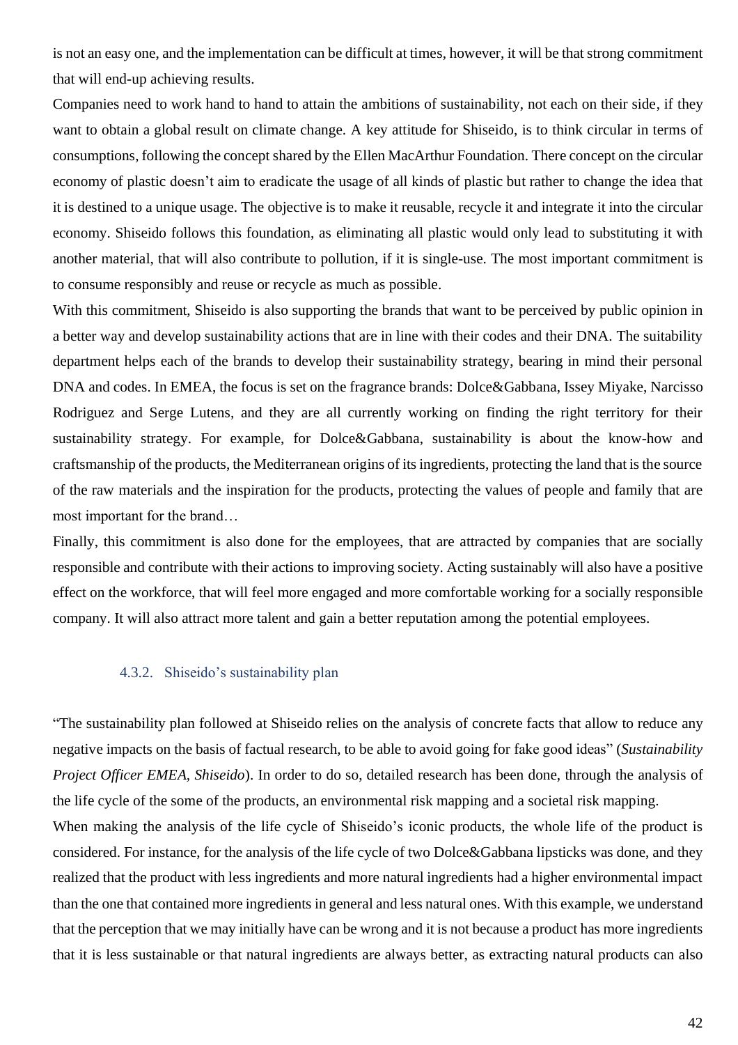is not an easy one, and the implementation can be difficult at times, however, it will be that strong commitment that will end-up achieving results.

Companies need to work hand to hand to attain the ambitions of sustainability, not each on their side, if they want to obtain a global result on climate change. A key attitude for Shiseido, is to think circular in terms of consumptions, following the concept shared by the Ellen MacArthur Foundation. There concept on the circular economy of plastic doesn't aim to eradicate the usage of all kinds of plastic but rather to change the idea that it is destined to a unique usage. The objective is to make it reusable, recycle it and integrate it into the circular economy. Shiseido follows this foundation, as eliminating all plastic would only lead to substituting it with another material, that will also contribute to pollution, if it is single-use. The most important commitment is to consume responsibly and reuse or recycle as much as possible.

With this commitment, Shiseido is also supporting the brands that want to be perceived by public opinion in a better way and develop sustainability actions that are in line with their codes and their DNA. The suitability department helps each of the brands to develop their sustainability strategy, bearing in mind their personal DNA and codes. In EMEA, the focus is set on the fragrance brands: Dolce&Gabbana, Issey Miyake, Narcisso Rodriguez and Serge Lutens, and they are all currently working on finding the right territory for their sustainability strategy. For example, for Dolce&Gabbana, sustainability is about the know-how and craftsmanship of the products, the Mediterranean origins of its ingredients, protecting the land that is the source of the raw materials and the inspiration for the products, protecting the values of people and family that are most important for the brand…

Finally, this commitment is also done for the employees, that are attracted by companies that are socially responsible and contribute with their actions to improving society. Acting sustainably will also have a positive effect on the workforce, that will feel more engaged and more comfortable working for a socially responsible company. It will also attract more talent and gain a better reputation among the potential employees.

### 4.3.2. Shiseido's sustainability plan

"The sustainability plan followed at Shiseido relies on the analysis of concrete facts that allow to reduce any negative impacts on the basis of factual research, to be able to avoid going for fake good ideas" (*Sustainability Project Officer EMEA, Shiseido*). In order to do so, detailed research has been done, through the analysis of the life cycle of the some of the products, an environmental risk mapping and a societal risk mapping.

When making the analysis of the life cycle of Shiseido's iconic products, the whole life of the product is considered. For instance, for the analysis of the life cycle of two Dolce&Gabbana lipsticks was done, and they realized that the product with less ingredients and more natural ingredients had a higher environmental impact than the one that contained more ingredients in general and less natural ones. With this example, we understand that the perception that we may initially have can be wrong and it is not because a product has more ingredients that it is less sustainable or that natural ingredients are always better, as extracting natural products can also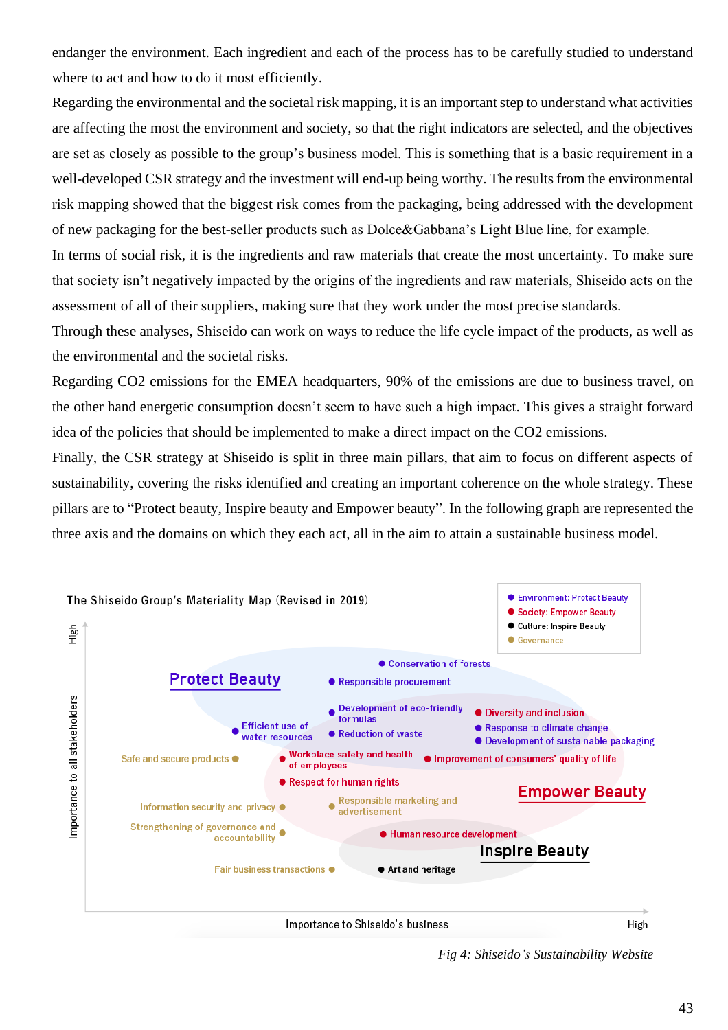endanger the environment. Each ingredient and each of the process has to be carefully studied to understand where to act and how to do it most efficiently.

Regarding the environmental and the societal risk mapping, it is an important step to understand what activities are affecting the most the environment and society, so that the right indicators are selected, and the objectives are set as closely as possible to the group's business model. This is something that is a basic requirement in a well-developed CSR strategy and the investment will end-up being worthy. The results from the environmental risk mapping showed that the biggest risk comes from the packaging, being addressed with the development of new packaging for the best-seller products such as Dolce&Gabbana's Light Blue line, for example.

In terms of social risk, it is the ingredients and raw materials that create the most uncertainty. To make sure that society isn't negatively impacted by the origins of the ingredients and raw materials, Shiseido acts on the assessment of all of their suppliers, making sure that they work under the most precise standards.

Through these analyses, Shiseido can work on ways to reduce the life cycle impact of the products, as well as the environmental and the societal risks.

Regarding $CO_2$ emissions for the EMEA headquarters, 90% of the emissions are due to business travel, on the other hand energetic consumption doesn't seem to have such a high impact. This gives a straight forward idea of the policies that should be implemented to make a direct impact on the $CO_2$ emissions.

Finally, the CSR strategy at Shiseido is split in three main pillars, that aim to focus on different aspects of sustainability, covering the risks identified and creating an important coherence on the whole strategy. These pillars are to "Protect beauty, Inspire beauty and Empower beauty". In the following graph are represented the three axis and the domains on which they each act, all in the aim to attain a sustainable business model.

The Shiseido Group's Materiality Map (Revised in 2019)

- Environment: Protect Beauty
- Society: Empower Beauty
- Culture: Inspire Beauty
- Governance

Protect Beauty: Conservation of forests; Responsible procurement; Development of eco-friendly formulas; Efficient use of water resources; Reduction of waste; Response to climate change; Development of sustainable packaging

Empower Beauty: Diversity and inclusion; Workplace safety and health of employees; Improvement of consumers' quality of life; Respect for human rights; Human resource development

Inspire Beauty: Art and heritage

Governance: Safe and secure products; Information security and privacy; Responsible marketing and advertisement; Strengthening of governance and accountability; Fair business transactions

Importance to all stakeholders (High) / Importance to Shiseido's business (High)

*Fig 4: Shiseido's Sustainability Website*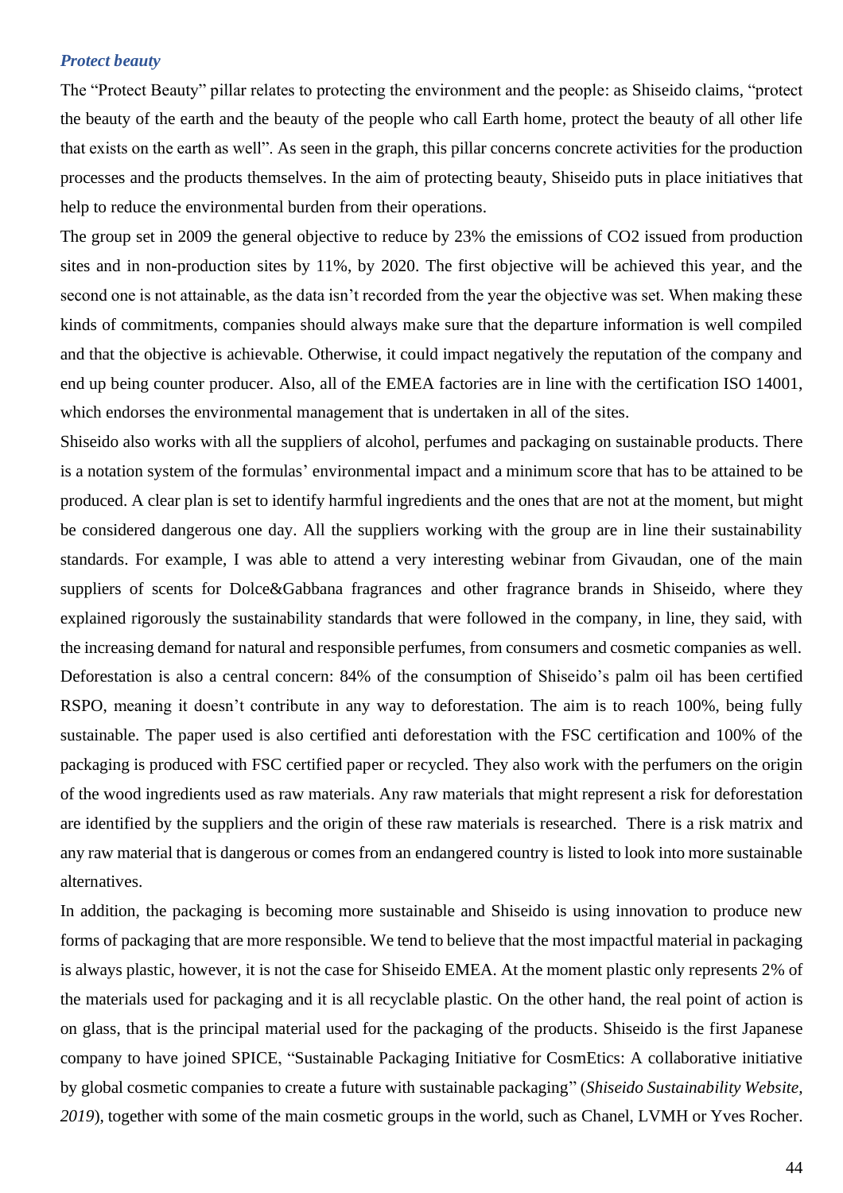### *Protect beauty*

The "Protect Beauty" pillar relates to protecting the environment and the people: as Shiseido claims, "protect the beauty of the earth and the beauty of the people who call Earth home, protect the beauty of all other life that exists on the earth as well". As seen in the graph, this pillar concerns concrete activities for the production processes and the products themselves. In the aim of protecting beauty, Shiseido puts in place initiatives that help to reduce the environmental burden from their operations.

The group set in 2009 the general objective to reduce by 23% the emissions of CO2 issued from production sites and in non-production sites by 11%, by 2020. The first objective will be achieved this year, and the second one is not attainable, as the data isn't recorded from the year the objective was set. When making these kinds of commitments, companies should always make sure that the departure information is well compiled and that the objective is achievable. Otherwise, it could impact negatively the reputation of the company and end up being counter producer. Also, all of the EMEA factories are in line with the certification ISO 14001, which endorses the environmental management that is undertaken in all of the sites.

Shiseido also works with all the suppliers of alcohol, perfumes and packaging on sustainable products. There is a notation system of the formulas' environmental impact and a minimum score that has to be attained to be produced. A clear plan is set to identify harmful ingredients and the ones that are not at the moment, but might be considered dangerous one day. All the suppliers working with the group are in line their sustainability standards. For example, I was able to attend a very interesting webinar from Givaudan, one of the main suppliers of scents for Dolce&Gabbana fragrances and other fragrance brands in Shiseido, where they explained rigorously the sustainability standards that were followed in the company, in line, they said, with the increasing demand for natural and responsible perfumes, from consumers and cosmetic companies as well.

Deforestation is also a central concern: 84% of the consumption of Shiseido's palm oil has been certified RSPO, meaning it doesn't contribute in any way to deforestation. The aim is to reach 100%, being fully sustainable. The paper used is also certified anti deforestation with the FSC certification and 100% of the packaging is produced with FSC certified paper or recycled. They also work with the perfumers on the origin of the wood ingredients used as raw materials. Any raw materials that might represent a risk for deforestation are identified by the suppliers and the origin of these raw materials is researched. There is a risk matrix and any raw material that is dangerous or comes from an endangered country is listed to look into more sustainable alternatives.

In addition, the packaging is becoming more sustainable and Shiseido is using innovation to produce new forms of packaging that are more responsible. We tend to believe that the most impactful material in packaging is always plastic, however, it is not the case for Shiseido EMEA. At the moment plastic only represents 2% of the materials used for packaging and it is all recyclable plastic. On the other hand, the real point of action is on glass, that is the principal material used for the packaging of the products. Shiseido is the first Japanese company to have joined SPICE, "Sustainable Packaging Initiative for CosmEtics: A collaborative initiative by global cosmetic companies to create a future with sustainable packaging" (*Shiseido Sustainability Website, 2019*), together with some of the main cosmetic groups in the world, such as Chanel, LVMH or Yves Rocher.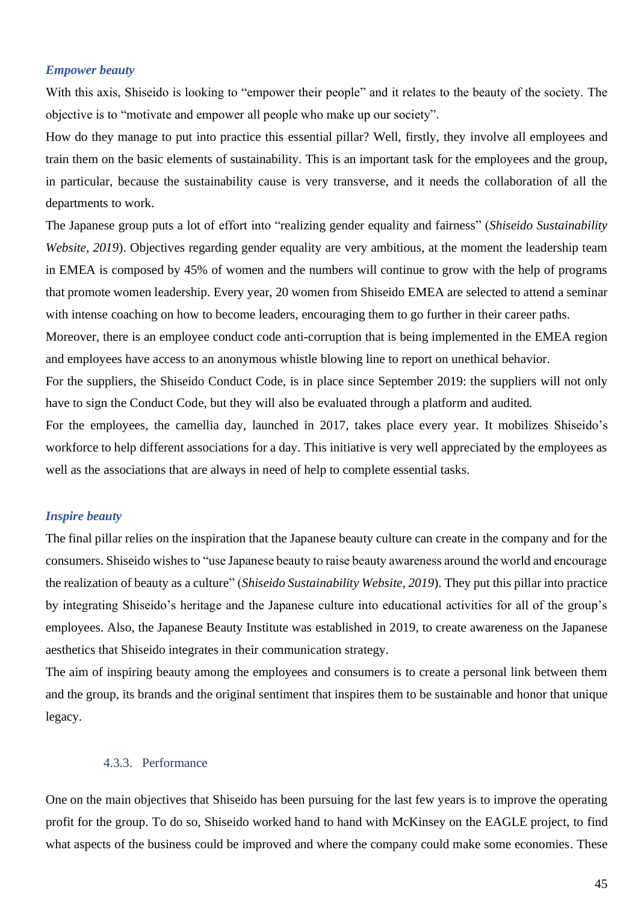***Empower beauty***

With this axis, Shiseido is looking to "empower their people" and it relates to the beauty of the society. The objective is to "motivate and empower all people who make up our society".

How do they manage to put into practice this essential pillar? Well, firstly, they involve all employees and train them on the basic elements of sustainability. This is an important task for the employees and the group, in particular, because the sustainability cause is very transverse, and it needs the collaboration of all the departments to work.

The Japanese group puts a lot of effort into "realizing gender equality and fairness" (*Shiseido Sustainability Website, 2019*). Objectives regarding gender equality are very ambitious, at the moment the leadership team in EMEA is composed by 45% of women and the numbers will continue to grow with the help of programs that promote women leadership. Every year, 20 women from Shiseido EMEA are selected to attend a seminar with intense coaching on how to become leaders, encouraging them to go further in their career paths.

Moreover, there is an employee conduct code anti-corruption that is being implemented in the EMEA region and employees have access to an anonymous whistle blowing line to report on unethical behavior.

For the suppliers, the Shiseido Conduct Code, is in place since September 2019: the suppliers will not only have to sign the Conduct Code, but they will also be evaluated through a platform and audited.

For the employees, the camellia day, launched in 2017, takes place every year. It mobilizes Shiseido's workforce to help different associations for a day. This initiative is very well appreciated by the employees as well as the associations that are always in need of help to complete essential tasks.

***Inspire beauty***

The final pillar relies on the inspiration that the Japanese beauty culture can create in the company and for the consumers. Shiseido wishes to "use Japanese beauty to raise beauty awareness around the world and encourage the realization of beauty as a culture" (*Shiseido Sustainability Website, 2019*). They put this pillar into practice by integrating Shiseido's heritage and the Japanese culture into educational activities for all of the group's employees. Also, the Japanese Beauty Institute was established in 2019, to create awareness on the Japanese aesthetics that Shiseido integrates in their communication strategy.

The aim of inspiring beauty among the employees and consumers is to create a personal link between them and the group, its brands and the original sentiment that inspires them to be sustainable and honor that unique legacy.

### 4.3.3. Performance

One on the main objectives that Shiseido has been pursuing for the last few years is to improve the operating profit for the group. To do so, Shiseido worked hand to hand with McKinsey on the EAGLE project, to find what aspects of the business could be improved and where the company could make some economies. These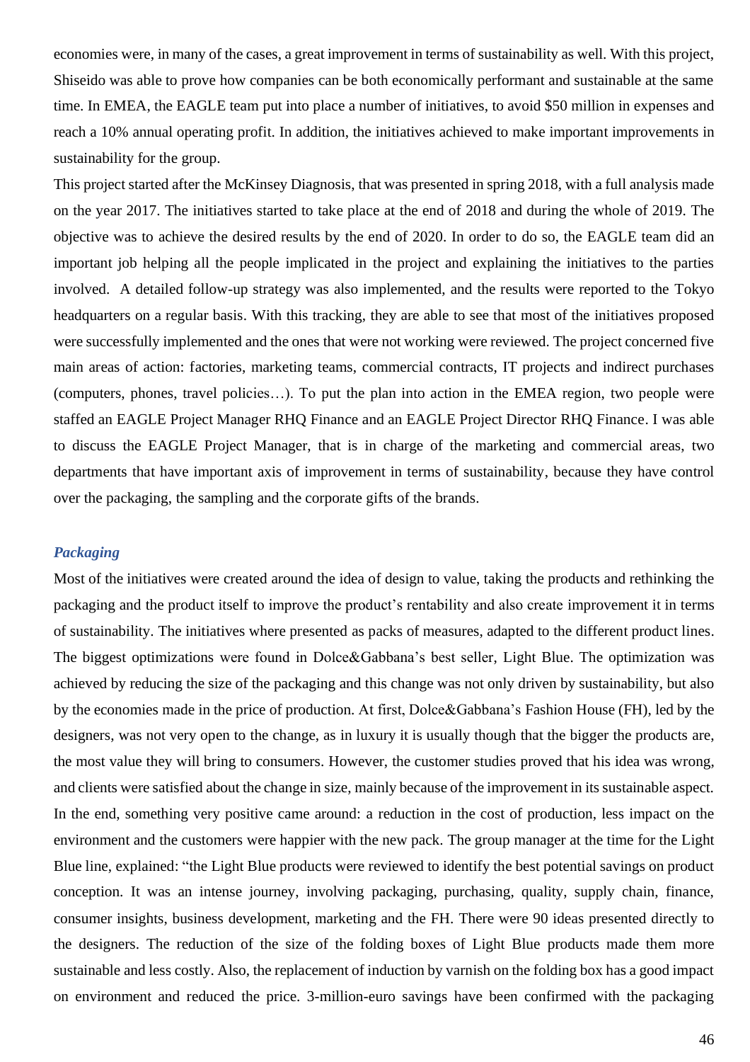economies were, in many of the cases, a great improvement in terms of sustainability as well. With this project, Shiseido was able to prove how companies can be both economically performant and sustainable at the same time. In EMEA, the EAGLE team put into place a number of initiatives, to avoid $50 million in expenses and reach a 10% annual operating profit. In addition, the initiatives achieved to make important improvements in sustainability for the group.

This project started after the McKinsey Diagnosis, that was presented in spring 2018, with a full analysis made on the year 2017. The initiatives started to take place at the end of 2018 and during the whole of 2019. The objective was to achieve the desired results by the end of 2020. In order to do so, the EAGLE team did an important job helping all the people implicated in the project and explaining the initiatives to the parties involved. A detailed follow-up strategy was also implemented, and the results were reported to the Tokyo headquarters on a regular basis. With this tracking, they are able to see that most of the initiatives proposed were successfully implemented and the ones that were not working were reviewed. The project concerned five main areas of action: factories, marketing teams, commercial contracts, IT projects and indirect purchases (computers, phones, travel policies…). To put the plan into action in the EMEA region, two people were staffed an EAGLE Project Manager RHQ Finance and an EAGLE Project Director RHQ Finance. I was able to discuss the EAGLE Project Manager, that is in charge of the marketing and commercial areas, two departments that have important axis of improvement in terms of sustainability, because they have control over the packaging, the sampling and the corporate gifts of the brands.

### *Packaging*

Most of the initiatives were created around the idea of design to value, taking the products and rethinking the packaging and the product itself to improve the product's rentability and also create improvement it in terms of sustainability. The initiatives where presented as packs of measures, adapted to the different product lines. The biggest optimizations were found in Dolce&Gabbana's best seller, Light Blue. The optimization was achieved by reducing the size of the packaging and this change was not only driven by sustainability, but also by the economies made in the price of production. At first, Dolce&Gabbana's Fashion House (FH), led by the designers, was not very open to the change, as in luxury it is usually though that the bigger the products are, the most value they will bring to consumers. However, the customer studies proved that his idea was wrong, and clients were satisfied about the change in size, mainly because of the improvement in its sustainable aspect. In the end, something very positive came around: a reduction in the cost of production, less impact on the environment and the customers were happier with the new pack. The group manager at the time for the Light Blue line, explained: "the Light Blue products were reviewed to identify the best potential savings on product conception. It was an intense journey, involving packaging, purchasing, quality, supply chain, finance, consumer insights, business development, marketing and the FH. There were 90 ideas presented directly to the designers. The reduction of the size of the folding boxes of Light Blue products made them more sustainable and less costly. Also, the replacement of induction by varnish on the folding box has a good impact on environment and reduced the price. 3-million-euro savings have been confirmed with the packaging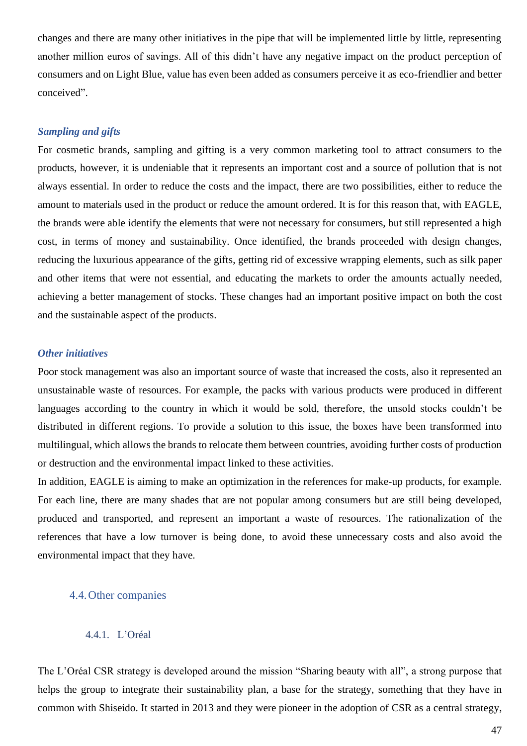changes and there are many other initiatives in the pipe that will be implemented little by little, representing another million euros of savings. All of this didn't have any negative impact on the product perception of consumers and on Light Blue, value has even been added as consumers perceive it as eco-friendlier and better conceived".

***Sampling and gifts***

For cosmetic brands, sampling and gifting is a very common marketing tool to attract consumers to the products, however, it is undeniable that it represents an important cost and a source of pollution that is not always essential. In order to reduce the costs and the impact, there are two possibilities, either to reduce the amount to materials used in the product or reduce the amount ordered. It is for this reason that, with EAGLE, the brands were able identify the elements that were not necessary for consumers, but still represented a high cost, in terms of money and sustainability. Once identified, the brands proceeded with design changes, reducing the luxurious appearance of the gifts, getting rid of excessive wrapping elements, such as silk paper and other items that were not essential, and educating the markets to order the amounts actually needed, achieving a better management of stocks. These changes had an important positive impact on both the cost and the sustainable aspect of the products.

***Other initiatives***

Poor stock management was also an important source of waste that increased the costs, also it represented an unsustainable waste of resources. For example, the packs with various products were produced in different languages according to the country in which it would be sold, therefore, the unsold stocks couldn't be distributed in different regions. To provide a solution to this issue, the boxes have been transformed into multilingual, which allows the brands to relocate them between countries, avoiding further costs of production or destruction and the environmental impact linked to these activities.

In addition, EAGLE is aiming to make an optimization in the references for make-up products, for example. For each line, there are many shades that are not popular among consumers but are still being developed, produced and transported, and represent an important a waste of resources. The rationalization of the references that have a low turnover is being done, to avoid these unnecessary costs and also avoid the environmental impact that they have.

## 4.4. Other companies

### 4.4.1. L'Oréal

The L'Oréal CSR strategy is developed around the mission "Sharing beauty with all", a strong purpose that helps the group to integrate their sustainability plan, a base for the strategy, something that they have in common with Shiseido. It started in 2013 and they were pioneer in the adoption of CSR as a central strategy,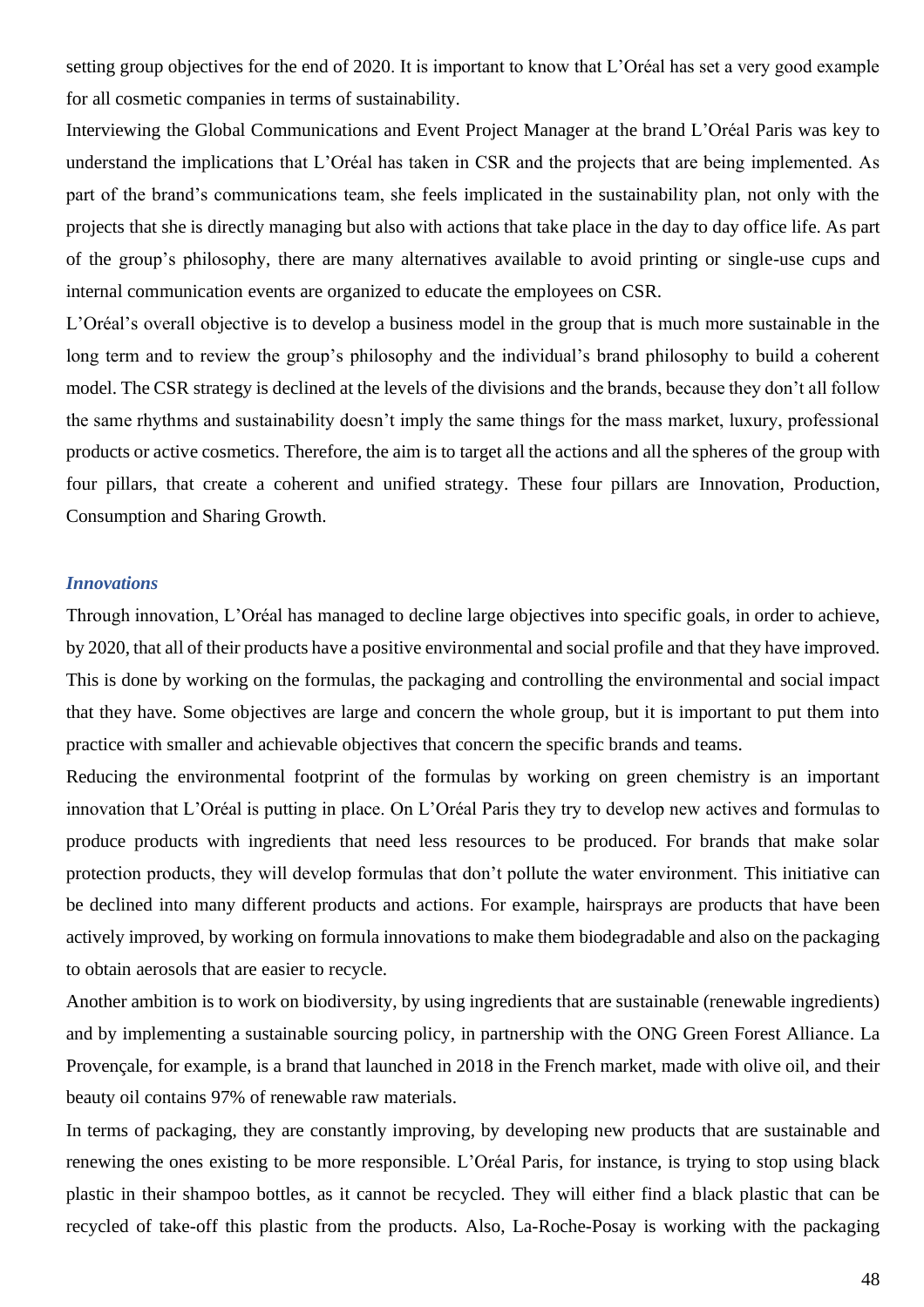setting group objectives for the end of 2020. It is important to know that L'Oréal has set a very good example for all cosmetic companies in terms of sustainability.

Interviewing the Global Communications and Event Project Manager at the brand L'Oréal Paris was key to understand the implications that L'Oréal has taken in CSR and the projects that are being implemented. As part of the brand's communications team, she feels implicated in the sustainability plan, not only with the projects that she is directly managing but also with actions that take place in the day to day office life. As part of the group's philosophy, there are many alternatives available to avoid printing or single-use cups and internal communication events are organized to educate the employees on CSR.

L'Oréal's overall objective is to develop a business model in the group that is much more sustainable in the long term and to review the group's philosophy and the individual's brand philosophy to build a coherent model. The CSR strategy is declined at the levels of the divisions and the brands, because they don't all follow the same rhythms and sustainability doesn't imply the same things for the mass market, luxury, professional products or active cosmetics. Therefore, the aim is to target all the actions and all the spheres of the group with four pillars, that create a coherent and unified strategy. These four pillars are Innovation, Production, Consumption and Sharing Growth.

### *Innovations*

Through innovation, L'Oréal has managed to decline large objectives into specific goals, in order to achieve, by 2020, that all of their products have a positive environmental and social profile and that they have improved. This is done by working on the formulas, the packaging and controlling the environmental and social impact that they have. Some objectives are large and concern the whole group, but it is important to put them into practice with smaller and achievable objectives that concern the specific brands and teams.

Reducing the environmental footprint of the formulas by working on green chemistry is an important innovation that L'Oréal is putting in place. On L'Oréal Paris they try to develop new actives and formulas to produce products with ingredients that need less resources to be produced. For brands that make solar protection products, they will develop formulas that don't pollute the water environment. This initiative can be declined into many different products and actions. For example, hairsprays are products that have been actively improved, by working on formula innovations to make them biodegradable and also on the packaging to obtain aerosols that are easier to recycle.

Another ambition is to work on biodiversity, by using ingredients that are sustainable (renewable ingredients) and by implementing a sustainable sourcing policy, in partnership with the ONG Green Forest Alliance. La Provençale, for example, is a brand that launched in 2018 in the French market, made with olive oil, and their beauty oil contains 97% of renewable raw materials.

In terms of packaging, they are constantly improving, by developing new products that are sustainable and renewing the ones existing to be more responsible. L'Oréal Paris, for instance, is trying to stop using black plastic in their shampoo bottles, as it cannot be recycled. They will either find a black plastic that can be recycled of take-off this plastic from the products. Also, La-Roche-Posay is working with the packaging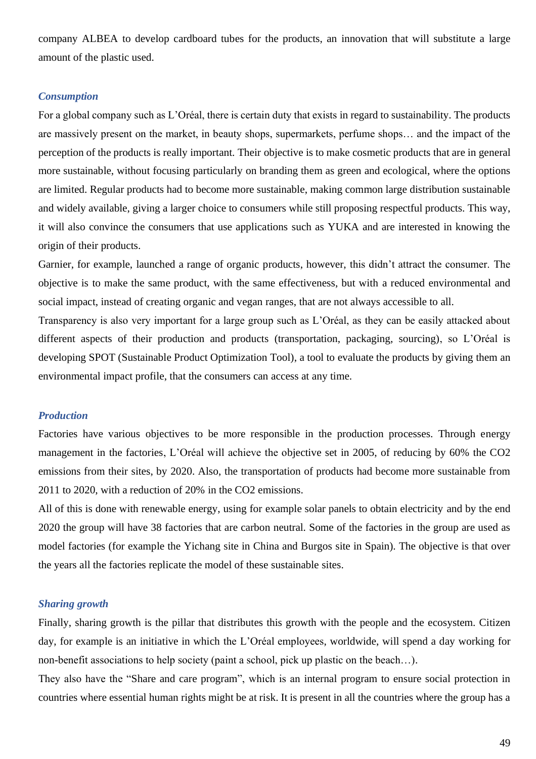company ALBEA to develop cardboard tubes for the products, an innovation that will substitute a large amount of the plastic used.

### *Consumption*

For a global company such as L'Oréal, there is certain duty that exists in regard to sustainability. The products are massively present on the market, in beauty shops, supermarkets, perfume shops… and the impact of the perception of the products is really important. Their objective is to make cosmetic products that are in general more sustainable, without focusing particularly on branding them as green and ecological, where the options are limited. Regular products had to become more sustainable, making common large distribution sustainable and widely available, giving a larger choice to consumers while still proposing respectful products. This way, it will also convince the consumers that use applications such as YUKA and are interested in knowing the origin of their products.

Garnier, for example, launched a range of organic products, however, this didn't attract the consumer. The objective is to make the same product, with the same effectiveness, but with a reduced environmental and social impact, instead of creating organic and vegan ranges, that are not always accessible to all.

Transparency is also very important for a large group such as L'Oréal, as they can be easily attacked about different aspects of their production and products (transportation, packaging, sourcing), so L'Oréal is developing SPOT (Sustainable Product Optimization Tool), a tool to evaluate the products by giving them an environmental impact profile, that the consumers can access at any time.

### *Production*

Factories have various objectives to be more responsible in the production processes. Through energy management in the factories, L'Oréal will achieve the objective set in 2005, of reducing by 60% the $CO_2$ emissions from their sites, by 2020. Also, the transportation of products had become more sustainable from 2011 to 2020, with a reduction of 20% in the $CO_2$ emissions.

All of this is done with renewable energy, using for example solar panels to obtain electricity and by the end 2020 the group will have 38 factories that are carbon neutral. Some of the factories in the group are used as model factories (for example the Yichang site in China and Burgos site in Spain). The objective is that over the years all the factories replicate the model of these sustainable sites.

### *Sharing growth*

Finally, sharing growth is the pillar that distributes this growth with the people and the ecosystem. Citizen day, for example is an initiative in which the L'Oréal employees, worldwide, will spend a day working for non-benefit associations to help society (paint a school, pick up plastic on the beach…).

They also have the "Share and care program", which is an internal program to ensure social protection in countries where essential human rights might be at risk. It is present in all the countries where the group has a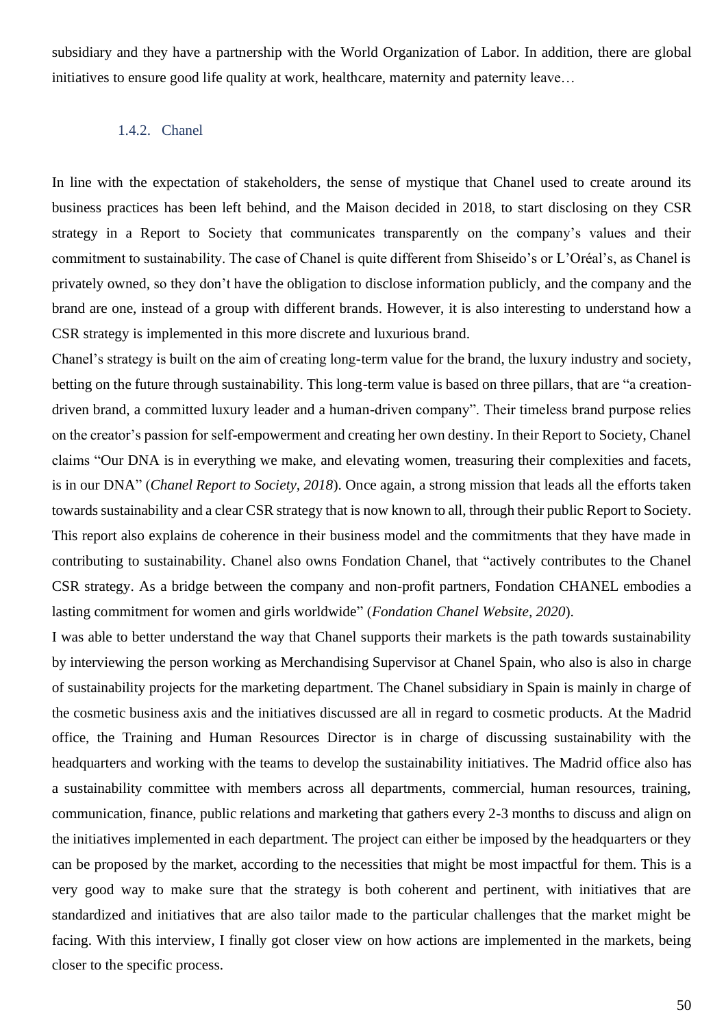subsidiary and they have a partnership with the World Organization of Labor. In addition, there are global initiatives to ensure good life quality at work, healthcare, maternity and paternity leave…

### 1.4.2. Chanel

In line with the expectation of stakeholders, the sense of mystique that Chanel used to create around its business practices has been left behind, and the Maison decided in 2018, to start disclosing on they CSR strategy in a Report to Society that communicates transparently on the company's values and their commitment to sustainability. The case of Chanel is quite different from Shiseido's or L'Oréal's, as Chanel is privately owned, so they don't have the obligation to disclose information publicly, and the company and the brand are one, instead of a group with different brands. However, it is also interesting to understand how a CSR strategy is implemented in this more discrete and luxurious brand.

Chanel's strategy is built on the aim of creating long-term value for the brand, the luxury industry and society, betting on the future through sustainability. This long-term value is based on three pillars, that are "a creation-driven brand, a committed luxury leader and a human-driven company". Their timeless brand purpose relies on the creator's passion for self-empowerment and creating her own destiny. In their Report to Society, Chanel claims "Our DNA is in everything we make, and elevating women, treasuring their complexities and facets, is in our DNA" (*Chanel Report to Society, 2018*). Once again, a strong mission that leads all the efforts taken towards sustainability and a clear CSR strategy that is now known to all, through their public Report to Society. This report also explains de coherence in their business model and the commitments that they have made in contributing to sustainability. Chanel also owns Fondation Chanel, that "actively contributes to the Chanel CSR strategy. As a bridge between the company and non-profit partners, Fondation CHANEL embodies a lasting commitment for women and girls worldwide" (*Fondation Chanel Website, 2020*).

I was able to better understand the way that Chanel supports their markets is the path towards sustainability by interviewing the person working as Merchandising Supervisor at Chanel Spain, who also is also in charge of sustainability projects for the marketing department. The Chanel subsidiary in Spain is mainly in charge of the cosmetic business axis and the initiatives discussed are all in regard to cosmetic products. At the Madrid office, the Training and Human Resources Director is in charge of discussing sustainability with the headquarters and working with the teams to develop the sustainability initiatives. The Madrid office also has a sustainability committee with members across all departments, commercial, human resources, training, communication, finance, public relations and marketing that gathers every 2-3 months to discuss and align on the initiatives implemented in each department. The project can either be imposed by the headquarters or they can be proposed by the market, according to the necessities that might be most impactful for them. This is a very good way to make sure that the strategy is both coherent and pertinent, with initiatives that are standardized and initiatives that are also tailor made to the particular challenges that the market might be facing. With this interview, I finally got closer view on how actions are implemented in the markets, being closer to the specific process.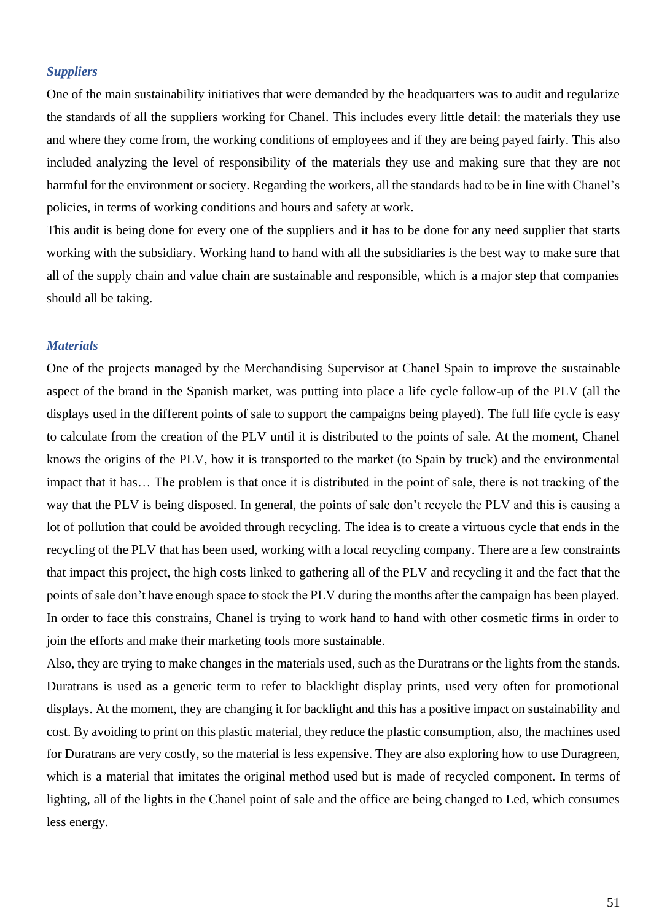### *Suppliers*

One of the main sustainability initiatives that were demanded by the headquarters was to audit and regularize the standards of all the suppliers working for Chanel. This includes every little detail: the materials they use and where they come from, the working conditions of employees and if they are being payed fairly. This also included analyzing the level of responsibility of the materials they use and making sure that they are not harmful for the environment or society. Regarding the workers, all the standards had to be in line with Chanel's policies, in terms of working conditions and hours and safety at work.

This audit is being done for every one of the suppliers and it has to be done for any need supplier that starts working with the subsidiary. Working hand to hand with all the subsidiaries is the best way to make sure that all of the supply chain and value chain are sustainable and responsible, which is a major step that companies should all be taking.

### *Materials*

One of the projects managed by the Merchandising Supervisor at Chanel Spain to improve the sustainable aspect of the brand in the Spanish market, was putting into place a life cycle follow-up of the PLV (all the displays used in the different points of sale to support the campaigns being played). The full life cycle is easy to calculate from the creation of the PLV until it is distributed to the points of sale. At the moment, Chanel knows the origins of the PLV, how it is transported to the market (to Spain by truck) and the environmental impact that it has… The problem is that once it is distributed in the point of sale, there is not tracking of the way that the PLV is being disposed. In general, the points of sale don't recycle the PLV and this is causing a lot of pollution that could be avoided through recycling. The idea is to create a virtuous cycle that ends in the recycling of the PLV that has been used, working with a local recycling company. There are a few constraints that impact this project, the high costs linked to gathering all of the PLV and recycling it and the fact that the points of sale don't have enough space to stock the PLV during the months after the campaign has been played. In order to face this constrains, Chanel is trying to work hand to hand with other cosmetic firms in order to join the efforts and make their marketing tools more sustainable.

Also, they are trying to make changes in the materials used, such as the Duratrans or the lights from the stands. Duratrans is used as a generic term to refer to blacklight display prints, used very often for promotional displays. At the moment, they are changing it for backlight and this has a positive impact on sustainability and cost. By avoiding to print on this plastic material, they reduce the plastic consumption, also, the machines used for Duratrans are very costly, so the material is less expensive. They are also exploring how to use Duragreen, which is a material that imitates the original method used but is made of recycled component. In terms of lighting, all of the lights in the Chanel point of sale and the office are being changed to Led, which consumes less energy.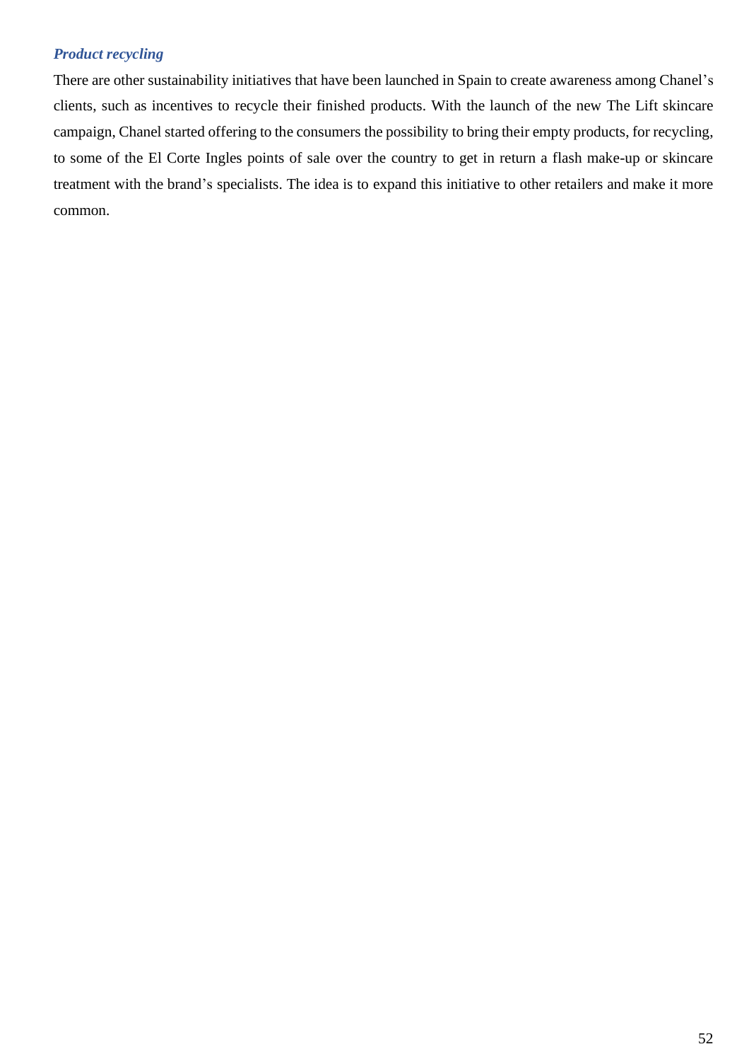### *Product recycling*

There are other sustainability initiatives that have been launched in Spain to create awareness among Chanel's clients, such as incentives to recycle their finished products. With the launch of the new The Lift skincare campaign, Chanel started offering to the consumers the possibility to bring their empty products, for recycling, to some of the El Corte Ingles points of sale over the country to get in return a flash make-up or skincare treatment with the brand's specialists. The idea is to expand this initiative to other retailers and make it more common.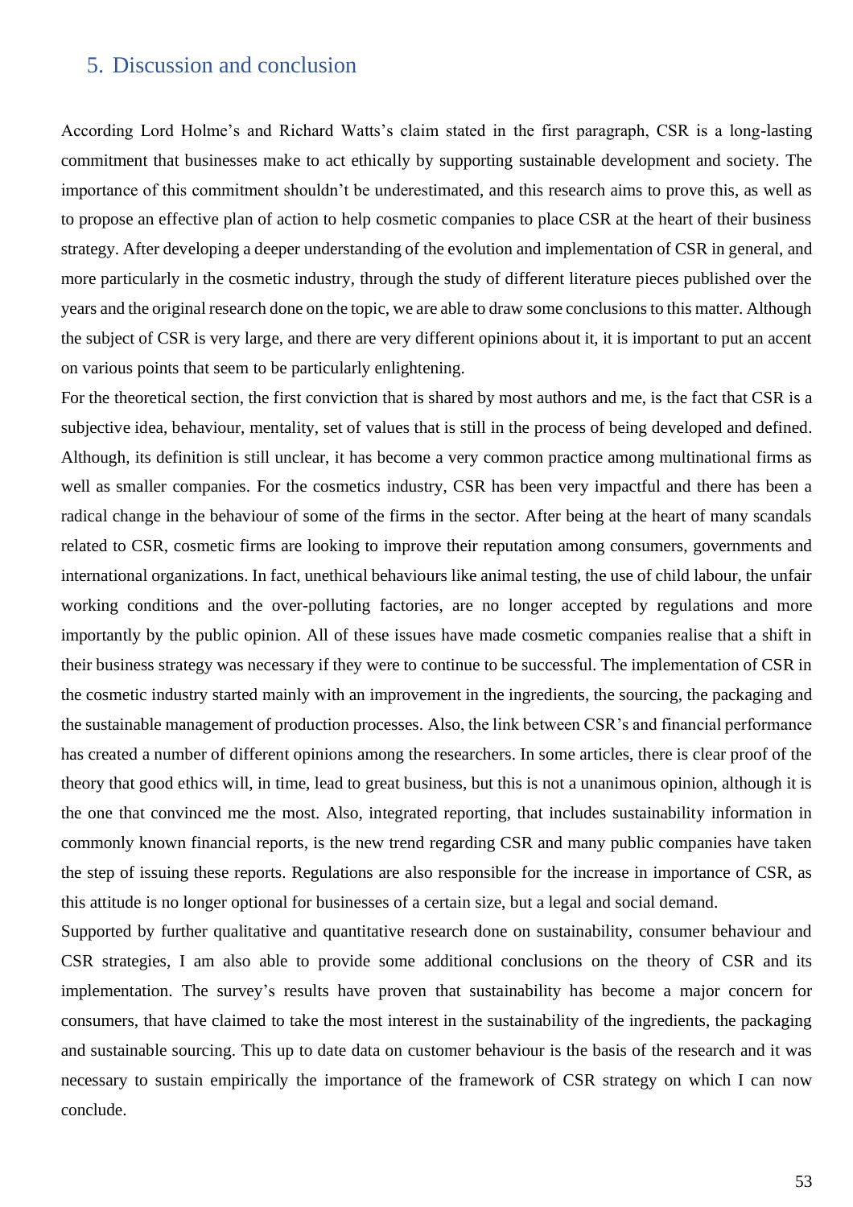## 5. Discussion and conclusion

According Lord Holme's and Richard Watts's claim stated in the first paragraph, CSR is a long-lasting commitment that businesses make to act ethically by supporting sustainable development and society. The importance of this commitment shouldn't be underestimated, and this research aims to prove this, as well as to propose an effective plan of action to help cosmetic companies to place CSR at the heart of their business strategy. After developing a deeper understanding of the evolution and implementation of CSR in general, and more particularly in the cosmetic industry, through the study of different literature pieces published over the years and the original research done on the topic, we are able to draw some conclusions to this matter. Although the subject of CSR is very large, and there are very different opinions about it, it is important to put an accent on various points that seem to be particularly enlightening.

For the theoretical section, the first conviction that is shared by most authors and me, is the fact that CSR is a subjective idea, behaviour, mentality, set of values that is still in the process of being developed and defined. Although, its definition is still unclear, it has become a very common practice among multinational firms as well as smaller companies. For the cosmetics industry, CSR has been very impactful and there has been a radical change in the behaviour of some of the firms in the sector. After being at the heart of many scandals related to CSR, cosmetic firms are looking to improve their reputation among consumers, governments and international organizations. In fact, unethical behaviours like animal testing, the use of child labour, the unfair working conditions and the over-polluting factories, are no longer accepted by regulations and more importantly by the public opinion. All of these issues have made cosmetic companies realise that a shift in their business strategy was necessary if they were to continue to be successful. The implementation of CSR in the cosmetic industry started mainly with an improvement in the ingredients, the sourcing, the packaging and the sustainable management of production processes. Also, the link between CSR's and financial performance has created a number of different opinions among the researchers. In some articles, there is clear proof of the theory that good ethics will, in time, lead to great business, but this is not a unanimous opinion, although it is the one that convinced me the most. Also, integrated reporting, that includes sustainability information in commonly known financial reports, is the new trend regarding CSR and many public companies have taken the step of issuing these reports. Regulations are also responsible for the increase in importance of CSR, as this attitude is no longer optional for businesses of a certain size, but a legal and social demand.

Supported by further qualitative and quantitative research done on sustainability, consumer behaviour and CSR strategies, I am also able to provide some additional conclusions on the theory of CSR and its implementation. The survey's results have proven that sustainability has become a major concern for consumers, that have claimed to take the most interest in the sustainability of the ingredients, the packaging and sustainable sourcing. This up to date data on customer behaviour is the basis of the research and it was necessary to sustain empirically the importance of the framework of CSR strategy on which I can now conclude.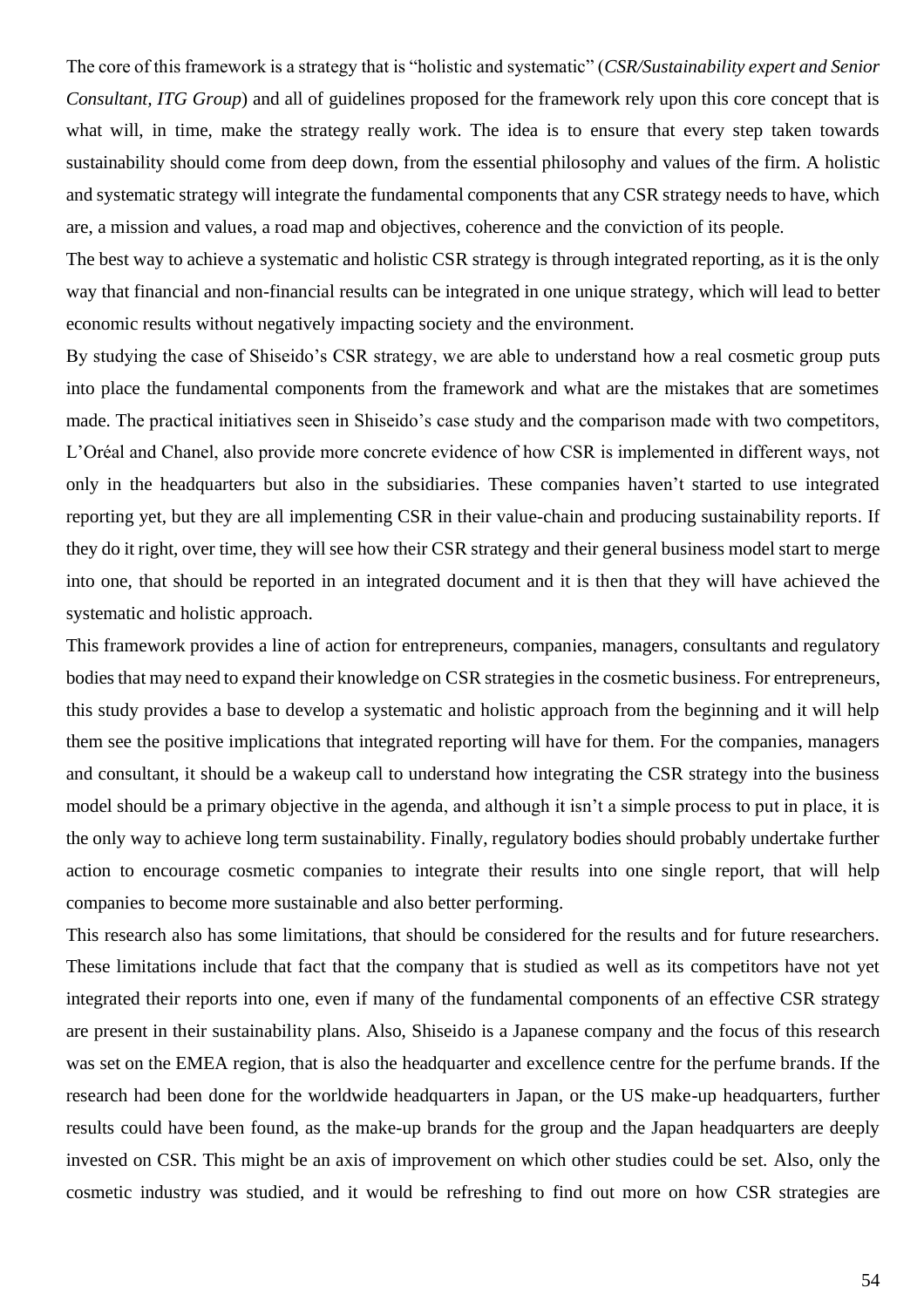The core of this framework is a strategy that is "holistic and systematic" (*CSR/Sustainability expert and Senior Consultant, ITG Group*) and all of guidelines proposed for the framework rely upon this core concept that is what will, in time, make the strategy really work. The idea is to ensure that every step taken towards sustainability should come from deep down, from the essential philosophy and values of the firm. A holistic and systematic strategy will integrate the fundamental components that any CSR strategy needs to have, which are, a mission and values, a road map and objectives, coherence and the conviction of its people.

The best way to achieve a systematic and holistic CSR strategy is through integrated reporting, as it is the only way that financial and non-financial results can be integrated in one unique strategy, which will lead to better economic results without negatively impacting society and the environment.

By studying the case of Shiseido's CSR strategy, we are able to understand how a real cosmetic group puts into place the fundamental components from the framework and what are the mistakes that are sometimes made. The practical initiatives seen in Shiseido's case study and the comparison made with two competitors, L'Oréal and Chanel, also provide more concrete evidence of how CSR is implemented in different ways, not only in the headquarters but also in the subsidiaries. These companies haven't started to use integrated reporting yet, but they are all implementing CSR in their value-chain and producing sustainability reports. If they do it right, over time, they will see how their CSR strategy and their general business model start to merge into one, that should be reported in an integrated document and it is then that they will have achieved the systematic and holistic approach.

This framework provides a line of action for entrepreneurs, companies, managers, consultants and regulatory bodies that may need to expand their knowledge on CSR strategies in the cosmetic business. For entrepreneurs, this study provides a base to develop a systematic and holistic approach from the beginning and it will help them see the positive implications that integrated reporting will have for them. For the companies, managers and consultant, it should be a wakeup call to understand how integrating the CSR strategy into the business model should be a primary objective in the agenda, and although it isn't a simple process to put in place, it is the only way to achieve long term sustainability. Finally, regulatory bodies should probably undertake further action to encourage cosmetic companies to integrate their results into one single report, that will help companies to become more sustainable and also better performing.

This research also has some limitations, that should be considered for the results and for future researchers. These limitations include that fact that the company that is studied as well as its competitors have not yet integrated their reports into one, even if many of the fundamental components of an effective CSR strategy are present in their sustainability plans. Also, Shiseido is a Japanese company and the focus of this research was set on the EMEA region, that is also the headquarter and excellence centre for the perfume brands. If the research had been done for the worldwide headquarters in Japan, or the US make-up headquarters, further results could have been found, as the make-up brands for the group and the Japan headquarters are deeply invested on CSR. This might be an axis of improvement on which other studies could be set. Also, only the cosmetic industry was studied, and it would be refreshing to find out more on how CSR strategies are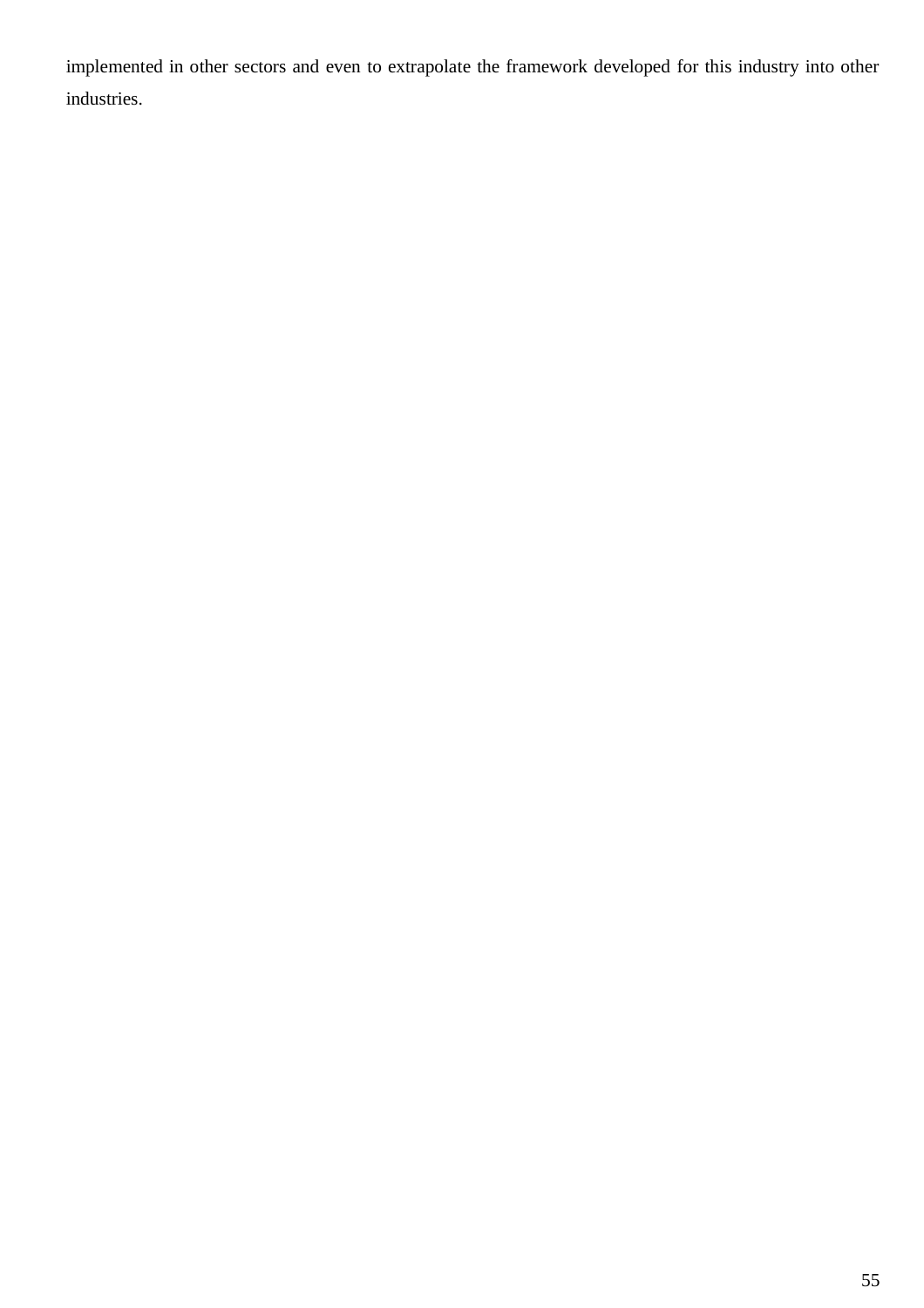implemented in other sectors and even to extrapolate the framework developed for this industry into other industries.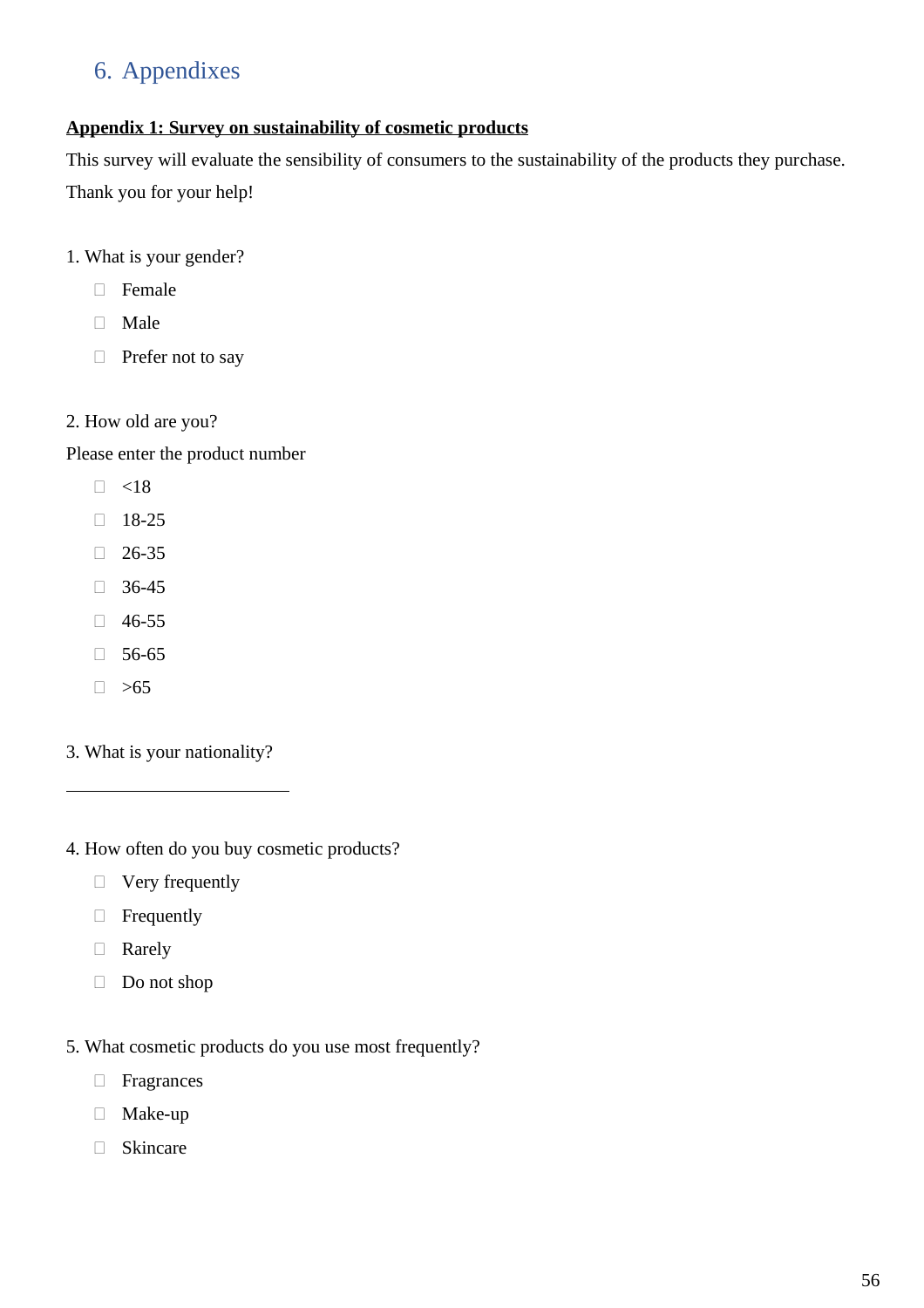# 6. Appendixes

**Appendix 1: Survey on sustainability of cosmetic products**

This survey will evaluate the sensibility of consumers to the sustainability of the products they purchase. Thank you for your help!

1. What is your gender?

- ☐ Female
- ☐ Male
- ☐ Prefer not to say

2. How old are you?

Please enter the product number

- ☐ <18
- ☐ 18-25
- ☐ 26-35
- ☐ 36-45
- ☐ 46-55
- ☐ 56-65
- ☐ >65

3. What is your nationality?

\_\_\_\_\_\_\_\_\_\_\_\_\_\_\_\_\_\_\_\_\_\_\_\_\_\_

4. How often do you buy cosmetic products?

- ☐ Very frequently
- ☐ Frequently
- ☐ Rarely
- ☐ Do not shop

5. What cosmetic products do you use most frequently?

- ☐ Fragrances
- ☐ Make-up
- ☐ Skincare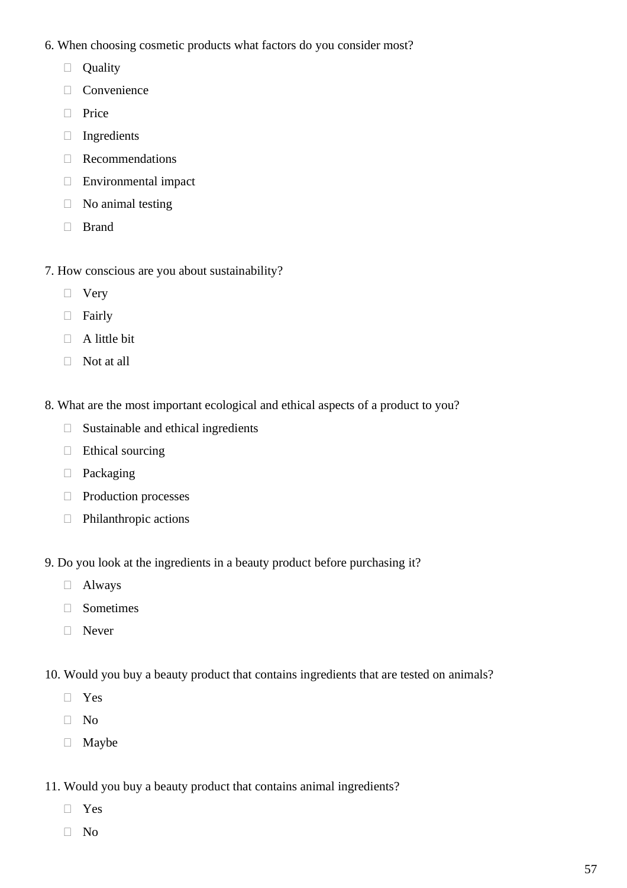6. When choosing cosmetic products what factors do you consider most?

- Quality
- Convenience
- Price
- Ingredients
- Recommendations
- Environmental impact
- No animal testing
- Brand

7. How conscious are you about sustainability?

- Very
- Fairly
- A little bit
- Not at all

8. What are the most important ecological and ethical aspects of a product to you?

- Sustainable and ethical ingredients
- Ethical sourcing
- Packaging
- Production processes
- Philanthropic actions

9. Do you look at the ingredients in a beauty product before purchasing it?

- Always
- Sometimes
- Never

10. Would you buy a beauty product that contains ingredients that are tested on animals?

- Yes
- No
- Maybe

11. Would you buy a beauty product that contains animal ingredients?

- Yes
- No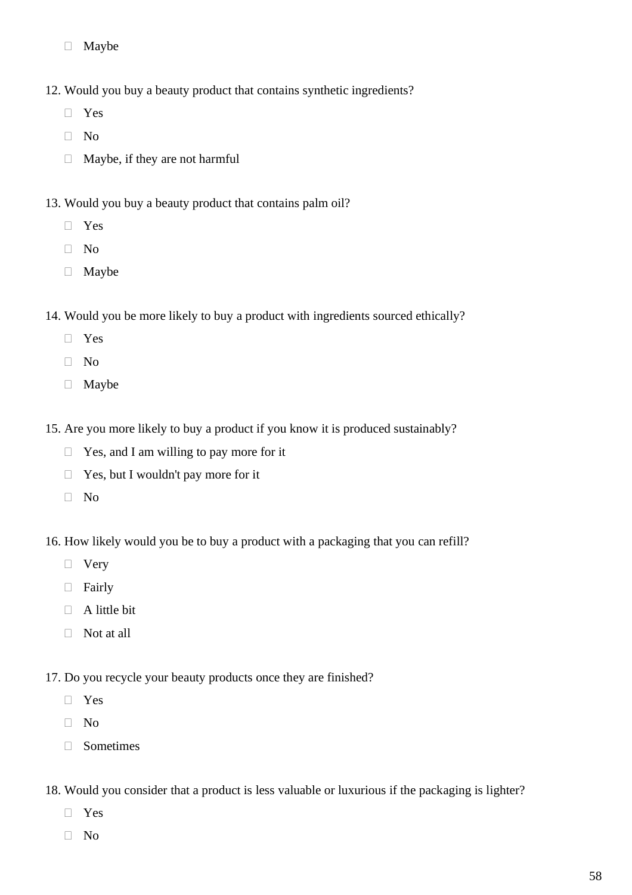- Maybe

12. Would you buy a beauty product that contains synthetic ingredients?
    - Yes
    - No
    - Maybe, if they are not harmful

13. Would you buy a beauty product that contains palm oil?
    - Yes
    - No
    - Maybe

14. Would you be more likely to buy a product with ingredients sourced ethically?
    - Yes
    - No
    - Maybe

15. Are you more likely to buy a product if you know it is produced sustainably?
    - Yes, and I am willing to pay more for it
    - Yes, but I wouldn't pay more for it
    - No

16. How likely would you be to buy a product with a packaging that you can refill?
    - Very
    - Fairly
    - A little bit
    - Not at all

17. Do you recycle your beauty products once they are finished?
    - Yes
    - No
    - Sometimes

18. Would you consider that a product is less valuable or luxurious if the packaging is lighter?
    - Yes
    - No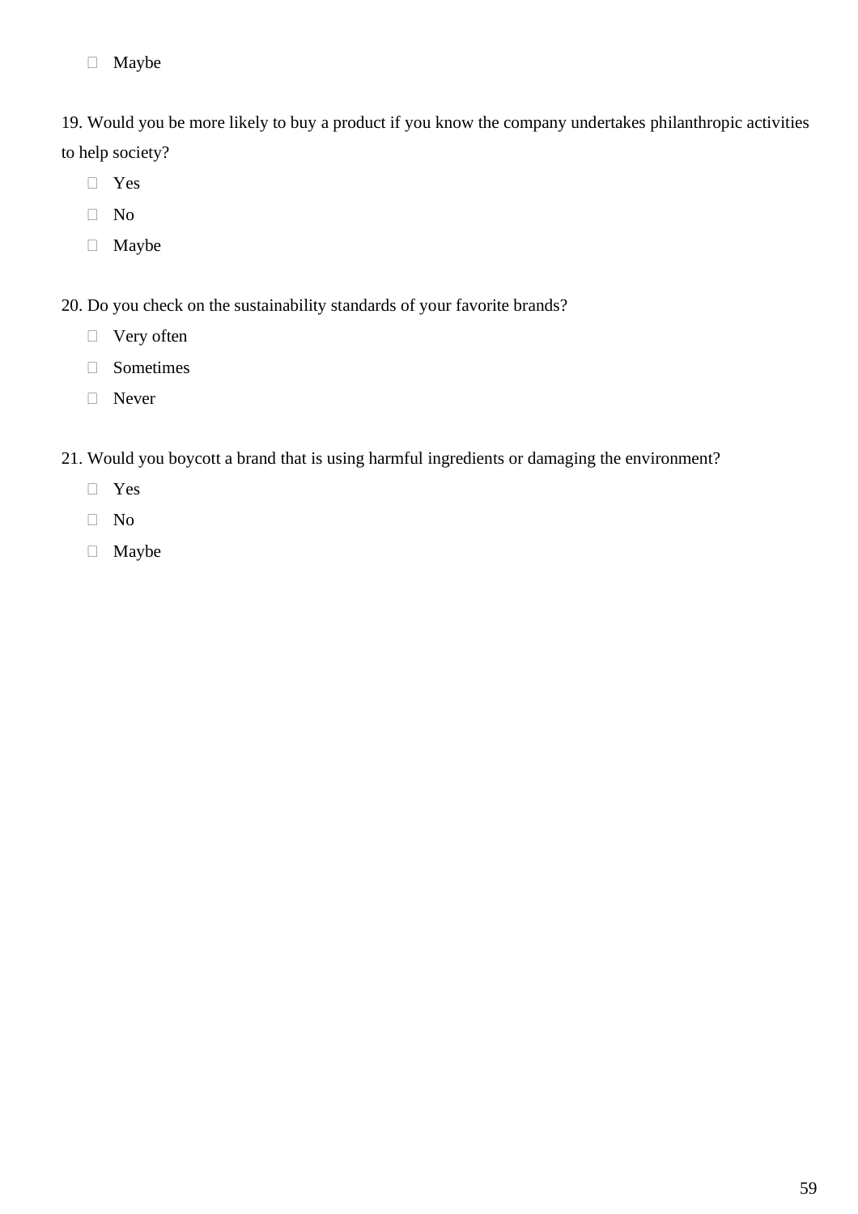- Maybe

19. Would you be more likely to buy a product if you know the company undertakes philanthropic activities to help society?

- Yes
- No
- Maybe

20. Do you check on the sustainability standards of your favorite brands?

- Very often
- Sometimes
- Never

21. Would you boycott a brand that is using harmful ingredients or damaging the environment?

- Yes
- No
- Maybe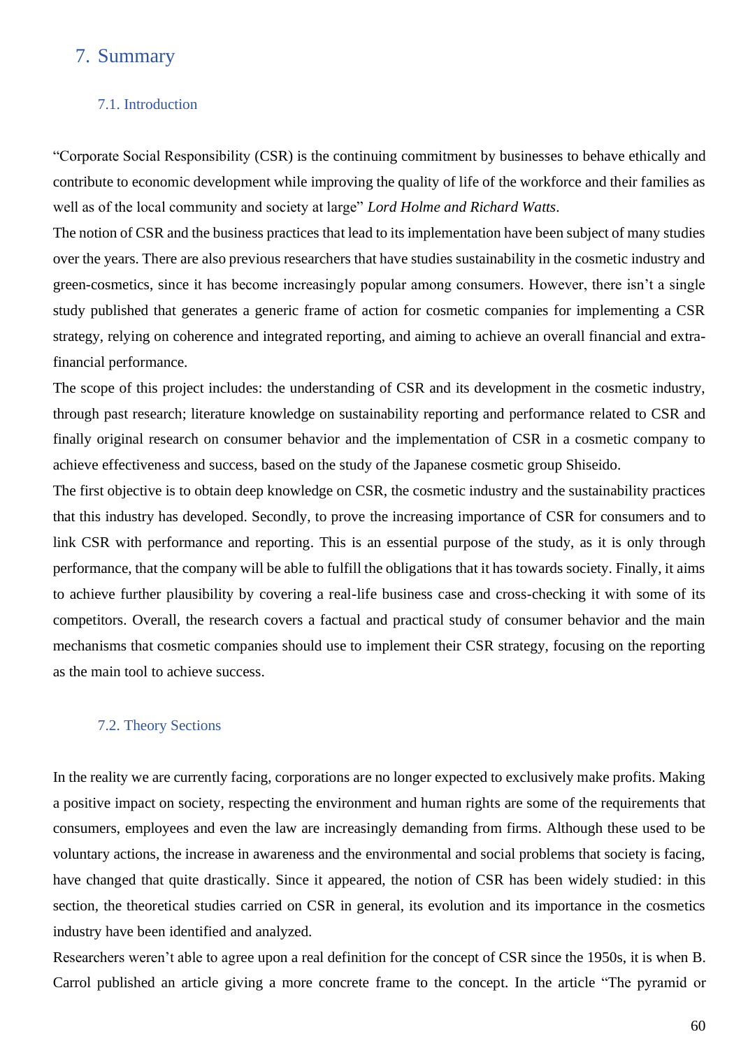# 7. Summary

## 7.1. Introduction

"Corporate Social Responsibility (CSR) is the continuing commitment by businesses to behave ethically and contribute to economic development while improving the quality of life of the workforce and their families as well as of the local community and society at large" *Lord Holme and Richard Watts*.

The notion of CSR and the business practices that lead to its implementation have been subject of many studies over the years. There are also previous researchers that have studies sustainability in the cosmetic industry and green-cosmetics, since it has become increasingly popular among consumers. However, there isn't a single study published that generates a generic frame of action for cosmetic companies for implementing a CSR strategy, relying on coherence and integrated reporting, and aiming to achieve an overall financial and extra-financial performance.

The scope of this project includes: the understanding of CSR and its development in the cosmetic industry, through past research; literature knowledge on sustainability reporting and performance related to CSR and finally original research on consumer behavior and the implementation of CSR in a cosmetic company to achieve effectiveness and success, based on the study of the Japanese cosmetic group Shiseido.

The first objective is to obtain deep knowledge on CSR, the cosmetic industry and the sustainability practices that this industry has developed. Secondly, to prove the increasing importance of CSR for consumers and to link CSR with performance and reporting. This is an essential purpose of the study, as it is only through performance, that the company will be able to fulfill the obligations that it has towards society. Finally, it aims to achieve further plausibility by covering a real-life business case and cross-checking it with some of its competitors. Overall, the research covers a factual and practical study of consumer behavior and the main mechanisms that cosmetic companies should use to implement their CSR strategy, focusing on the reporting as the main tool to achieve success.

## 7.2. Theory Sections

In the reality we are currently facing, corporations are no longer expected to exclusively make profits. Making a positive impact on society, respecting the environment and human rights are some of the requirements that consumers, employees and even the law are increasingly demanding from firms. Although these used to be voluntary actions, the increase in awareness and the environmental and social problems that society is facing, have changed that quite drastically. Since it appeared, the notion of CSR has been widely studied: in this section, the theoretical studies carried on CSR in general, its evolution and its importance in the cosmetics industry have been identified and analyzed.

Researchers weren't able to agree upon a real definition for the concept of CSR since the 1950s, it is when B. Carrol published an article giving a more concrete frame to the concept. In the article "The pyramid or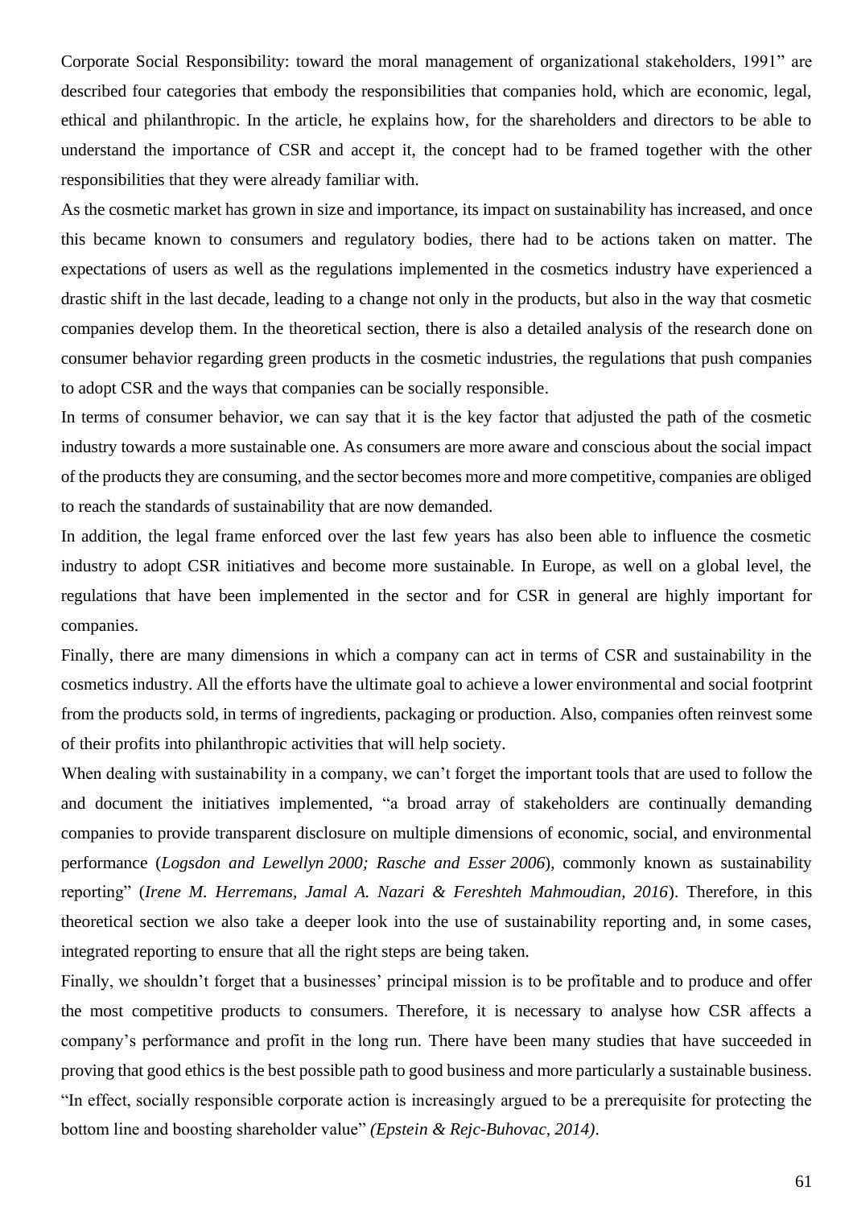Corporate Social Responsibility: toward the moral management of organizational stakeholders, 1991" are described four categories that embody the responsibilities that companies hold, which are economic, legal, ethical and philanthropic. In the article, he explains how, for the shareholders and directors to be able to understand the importance of CSR and accept it, the concept had to be framed together with the other responsibilities that they were already familiar with.

As the cosmetic market has grown in size and importance, its impact on sustainability has increased, and once this became known to consumers and regulatory bodies, there had to be actions taken on matter. The expectations of users as well as the regulations implemented in the cosmetics industry have experienced a drastic shift in the last decade, leading to a change not only in the products, but also in the way that cosmetic companies develop them. In the theoretical section, there is also a detailed analysis of the research done on consumer behavior regarding green products in the cosmetic industries, the regulations that push companies to adopt CSR and the ways that companies can be socially responsible.

In terms of consumer behavior, we can say that it is the key factor that adjusted the path of the cosmetic industry towards a more sustainable one. As consumers are more aware and conscious about the social impact of the products they are consuming, and the sector becomes more and more competitive, companies are obliged to reach the standards of sustainability that are now demanded.

In addition, the legal frame enforced over the last few years has also been able to influence the cosmetic industry to adopt CSR initiatives and become more sustainable. In Europe, as well on a global level, the regulations that have been implemented in the sector and for CSR in general are highly important for companies.

Finally, there are many dimensions in which a company can act in terms of CSR and sustainability in the cosmetics industry. All the efforts have the ultimate goal to achieve a lower environmental and social footprint from the products sold, in terms of ingredients, packaging or production. Also, companies often reinvest some of their profits into philanthropic activities that will help society.

When dealing with sustainability in a company, we can't forget the important tools that are used to follow the and document the initiatives implemented, "a broad array of stakeholders are continually demanding companies to provide transparent disclosure on multiple dimensions of economic, social, and environmental performance (*Logsdon and Lewellyn 2000; Rasche and Esser 2006*), commonly known as sustainability reporting" (*Irene M. Herremans, Jamal A. Nazari & Fereshteh Mahmoudian, 2016*). Therefore, in this theoretical section we also take a deeper look into the use of sustainability reporting and, in some cases, integrated reporting to ensure that all the right steps are being taken.

Finally, we shouldn't forget that a businesses' principal mission is to be profitable and to produce and offer the most competitive products to consumers. Therefore, it is necessary to analyse how CSR affects a company's performance and profit in the long run. There have been many studies that have succeeded in proving that good ethics is the best possible path to good business and more particularly a sustainable business. "In effect, socially responsible corporate action is increasingly argued to be a prerequisite for protecting the bottom line and boosting shareholder value" *(Epstein & Rejc-Buhovac, 2014)*.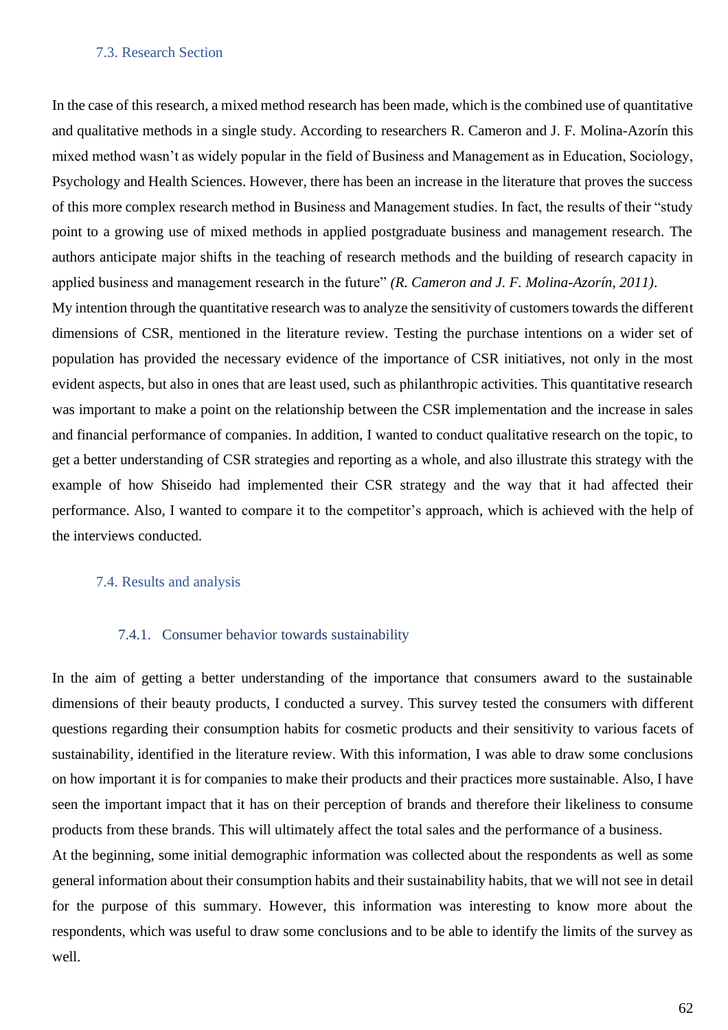## 7.3. Research Section

In the case of this research, a mixed method research has been made, which is the combined use of quantitative and qualitative methods in a single study. According to researchers R. Cameron and J. F. Molina-Azorín this mixed method wasn't as widely popular in the field of Business and Management as in Education, Sociology, Psychology and Health Sciences. However, there has been an increase in the literature that proves the success of this more complex research method in Business and Management studies. In fact, the results of their "study point to a growing use of mixed methods in applied postgraduate business and management research. The authors anticipate major shifts in the teaching of research methods and the building of research capacity in applied business and management research in the future" *(R. Cameron and J. F. Molina-Azorín, 2011)*.

My intention through the quantitative research was to analyze the sensitivity of customers towards the different dimensions of CSR, mentioned in the literature review. Testing the purchase intentions on a wider set of population has provided the necessary evidence of the importance of CSR initiatives, not only in the most evident aspects, but also in ones that are least used, such as philanthropic activities. This quantitative research was important to make a point on the relationship between the CSR implementation and the increase in sales and financial performance of companies. In addition, I wanted to conduct qualitative research on the topic, to get a better understanding of CSR strategies and reporting as a whole, and also illustrate this strategy with the example of how Shiseido had implemented their CSR strategy and the way that it had affected their performance. Also, I wanted to compare it to the competitor's approach, which is achieved with the help of the interviews conducted.

## 7.4. Results and analysis

### 7.4.1. Consumer behavior towards sustainability

In the aim of getting a better understanding of the importance that consumers award to the sustainable dimensions of their beauty products, I conducted a survey. This survey tested the consumers with different questions regarding their consumption habits for cosmetic products and their sensitivity to various facets of sustainability, identified in the literature review. With this information, I was able to draw some conclusions on how important it is for companies to make their products and their practices more sustainable. Also, I have seen the important impact that it has on their perception of brands and therefore their likeliness to consume products from these brands. This will ultimately affect the total sales and the performance of a business.

At the beginning, some initial demographic information was collected about the respondents as well as some general information about their consumption habits and their sustainability habits, that we will not see in detail for the purpose of this summary. However, this information was interesting to know more about the respondents, which was useful to draw some conclusions and to be able to identify the limits of the survey as well.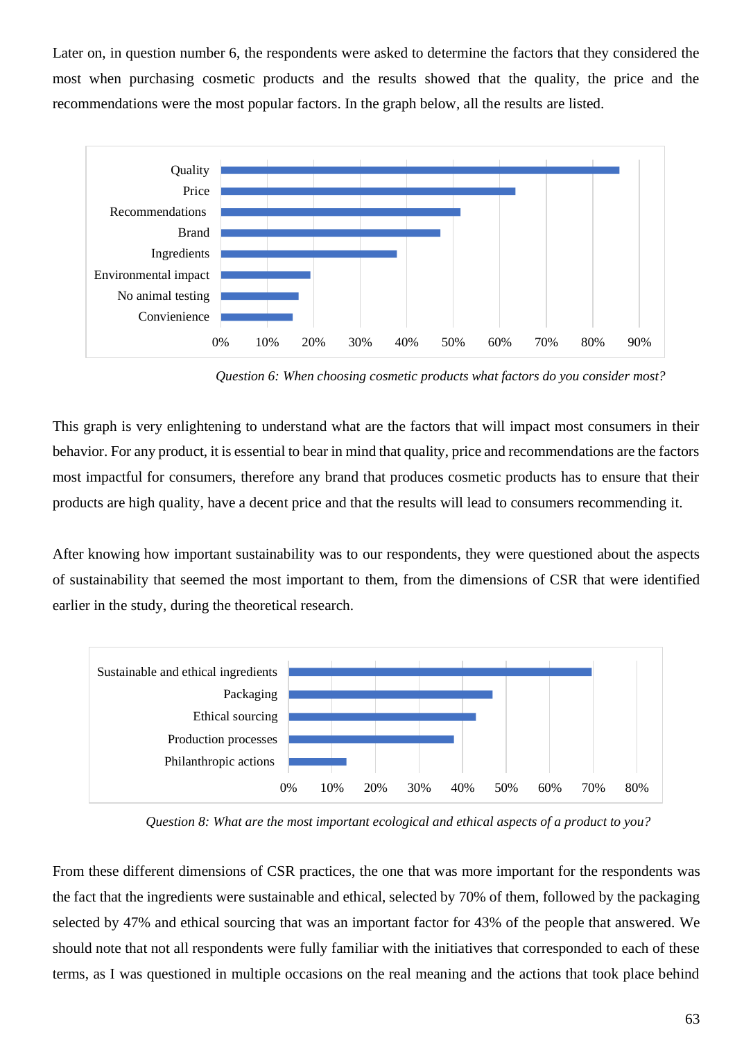Later on, in question number 6, the respondents were asked to determine the factors that they considered the most when purchasing cosmetic products and the results showed that the quality, the price and the recommendations were the most popular factors. In the graph below, all the results are listed.

*Question 6: When choosing cosmetic products what factors do you consider most?*

This graph is very enlightening to understand what are the factors that will impact most consumers in their behavior. For any product, it is essential to bear in mind that quality, price and recommendations are the factors most impactful for consumers, therefore any brand that produces cosmetic products has to ensure that their products are high quality, have a decent price and that the results will lead to consumers recommending it.

After knowing how important sustainability was to our respondents, they were questioned about the aspects of sustainability that seemed the most important to them, from the dimensions of CSR that were identified earlier in the study, during the theoretical research.

*Question 8: What are the most important ecological and ethical aspects of a product to you?*

From these different dimensions of CSR practices, the one that was more important for the respondents was the fact that the ingredients were sustainable and ethical, selected by 70% of them, followed by the packaging selected by 47% and ethical sourcing that was an important factor for 43% of the people that answered. We should note that not all respondents were fully familiar with the initiatives that corresponded to each of these terms, as I was questioned in multiple occasions on the real meaning and the actions that took place behind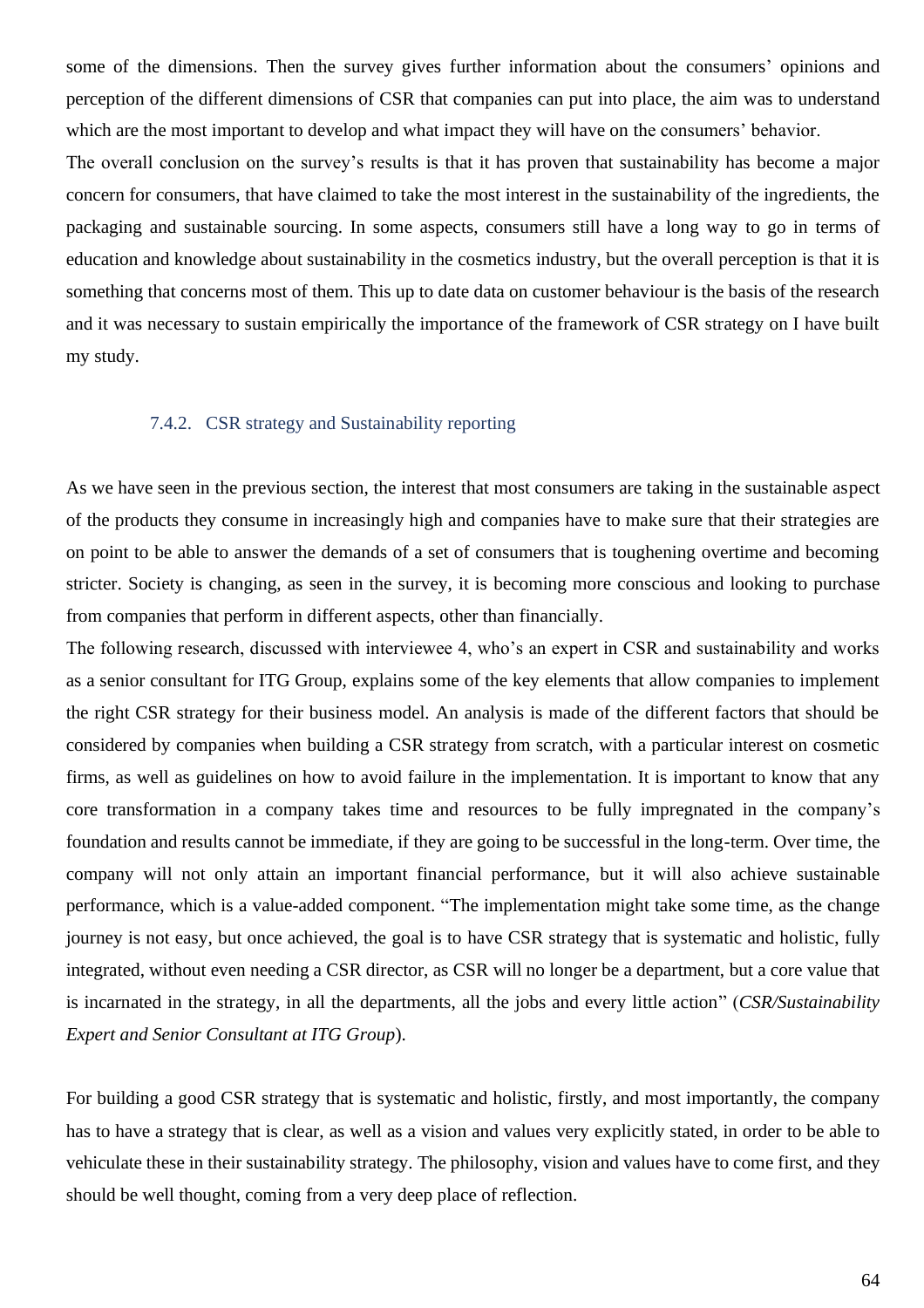some of the dimensions. Then the survey gives further information about the consumers' opinions and perception of the different dimensions of CSR that companies can put into place, the aim was to understand which are the most important to develop and what impact they will have on the consumers' behavior.

The overall conclusion on the survey's results is that it has proven that sustainability has become a major concern for consumers, that have claimed to take the most interest in the sustainability of the ingredients, the packaging and sustainable sourcing. In some aspects, consumers still have a long way to go in terms of education and knowledge about sustainability in the cosmetics industry, but the overall perception is that it is something that concerns most of them. This up to date data on customer behaviour is the basis of the research and it was necessary to sustain empirically the importance of the framework of CSR strategy on I have built my study.

### 7.4.2. CSR strategy and Sustainability reporting

As we have seen in the previous section, the interest that most consumers are taking in the sustainable aspect of the products they consume in increasingly high and companies have to make sure that their strategies are on point to be able to answer the demands of a set of consumers that is toughening overtime and becoming stricter. Society is changing, as seen in the survey, it is becoming more conscious and looking to purchase from companies that perform in different aspects, other than financially.

The following research, discussed with interviewee 4, who's an expert in CSR and sustainability and works as a senior consultant for ITG Group, explains some of the key elements that allow companies to implement the right CSR strategy for their business model. An analysis is made of the different factors that should be considered by companies when building a CSR strategy from scratch, with a particular interest on cosmetic firms, as well as guidelines on how to avoid failure in the implementation. It is important to know that any core transformation in a company takes time and resources to be fully impregnated in the company's foundation and results cannot be immediate, if they are going to be successful in the long-term. Over time, the company will not only attain an important financial performance, but it will also achieve sustainable performance, which is a value-added component. "The implementation might take some time, as the change journey is not easy, but once achieved, the goal is to have CSR strategy that is systematic and holistic, fully integrated, without even needing a CSR director, as CSR will no longer be a department, but a core value that is incarnated in the strategy, in all the departments, all the jobs and every little action" (*CSR/Sustainability Expert and Senior Consultant at ITG Group*).

For building a good CSR strategy that is systematic and holistic, firstly, and most importantly, the company has to have a strategy that is clear, as well as a vision and values very explicitly stated, in order to be able to vehiculate these in their sustainability strategy. The philosophy, vision and values have to come first, and they should be well thought, coming from a very deep place of reflection.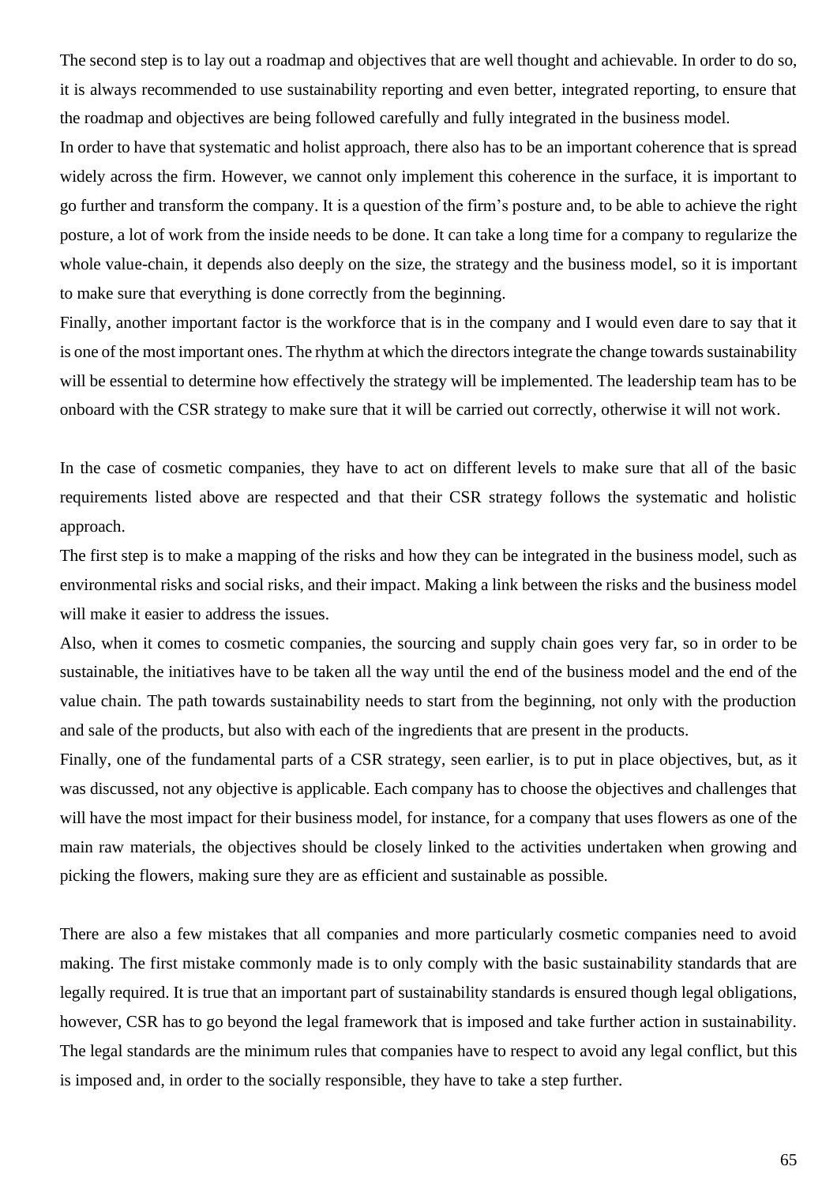The second step is to lay out a roadmap and objectives that are well thought and achievable. In order to do so, it is always recommended to use sustainability reporting and even better, integrated reporting, to ensure that the roadmap and objectives are being followed carefully and fully integrated in the business model.

In order to have that systematic and holist approach, there also has to be an important coherence that is spread widely across the firm. However, we cannot only implement this coherence in the surface, it is important to go further and transform the company. It is a question of the firm's posture and, to be able to achieve the right posture, a lot of work from the inside needs to be done. It can take a long time for a company to regularize the whole value-chain, it depends also deeply on the size, the strategy and the business model, so it is important to make sure that everything is done correctly from the beginning.

Finally, another important factor is the workforce that is in the company and I would even dare to say that it is one of the most important ones. The rhythm at which the directors integrate the change towards sustainability will be essential to determine how effectively the strategy will be implemented. The leadership team has to be onboard with the CSR strategy to make sure that it will be carried out correctly, otherwise it will not work.

In the case of cosmetic companies, they have to act on different levels to make sure that all of the basic requirements listed above are respected and that their CSR strategy follows the systematic and holistic approach.

The first step is to make a mapping of the risks and how they can be integrated in the business model, such as environmental risks and social risks, and their impact. Making a link between the risks and the business model will make it easier to address the issues.

Also, when it comes to cosmetic companies, the sourcing and supply chain goes very far, so in order to be sustainable, the initiatives have to be taken all the way until the end of the business model and the end of the value chain. The path towards sustainability needs to start from the beginning, not only with the production and sale of the products, but also with each of the ingredients that are present in the products.

Finally, one of the fundamental parts of a CSR strategy, seen earlier, is to put in place objectives, but, as it was discussed, not any objective is applicable. Each company has to choose the objectives and challenges that will have the most impact for their business model, for instance, for a company that uses flowers as one of the main raw materials, the objectives should be closely linked to the activities undertaken when growing and picking the flowers, making sure they are as efficient and sustainable as possible.

There are also a few mistakes that all companies and more particularly cosmetic companies need to avoid making. The first mistake commonly made is to only comply with the basic sustainability standards that are legally required. It is true that an important part of sustainability standards is ensured though legal obligations, however, CSR has to go beyond the legal framework that is imposed and take further action in sustainability. The legal standards are the minimum rules that companies have to respect to avoid any legal conflict, but this is imposed and, in order to the socially responsible, they have to take a step further.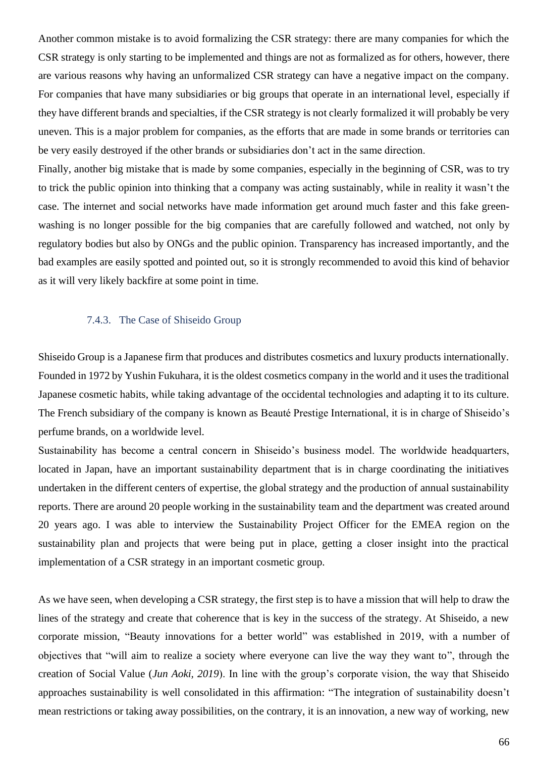Another common mistake is to avoid formalizing the CSR strategy: there are many companies for which the CSR strategy is only starting to be implemented and things are not as formalized as for others, however, there are various reasons why having an unformalized CSR strategy can have a negative impact on the company. For companies that have many subsidiaries or big groups that operate in an international level, especially if they have different brands and specialties, if the CSR strategy is not clearly formalized it will probably be very uneven. This is a major problem for companies, as the efforts that are made in some brands or territories can be very easily destroyed if the other brands or subsidiaries don't act in the same direction.

Finally, another big mistake that is made by some companies, especially in the beginning of CSR, was to try to trick the public opinion into thinking that a company was acting sustainably, while in reality it wasn't the case. The internet and social networks have made information get around much faster and this fake green-washing is no longer possible for the big companies that are carefully followed and watched, not only by regulatory bodies but also by ONGs and the public opinion. Transparency has increased importantly, and the bad examples are easily spotted and pointed out, so it is strongly recommended to avoid this kind of behavior as it will very likely backfire at some point in time.

### 7.4.3. The Case of Shiseido Group

Shiseido Group is a Japanese firm that produces and distributes cosmetics and luxury products internationally. Founded in 1972 by Yushin Fukuhara, it is the oldest cosmetics company in the world and it uses the traditional Japanese cosmetic habits, while taking advantage of the occidental technologies and adapting it to its culture. The French subsidiary of the company is known as Beauté Prestige International, it is in charge of Shiseido's perfume brands, on a worldwide level.

Sustainability has become a central concern in Shiseido's business model. The worldwide headquarters, located in Japan, have an important sustainability department that is in charge coordinating the initiatives undertaken in the different centers of expertise, the global strategy and the production of annual sustainability reports. There are around 20 people working in the sustainability team and the department was created around 20 years ago. I was able to interview the Sustainability Project Officer for the EMEA region on the sustainability plan and projects that were being put in place, getting a closer insight into the practical implementation of a CSR strategy in an important cosmetic group.

As we have seen, when developing a CSR strategy, the first step is to have a mission that will help to draw the lines of the strategy and create that coherence that is key in the success of the strategy. At Shiseido, a new corporate mission, "Beauty innovations for a better world" was established in 2019, with a number of objectives that "will aim to realize a society where everyone can live the way they want to", through the creation of Social Value (*Jun Aoki, 2019*). In line with the group's corporate vision, the way that Shiseido approaches sustainability is well consolidated in this affirmation: "The integration of sustainability doesn't mean restrictions or taking away possibilities, on the contrary, it is an innovation, a new way of working, new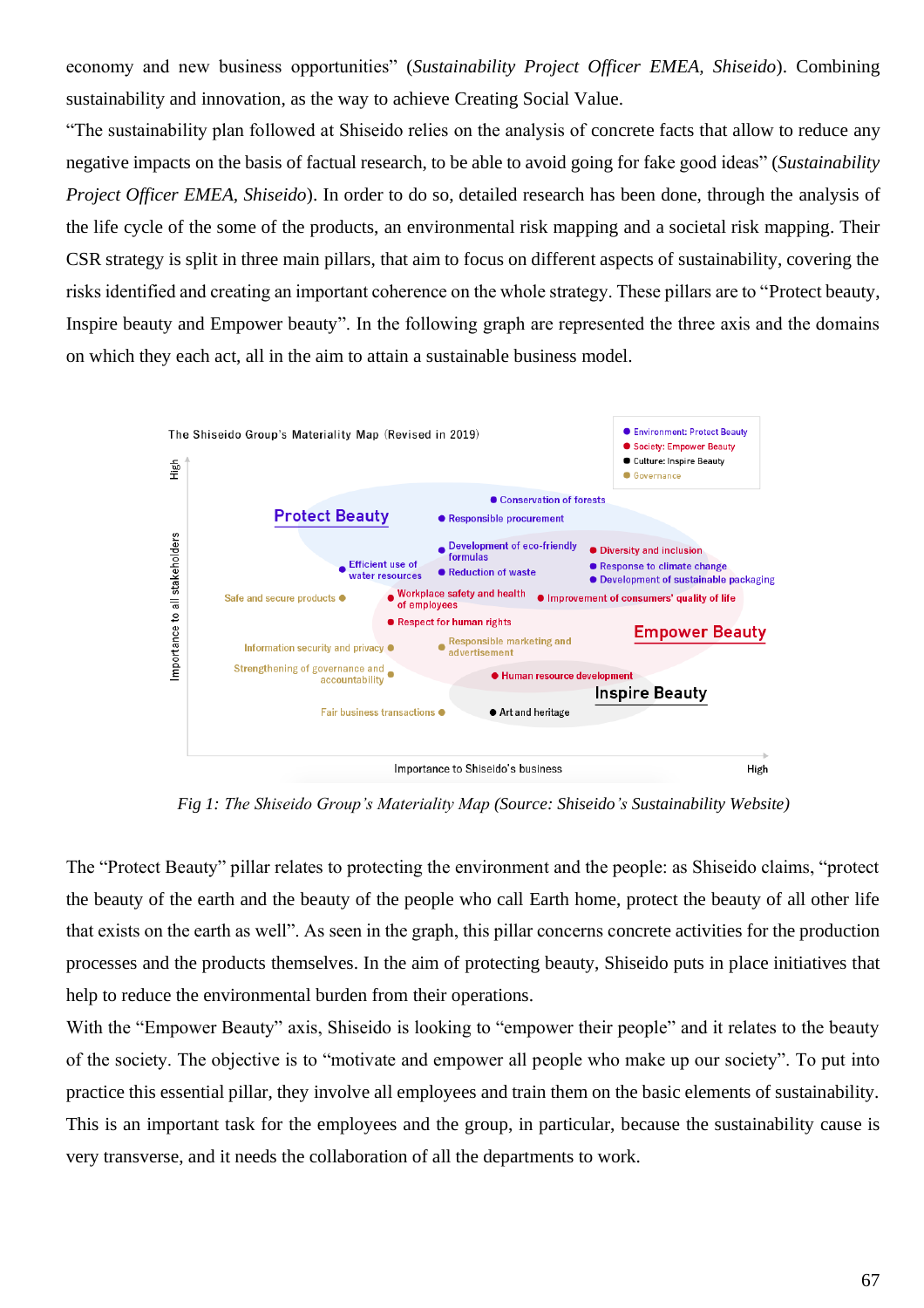economy and new business opportunities" (*Sustainability Project Officer EMEA, Shiseido*). Combining sustainability and innovation, as the way to achieve Creating Social Value.

"The sustainability plan followed at Shiseido relies on the analysis of concrete facts that allow to reduce any negative impacts on the basis of factual research, to be able to avoid going for fake good ideas" (*Sustainability Project Officer EMEA, Shiseido*). In order to do so, detailed research has been done, through the analysis of the life cycle of the some of the products, an environmental risk mapping and a societal risk mapping. Their CSR strategy is split in three main pillars, that aim to focus on different aspects of sustainability, covering the risks identified and creating an important coherence on the whole strategy. These pillars are to "Protect beauty, Inspire beauty and Empower beauty". In the following graph are represented the three axis and the domains on which they each act, all in the aim to attain a sustainable business model.

The Shiseido Group's Materiality Map (Revised in 2019)

- Environment: Protect Beauty
- Society: Empower Beauty
- Culture: Inspire Beauty
- Governance

Protect Beauty: Conservation of forests; Responsible procurement; Development of eco-friendly formulas; Efficient use of water resources; Reduction of waste

Empower Beauty: Diversity and inclusion; Response to climate change; Development of sustainable packaging; Workplace safety and health of employees; Improvement of consumers' quality of life; Respect for human rights; Human resource development

Inspire Beauty: Art and heritage

Governance: Safe and secure products; Information security and privacy; Responsible marketing and advertisement; Strengthening of governance and accountability; Fair business transactions

Axes: Importance to all stakeholders (High); Importance to Shiseido's business (High)

*Fig 1: The Shiseido Group's Materiality Map (Source: Shiseido's Sustainability Website)*

The "Protect Beauty" pillar relates to protecting the environment and the people: as Shiseido claims, "protect the beauty of the earth and the beauty of the people who call Earth home, protect the beauty of all other life that exists on the earth as well". As seen in the graph, this pillar concerns concrete activities for the production processes and the products themselves. In the aim of protecting beauty, Shiseido puts in place initiatives that help to reduce the environmental burden from their operations.

With the "Empower Beauty" axis, Shiseido is looking to "empower their people" and it relates to the beauty of the society. The objective is to "motivate and empower all people who make up our society". To put into practice this essential pillar, they involve all employees and train them on the basic elements of sustainability. This is an important task for the employees and the group, in particular, because the sustainability cause is very transverse, and it needs the collaboration of all the departments to work.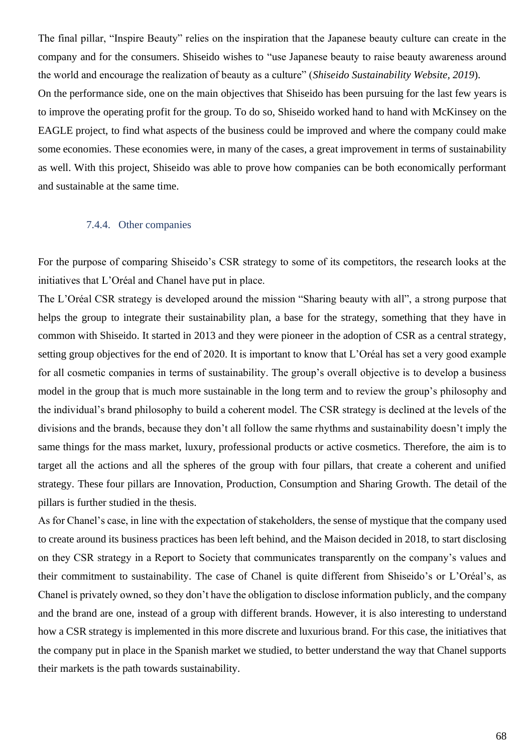The final pillar, "Inspire Beauty" relies on the inspiration that the Japanese beauty culture can create in the company and for the consumers. Shiseido wishes to "use Japanese beauty to raise beauty awareness around the world and encourage the realization of beauty as a culture" (*Shiseido Sustainability Website, 2019*).

On the performance side, one on the main objectives that Shiseido has been pursuing for the last few years is to improve the operating profit for the group. To do so, Shiseido worked hand to hand with McKinsey on the EAGLE project, to find what aspects of the business could be improved and where the company could make some economies. These economies were, in many of the cases, a great improvement in terms of sustainability as well. With this project, Shiseido was able to prove how companies can be both economically performant and sustainable at the same time.

#### 7.4.4. Other companies

For the purpose of comparing Shiseido's CSR strategy to some of its competitors, the research looks at the initiatives that L'Oréal and Chanel have put in place.

The L'Oréal CSR strategy is developed around the mission "Sharing beauty with all", a strong purpose that helps the group to integrate their sustainability plan, a base for the strategy, something that they have in common with Shiseido. It started in 2013 and they were pioneer in the adoption of CSR as a central strategy, setting group objectives for the end of 2020. It is important to know that L'Oréal has set a very good example for all cosmetic companies in terms of sustainability. The group's overall objective is to develop a business model in the group that is much more sustainable in the long term and to review the group's philosophy and the individual's brand philosophy to build a coherent model. The CSR strategy is declined at the levels of the divisions and the brands, because they don't all follow the same rhythms and sustainability doesn't imply the same things for the mass market, luxury, professional products or active cosmetics. Therefore, the aim is to target all the actions and all the spheres of the group with four pillars, that create a coherent and unified strategy. These four pillars are Innovation, Production, Consumption and Sharing Growth. The detail of the pillars is further studied in the thesis.

As for Chanel's case, in line with the expectation of stakeholders, the sense of mystique that the company used to create around its business practices has been left behind, and the Maison decided in 2018, to start disclosing on they CSR strategy in a Report to Society that communicates transparently on the company's values and their commitment to sustainability. The case of Chanel is quite different from Shiseido's or L'Oréal's, as Chanel is privately owned, so they don't have the obligation to disclose information publicly, and the company and the brand are one, instead of a group with different brands. However, it is also interesting to understand how a CSR strategy is implemented in this more discrete and luxurious brand. For this case, the initiatives that the company put in place in the Spanish market we studied, to better understand the way that Chanel supports their markets is the path towards sustainability.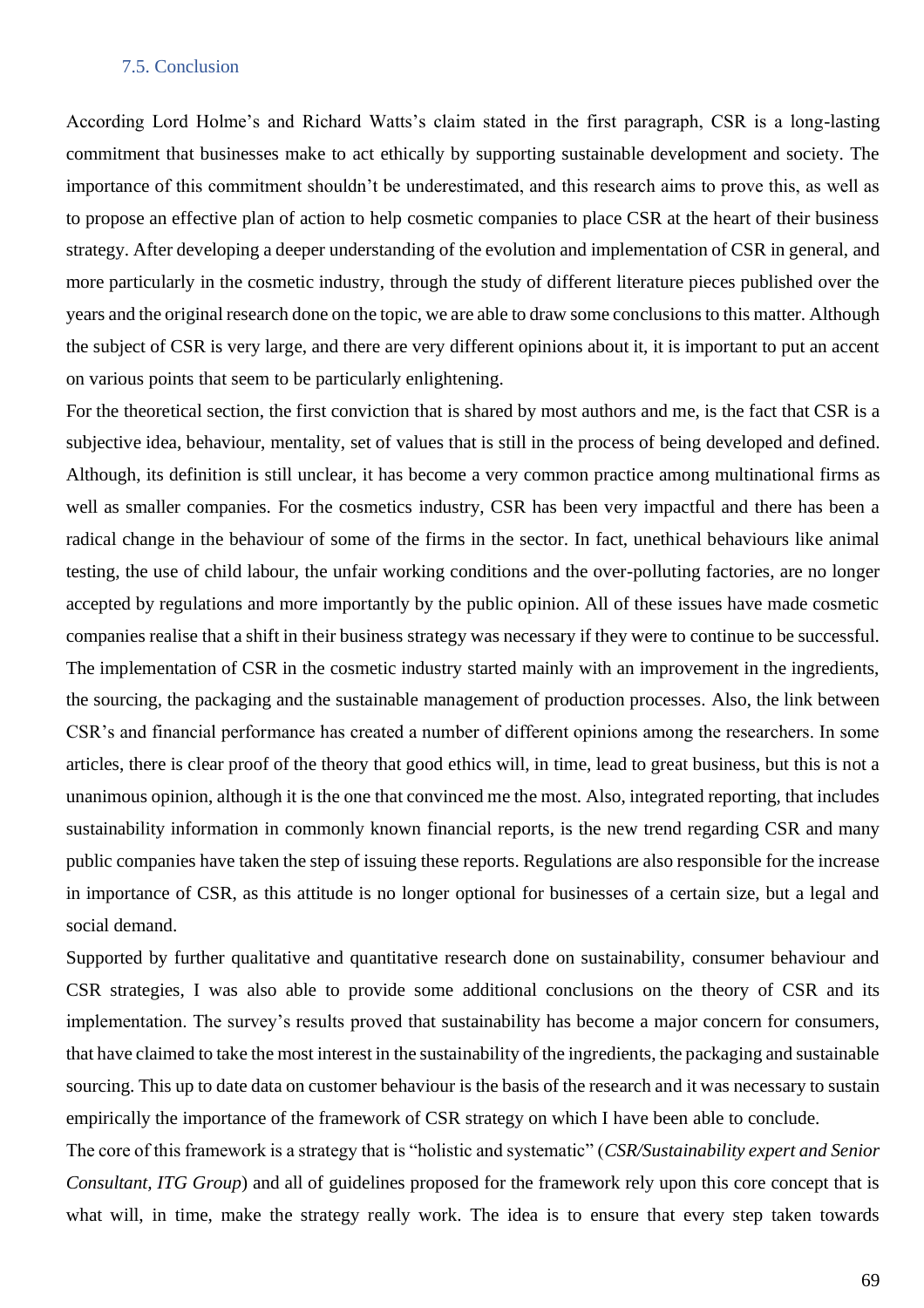### 7.5. Conclusion

According Lord Holme's and Richard Watts's claim stated in the first paragraph, CSR is a long-lasting commitment that businesses make to act ethically by supporting sustainable development and society. The importance of this commitment shouldn't be underestimated, and this research aims to prove this, as well as to propose an effective plan of action to help cosmetic companies to place CSR at the heart of their business strategy. After developing a deeper understanding of the evolution and implementation of CSR in general, and more particularly in the cosmetic industry, through the study of different literature pieces published over the years and the original research done on the topic, we are able to draw some conclusions to this matter. Although the subject of CSR is very large, and there are very different opinions about it, it is important to put an accent on various points that seem to be particularly enlightening.

For the theoretical section, the first conviction that is shared by most authors and me, is the fact that CSR is a subjective idea, behaviour, mentality, set of values that is still in the process of being developed and defined. Although, its definition is still unclear, it has become a very common practice among multinational firms as well as smaller companies. For the cosmetics industry, CSR has been very impactful and there has been a radical change in the behaviour of some of the firms in the sector. In fact, unethical behaviours like animal testing, the use of child labour, the unfair working conditions and the over-polluting factories, are no longer accepted by regulations and more importantly by the public opinion. All of these issues have made cosmetic companies realise that a shift in their business strategy was necessary if they were to continue to be successful. The implementation of CSR in the cosmetic industry started mainly with an improvement in the ingredients, the sourcing, the packaging and the sustainable management of production processes. Also, the link between CSR's and financial performance has created a number of different opinions among the researchers. In some articles, there is clear proof of the theory that good ethics will, in time, lead to great business, but this is not a unanimous opinion, although it is the one that convinced me the most. Also, integrated reporting, that includes sustainability information in commonly known financial reports, is the new trend regarding CSR and many public companies have taken the step of issuing these reports. Regulations are also responsible for the increase in importance of CSR, as this attitude is no longer optional for businesses of a certain size, but a legal and social demand.

Supported by further qualitative and quantitative research done on sustainability, consumer behaviour and CSR strategies, I was also able to provide some additional conclusions on the theory of CSR and its implementation. The survey's results proved that sustainability has become a major concern for consumers, that have claimed to take the most interest in the sustainability of the ingredients, the packaging and sustainable sourcing. This up to date data on customer behaviour is the basis of the research and it was necessary to sustain empirically the importance of the framework of CSR strategy on which I have been able to conclude.

The core of this framework is a strategy that is "holistic and systematic" (*CSR/Sustainability expert and Senior Consultant, ITG Group*) and all of guidelines proposed for the framework rely upon this core concept that is what will, in time, make the strategy really work. The idea is to ensure that every step taken towards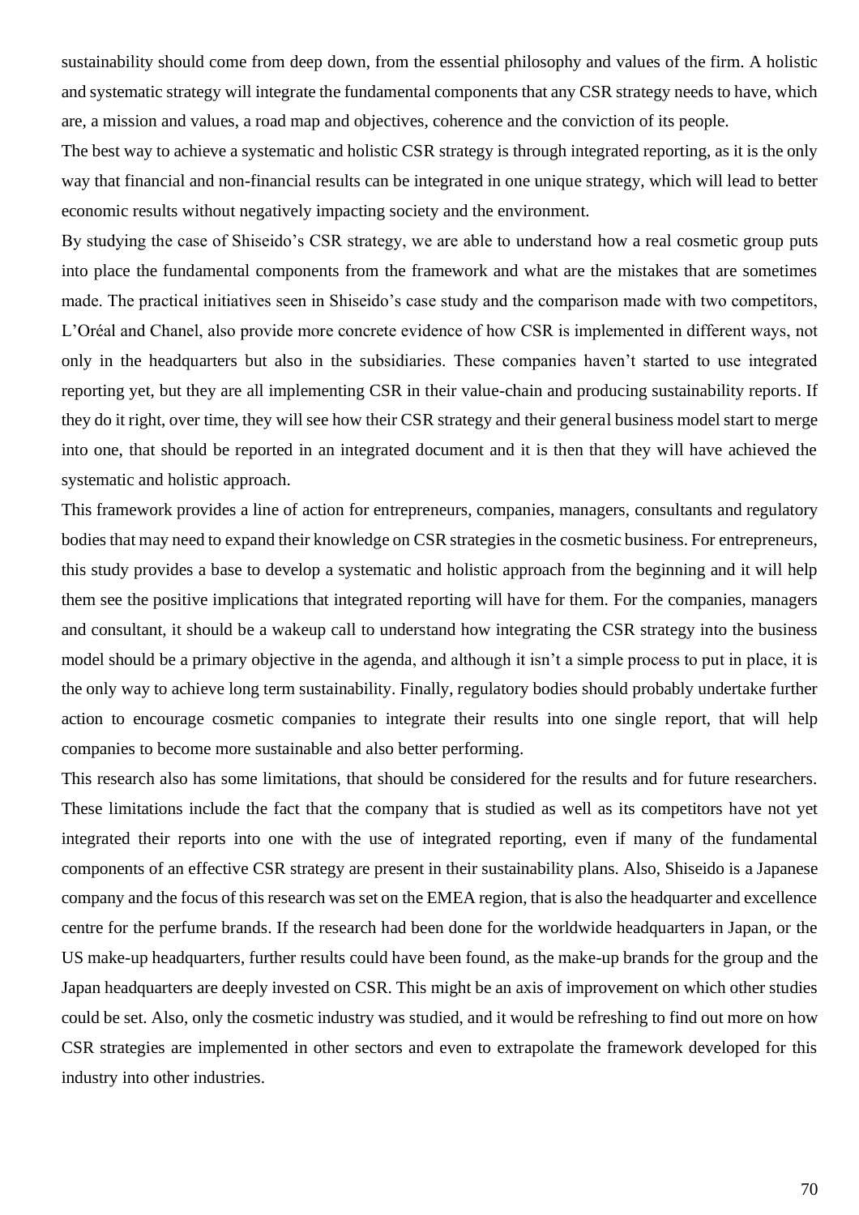sustainability should come from deep down, from the essential philosophy and values of the firm. A holistic and systematic strategy will integrate the fundamental components that any CSR strategy needs to have, which are, a mission and values, a road map and objectives, coherence and the conviction of its people.

The best way to achieve a systematic and holistic CSR strategy is through integrated reporting, as it is the only way that financial and non-financial results can be integrated in one unique strategy, which will lead to better economic results without negatively impacting society and the environment.

By studying the case of Shiseido's CSR strategy, we are able to understand how a real cosmetic group puts into place the fundamental components from the framework and what are the mistakes that are sometimes made. The practical initiatives seen in Shiseido's case study and the comparison made with two competitors, L'Oréal and Chanel, also provide more concrete evidence of how CSR is implemented in different ways, not only in the headquarters but also in the subsidiaries. These companies haven't started to use integrated reporting yet, but they are all implementing CSR in their value-chain and producing sustainability reports. If they do it right, over time, they will see how their CSR strategy and their general business model start to merge into one, that should be reported in an integrated document and it is then that they will have achieved the systematic and holistic approach.

This framework provides a line of action for entrepreneurs, companies, managers, consultants and regulatory bodies that may need to expand their knowledge on CSR strategies in the cosmetic business. For entrepreneurs, this study provides a base to develop a systematic and holistic approach from the beginning and it will help them see the positive implications that integrated reporting will have for them. For the companies, managers and consultant, it should be a wakeup call to understand how integrating the CSR strategy into the business model should be a primary objective in the agenda, and although it isn't a simple process to put in place, it is the only way to achieve long term sustainability. Finally, regulatory bodies should probably undertake further action to encourage cosmetic companies to integrate their results into one single report, that will help companies to become more sustainable and also better performing.

This research also has some limitations, that should be considered for the results and for future researchers. These limitations include the fact that the company that is studied as well as its competitors have not yet integrated their reports into one with the use of integrated reporting, even if many of the fundamental components of an effective CSR strategy are present in their sustainability plans. Also, Shiseido is a Japanese company and the focus of this research was set on the EMEA region, that is also the headquarter and excellence centre for the perfume brands. If the research had been done for the worldwide headquarters in Japan, or the US make-up headquarters, further results could have been found, as the make-up brands for the group and the Japan headquarters are deeply invested on CSR. This might be an axis of improvement on which other studies could be set. Also, only the cosmetic industry was studied, and it would be refreshing to find out more on how CSR strategies are implemented in other sectors and even to extrapolate the framework developed for this industry into other industries.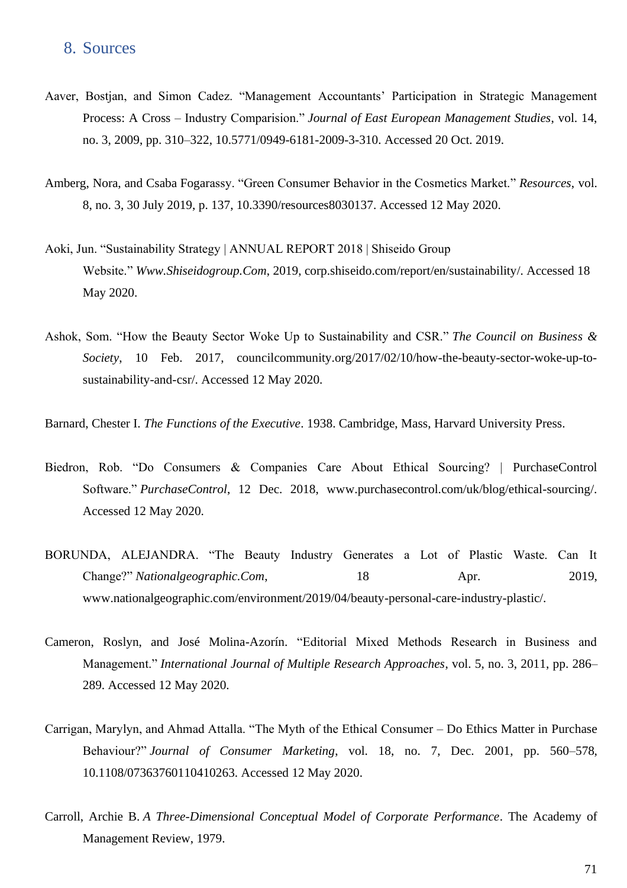## 8. Sources

Aaver, Bostjan, and Simon Cadez. "Management Accountants' Participation in Strategic Management Process: A Cross – Industry Comparision." *Journal of East European Management Studies*, vol. 14, no. 3, 2009, pp. 310–322, 10.5771/0949-6181-2009-3-310. Accessed 20 Oct. 2019.

Amberg, Nora, and Csaba Fogarassy. "Green Consumer Behavior in the Cosmetics Market." *Resources*, vol. 8, no. 3, 30 July 2019, p. 137, 10.3390/resources8030137. Accessed 12 May 2020.

Aoki, Jun. "Sustainability Strategy | ANNUAL REPORT 2018 | Shiseido Group Website." *Www.Shiseidogroup.Com*, 2019, corp.shiseido.com/report/en/sustainability/. Accessed 18 May 2020.

Ashok, Som. "How the Beauty Sector Woke Up to Sustainability and CSR." *The Council on Business & Society*, 10 Feb. 2017, councilcommunity.org/2017/02/10/how-the-beauty-sector-woke-up-to-sustainability-and-csr/. Accessed 12 May 2020.

Barnard, Chester I. *The Functions of the Executive*. 1938. Cambridge, Mass, Harvard University Press.

Biedron, Rob. "Do Consumers & Companies Care About Ethical Sourcing? | PurchaseControl Software." *PurchaseControl*, 12 Dec. 2018, www.purchasecontrol.com/uk/blog/ethical-sourcing/. Accessed 12 May 2020.

BORUNDA, ALEJANDRA. "The Beauty Industry Generates a Lot of Plastic Waste. Can It Change?" *Nationalgeographic.Com*, 18 Apr. 2019, www.nationalgeographic.com/environment/2019/04/beauty-personal-care-industry-plastic/.

Cameron, Roslyn, and José Molina-Azorín. "Editorial Mixed Methods Research in Business and Management." *International Journal of Multiple Research Approaches*, vol. 5, no. 3, 2011, pp. 286–289. Accessed 12 May 2020.

Carrigan, Marylyn, and Ahmad Attalla. "The Myth of the Ethical Consumer – Do Ethics Matter in Purchase Behaviour?" *Journal of Consumer Marketing*, vol. 18, no. 7, Dec. 2001, pp. 560–578, 10.1108/07363760110410263. Accessed 12 May 2020.

Carroll, Archie B. *A Three-Dimensional Conceptual Model of Corporate Performance*. The Academy of Management Review, 1979.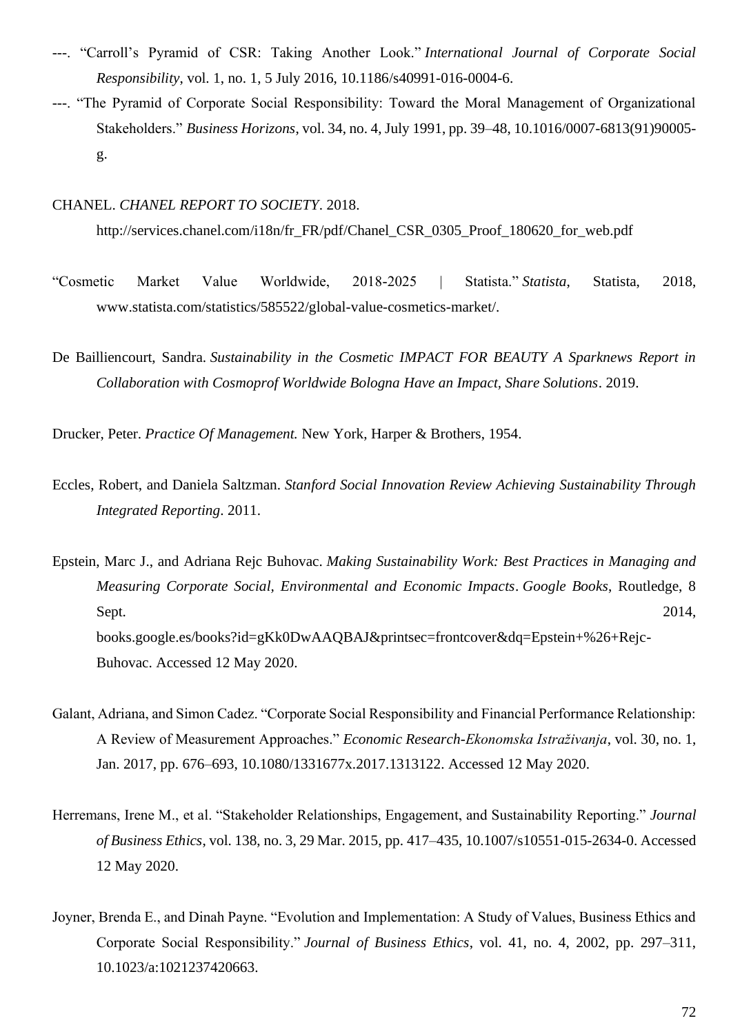---. "Carroll's Pyramid of CSR: Taking Another Look." *International Journal of Corporate Social Responsibility*, vol. 1, no. 1, 5 July 2016, 10.1186/s40991-016-0004-6.

---. "The Pyramid of Corporate Social Responsibility: Toward the Moral Management of Organizational Stakeholders." *Business Horizons*, vol. 34, no. 4, July 1991, pp. 39–48, 10.1016/0007-6813(91)90005-g.

CHANEL. *CHANEL REPORT TO SOCIETY*. 2018. http://services.chanel.com/i18n/fr_FR/pdf/Chanel_CSR_0305_Proof_180620_for_web.pdf

"Cosmetic Market Value Worldwide, 2018-2025 | Statista." *Statista*, Statista, 2018, www.statista.com/statistics/585522/global-value-cosmetics-market/.

De Bailliencourt, Sandra. *Sustainability in the Cosmetic IMPACT FOR BEAUTY A Sparknews Report in Collaboration with Cosmoprof Worldwide Bologna Have an Impact, Share Solutions*. 2019.

Drucker, Peter. *Practice Of Management.* New York, Harper & Brothers, 1954.

Eccles, Robert, and Daniela Saltzman. *Stanford Social Innovation Review Achieving Sustainability Through Integrated Reporting*. 2011.

Epstein, Marc J., and Adriana Rejc Buhovac. *Making Sustainability Work: Best Practices in Managing and Measuring Corporate Social, Environmental and Economic Impacts*. *Google Books*, Routledge, 8 Sept. 2014, books.google.es/books?id=gKk0DwAAQBAJ&printsec=frontcover&dq=Epstein+%26+Rejc-Buhovac. Accessed 12 May 2020.

Galant, Adriana, and Simon Cadez. "Corporate Social Responsibility and Financial Performance Relationship: A Review of Measurement Approaches." *Economic Research-Ekonomska Istraživanja*, vol. 30, no. 1, Jan. 2017, pp. 676–693, 10.1080/1331677x.2017.1313122. Accessed 12 May 2020.

Herremans, Irene M., et al. "Stakeholder Relationships, Engagement, and Sustainability Reporting." *Journal of Business Ethics*, vol. 138, no. 3, 29 Mar. 2015, pp. 417–435, 10.1007/s10551-015-2634-0. Accessed 12 May 2020.

Joyner, Brenda E., and Dinah Payne. "Evolution and Implementation: A Study of Values, Business Ethics and Corporate Social Responsibility." *Journal of Business Ethics*, vol. 41, no. 4, 2002, pp. 297–311, 10.1023/a:1021237420663.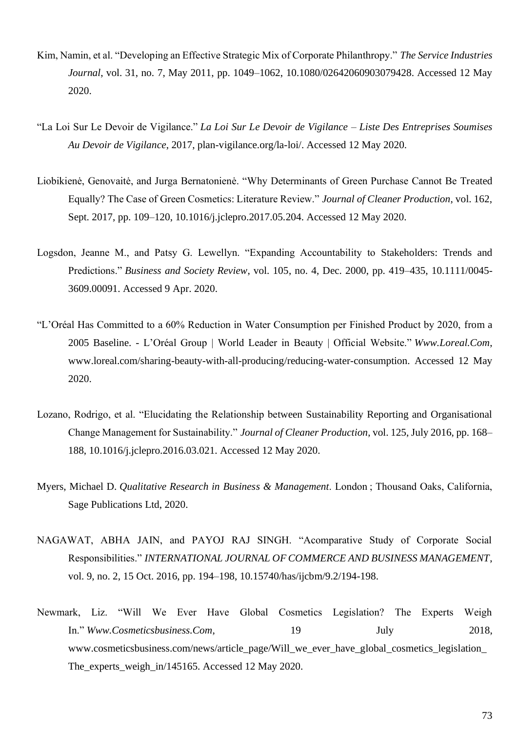Kim, Namin, et al. "Developing an Effective Strategic Mix of Corporate Philanthropy." *The Service Industries Journal*, vol. 31, no. 7, May 2011, pp. 1049–1062, 10.1080/02642060903079428. Accessed 12 May 2020.

"La Loi Sur Le Devoir de Vigilance." *La Loi Sur Le Devoir de Vigilance – Liste Des Entreprises Soumises Au Devoir de Vigilance*, 2017, plan-vigilance.org/la-loi/. Accessed 12 May 2020.

Liobikienė, Genovaitė, and Jurga Bernatonienė. "Why Determinants of Green Purchase Cannot Be Treated Equally? The Case of Green Cosmetics: Literature Review." *Journal of Cleaner Production*, vol. 162, Sept. 2017, pp. 109–120, 10.1016/j.jclepro.2017.05.204. Accessed 12 May 2020.

Logsdon, Jeanne M., and Patsy G. Lewellyn. "Expanding Accountability to Stakeholders: Trends and Predictions." *Business and Society Review*, vol. 105, no. 4, Dec. 2000, pp. 419–435, 10.1111/0045-3609.00091. Accessed 9 Apr. 2020.

"L'Oréal Has Committed to a 60% Reduction in Water Consumption per Finished Product by 2020, from a 2005 Baseline. - L'Oréal Group | World Leader in Beauty | Official Website." *Www.Loreal.Com*, www.loreal.com/sharing-beauty-with-all-producing/reducing-water-consumption. Accessed 12 May 2020.

Lozano, Rodrigo, et al. "Elucidating the Relationship between Sustainability Reporting and Organisational Change Management for Sustainability." *Journal of Cleaner Production*, vol. 125, July 2016, pp. 168–188, 10.1016/j.jclepro.2016.03.021. Accessed 12 May 2020.

Myers, Michael D. *Qualitative Research in Business & Management*. London ; Thousand Oaks, California, Sage Publications Ltd, 2020.

NAGAWAT, ABHA JAIN, and PAYOJ RAJ SINGH. "Acomparative Study of Corporate Social Responsibilities." *INTERNATIONAL JOURNAL OF COMMERCE AND BUSINESS MANAGEMENT*, vol. 9, no. 2, 15 Oct. 2016, pp. 194–198, 10.15740/has/ijcbm/9.2/194-198.

Newmark, Liz. "Will We Ever Have Global Cosmetics Legislation? The Experts Weigh In." *Www.Cosmeticsbusiness.Com*, 19 July 2018, www.cosmeticsbusiness.com/news/article_page/Will_we_ever_have_global_cosmetics_legislation_The_experts_weigh_in/145165. Accessed 12 May 2020.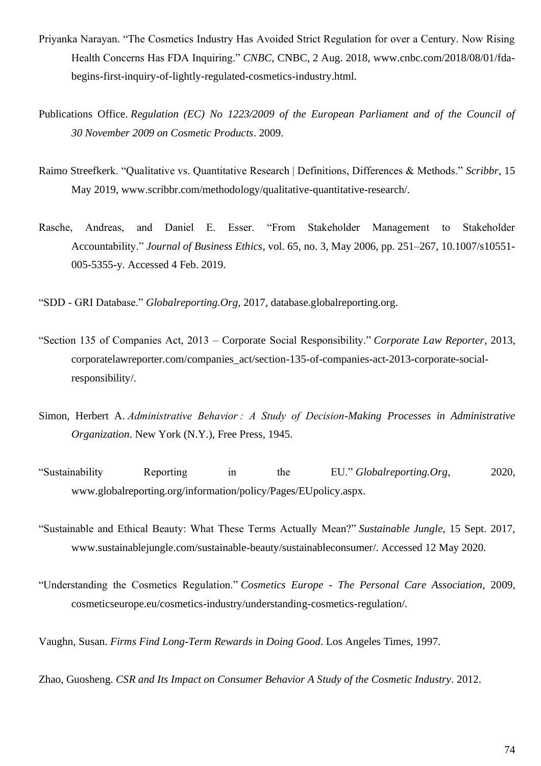Priyanka Narayan. "The Cosmetics Industry Has Avoided Strict Regulation for over a Century. Now Rising Health Concerns Has FDA Inquiring." *CNBC*, CNBC, 2 Aug. 2018, www.cnbc.com/2018/08/01/fda-begins-first-inquiry-of-lightly-regulated-cosmetics-industry.html.

Publications Office. *Regulation (EC) No 1223/2009 of the European Parliament and of the Council of 30 November 2009 on Cosmetic Products*. 2009.

Raimo Streefkerk. "Qualitative vs. Quantitative Research | Definitions, Differences & Methods." *Scribbr*, 15 May 2019, www.scribbr.com/methodology/qualitative-quantitative-research/.

Rasche, Andreas, and Daniel E. Esser. "From Stakeholder Management to Stakeholder Accountability." *Journal of Business Ethics*, vol. 65, no. 3, May 2006, pp. 251–267, 10.1007/s10551-005-5355-y. Accessed 4 Feb. 2019.

"SDD - GRI Database." *Globalreporting.Org*, 2017, database.globalreporting.org.

"Section 135 of Companies Act, 2013 – Corporate Social Responsibility." *Corporate Law Reporter*, 2013, corporatelawreporter.com/companies_act/section-135-of-companies-act-2013-corporate-social-responsibility/.

Simon, Herbert A. *Administrative Behavior : A Study of Decision-Making Processes in Administrative Organization*. New York (N.Y.), Free Press, 1945.

"Sustainability Reporting in the EU." *Globalreporting.Org*, 2020, www.globalreporting.org/information/policy/Pages/EUpolicy.aspx.

"Sustainable and Ethical Beauty: What These Terms Actually Mean?" *Sustainable Jungle*, 15 Sept. 2017, www.sustainablejungle.com/sustainable-beauty/sustainableconsumer/. Accessed 12 May 2020.

"Understanding the Cosmetics Regulation." *Cosmetics Europe - The Personal Care Association*, 2009, cosmeticseurope.eu/cosmetics-industry/understanding-cosmetics-regulation/.

Vaughn, Susan. *Firms Find Long-Term Rewards in Doing Good*. Los Angeles Times, 1997.

Zhao, Guosheng. *CSR and Its Impact on Consumer Behavior A Study of the Cosmetic Industry*. 2012.